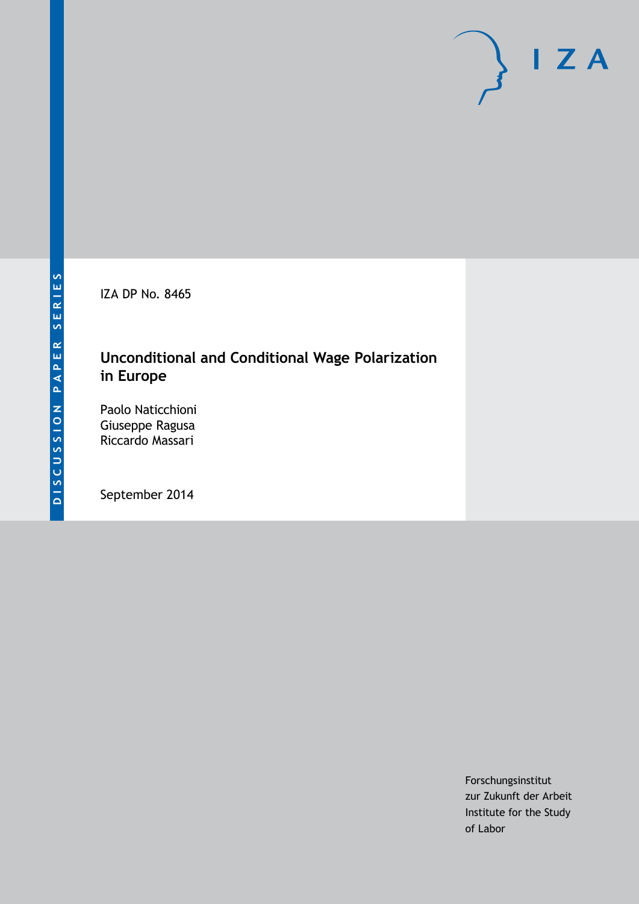DISCUSSION PAPER SERIES

IZA

IZA DP No. 8465

# Unconditional and Conditional Wage Polarization in Europe

Paolo Naticchioni
Giuseppe Ragusa
Riccardo Massari

September 2014

Forschungsinstitut
zur Zukunft der Arbeit
Institute for the Study
of Labor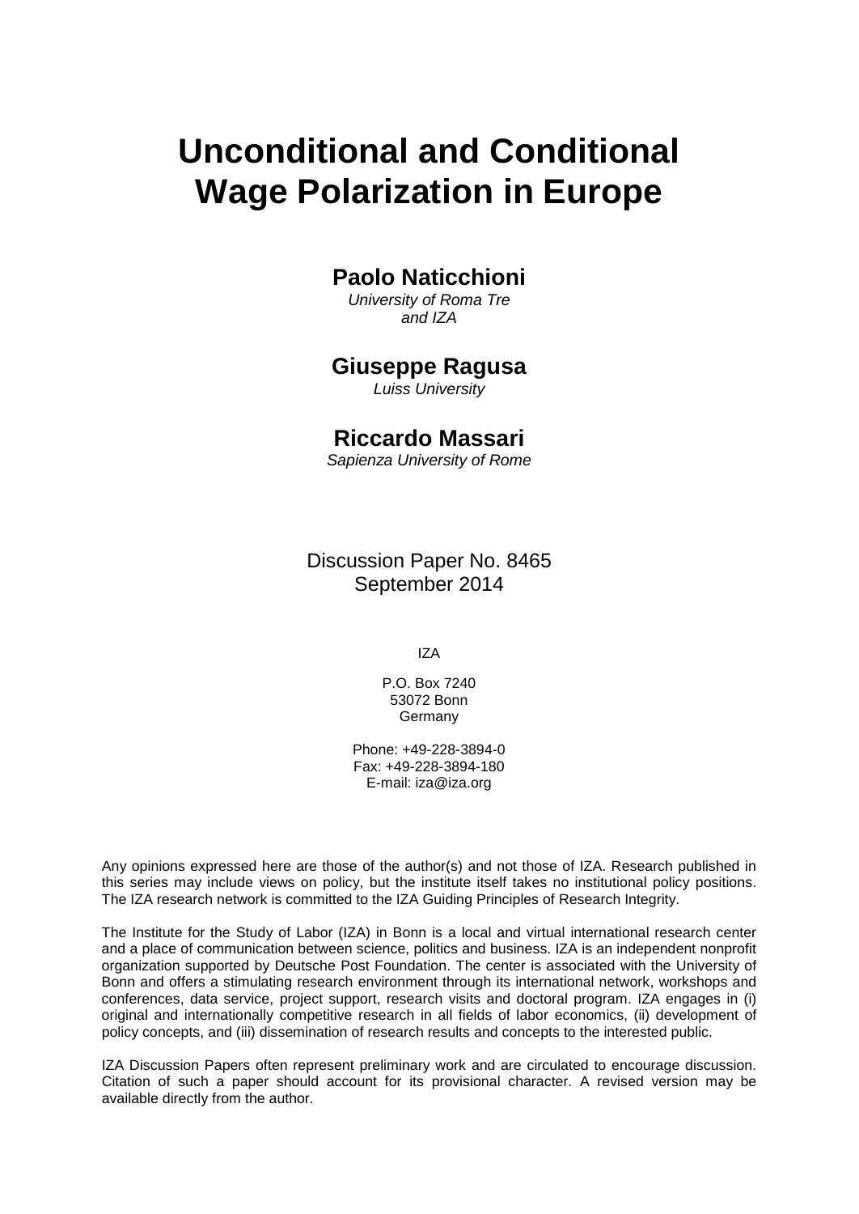# Unconditional and Conditional Wage Polarization in Europe

**Paolo Naticchioni**

*University of Roma Tre and IZA*

**Giuseppe Ragusa**

*Luiss University*

**Riccardo Massari**

*Sapienza University of Rome*

Discussion Paper No. 8465
September 2014

IZA

P.O. Box 7240
53072 Bonn
Germany

Phone: +49-228-3894-0
Fax: +49-228-3894-180
E-mail: iza@iza.org

Any opinions expressed here are those of the author(s) and not those of IZA. Research published in this series may include views on policy, but the institute itself takes no institutional policy positions. The IZA research network is committed to the IZA Guiding Principles of Research Integrity.

The Institute for the Study of Labor (IZA) in Bonn is a local and virtual international research center and a place of communication between science, politics and business. IZA is an independent nonprofit organization supported by Deutsche Post Foundation. The center is associated with the University of Bonn and offers a stimulating research environment through its international network, workshops and conferences, data service, project support, research visits and doctoral program. IZA engages in (i) original and internationally competitive research in all fields of labor economics, (ii) development of policy concepts, and (iii) dissemination of research results and concepts to the interested public.

IZA Discussion Papers often represent preliminary work and are circulated to encourage discussion. Citation of such a paper should account for its provisional character. A revised version may be available directly from the author.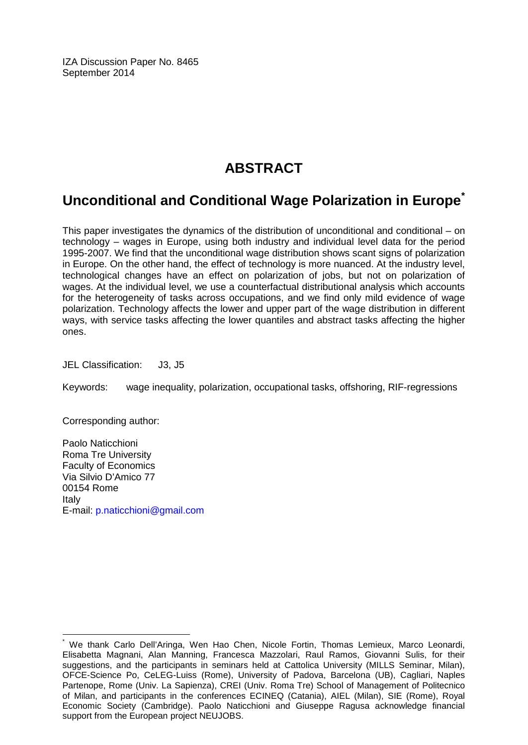IZA Discussion Paper No. 8465
September 2014

# ABSTRACT

## Unconditional and Conditional Wage Polarization in Europe[*]

This paper investigates the dynamics of the distribution of unconditional and conditional – on technology – wages in Europe, using both industry and individual level data for the period 1995-2007. We find that the unconditional wage distribution shows scant signs of polarization in Europe. On the other hand, the effect of technology is more nuanced. At the industry level, technological changes have an effect on polarization of jobs, but not on polarization of wages. At the individual level, we use a counterfactual distributional analysis which accounts for the heterogeneity of tasks across occupations, and we find only mild evidence of wage polarization. Technology affects the lower and upper part of the wage distribution in different ways, with service tasks affecting the lower quantiles and abstract tasks affecting the higher ones.

JEL Classification: J3, J5

Keywords: wage inequality, polarization, occupational tasks, offshoring, RIF-regressions

Corresponding author:

Paolo Naticchioni
Roma Tre University
Faculty of Economics
Via Silvio D'Amico 77
00154 Rome
Italy
E-mail: p.naticchioni@gmail.com

---

[*] We thank Carlo Dell'Aringa, Wen Hao Chen, Nicole Fortin, Thomas Lemieux, Marco Leonardi, Elisabetta Magnani, Alan Manning, Francesca Mazzolari, Raul Ramos, Giovanni Sulis, for their suggestions, and the participants in seminars held at Cattolica University (MILLS Seminar, Milan), OFCE-Science Po, CeLEG-Luiss (Rome), University of Padova, Barcelona (UB), Cagliari, Naples Partenope, Rome (Univ. La Sapienza), CREI (Univ. Roma Tre) School of Management of Politecnico of Milan, and participants in the conferences ECINEQ (Catania), AIEL (Milan), SIE (Rome), Royal Economic Society (Cambridge). Paolo Naticchioni and Giuseppe Ragusa acknowledge financial support from the European project NEUJOBS.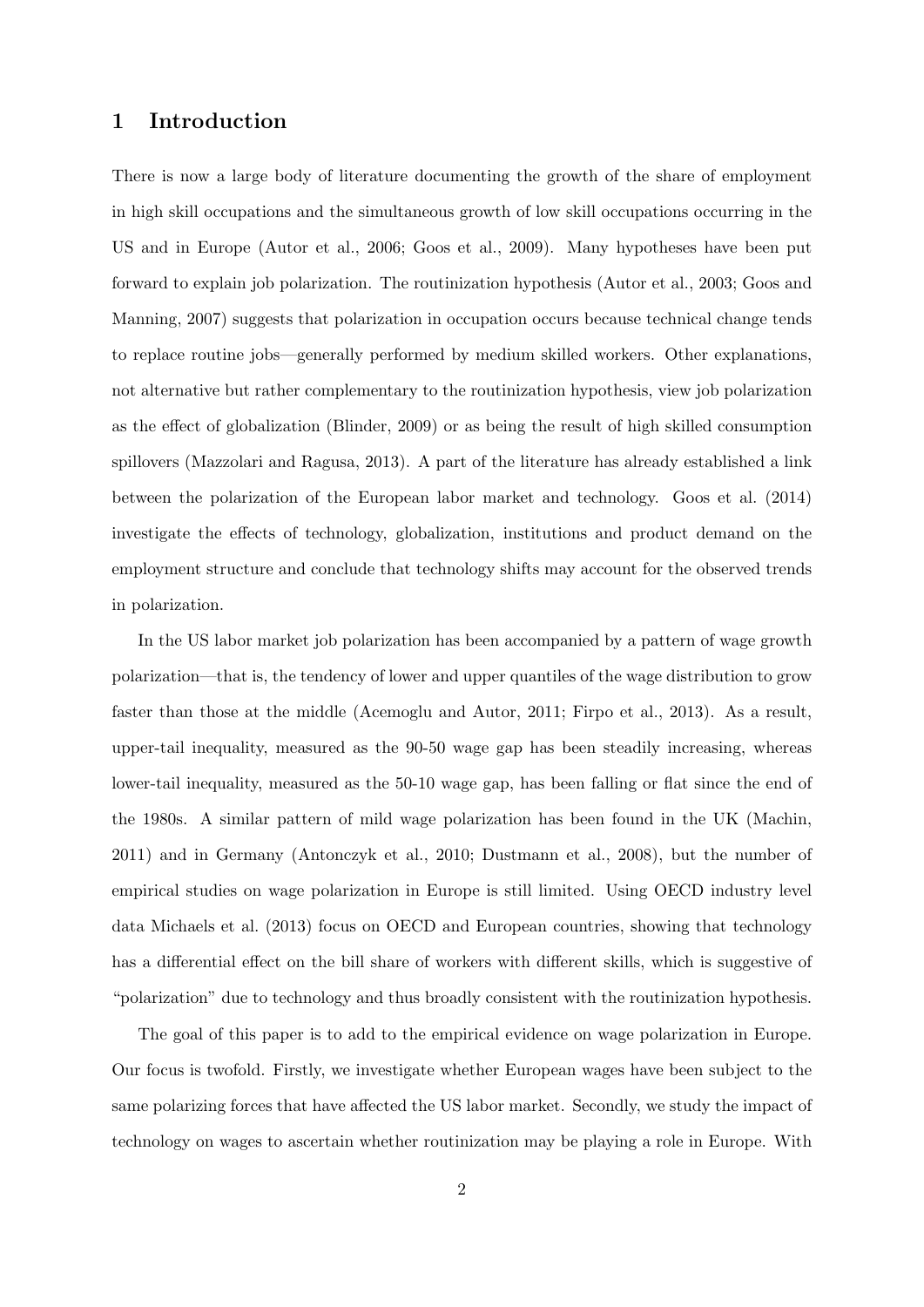# 1 Introduction

There is now a large body of literature documenting the growth of the share of employment in high skill occupations and the simultaneous growth of low skill occupations occurring in the US and in Europe (Autor et al., 2006; Goos et al., 2009). Many hypotheses have been put forward to explain job polarization. The routinization hypothesis (Autor et al., 2003; Goos and Manning, 2007) suggests that polarization in occupation occurs because technical change tends to replace routine jobs—generally performed by medium skilled workers. Other explanations, not alternative but rather complementary to the routinization hypothesis, view job polarization as the effect of globalization (Blinder, 2009) or as being the result of high skilled consumption spillovers (Mazzolari and Ragusa, 2013). A part of the literature has already established a link between the polarization of the European labor market and technology. Goos et al. (2014) investigate the effects of technology, globalization, institutions and product demand on the employment structure and conclude that technology shifts may account for the observed trends in polarization.

In the US labor market job polarization has been accompanied by a pattern of wage growth polarization—that is, the tendency of lower and upper quantiles of the wage distribution to grow faster than those at the middle (Acemoglu and Autor, 2011; Firpo et al., 2013). As a result, upper-tail inequality, measured as the 90-50 wage gap has been steadily increasing, whereas lower-tail inequality, measured as the 50-10 wage gap, has been falling or flat since the end of the 1980s. A similar pattern of mild wage polarization has been found in the UK (Machin, 2011) and in Germany (Antonczyk et al., 2010; Dustmann et al., 2008), but the number of empirical studies on wage polarization in Europe is still limited. Using OECD industry level data Michaels et al. (2013) focus on OECD and European countries, showing that technology has a differential effect on the bill share of workers with different skills, which is suggestive of "polarization" due to technology and thus broadly consistent with the routinization hypothesis.

The goal of this paper is to add to the empirical evidence on wage polarization in Europe. Our focus is twofold. Firstly, we investigate whether European wages have been subject to the same polarizing forces that have affected the US labor market. Secondly, we study the impact of technology on wages to ascertain whether routinization may be playing a role in Europe. With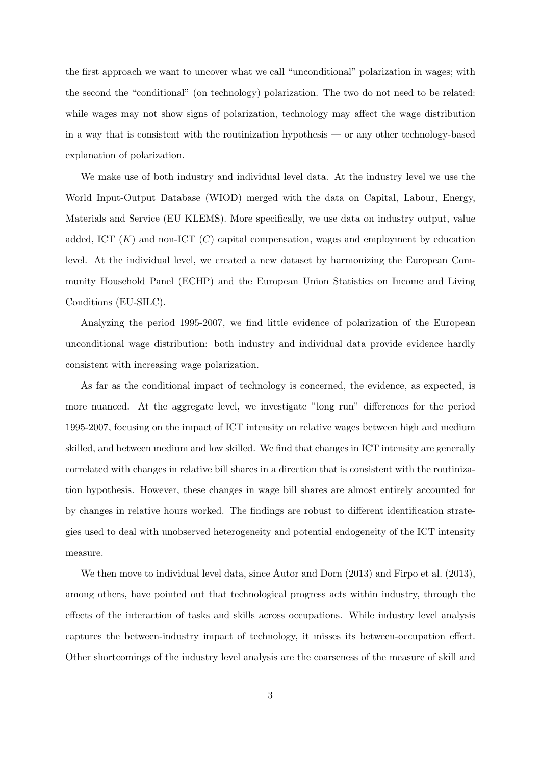the first approach we want to uncover what we call "unconditional" polarization in wages; with the second the "conditional" (on technology) polarization. The two do not need to be related: while wages may not show signs of polarization, technology may affect the wage distribution in a way that is consistent with the routinization hypothesis — or any other technology-based explanation of polarization.

We make use of both industry and individual level data. At the industry level we use the World Input-Output Database (WIOD) merged with the data on Capital, Labour, Energy, Materials and Service (EU KLEMS). More specifically, we use data on industry output, value added, ICT ($K$) and non-ICT ($C$) capital compensation, wages and employment by education level. At the individual level, we created a new dataset by harmonizing the European Community Household Panel (ECHP) and the European Union Statistics on Income and Living Conditions (EU-SILC).

Analyzing the period 1995-2007, we find little evidence of polarization of the European unconditional wage distribution: both industry and individual data provide evidence hardly consistent with increasing wage polarization.

As far as the conditional impact of technology is concerned, the evidence, as expected, is more nuanced. At the aggregate level, we investigate "long run" differences for the period 1995-2007, focusing on the impact of ICT intensity on relative wages between high and medium skilled, and between medium and low skilled. We find that changes in ICT intensity are generally correlated with changes in relative bill shares in a direction that is consistent with the routinization hypothesis. However, these changes in wage bill shares are almost entirely accounted for by changes in relative hours worked. The findings are robust to different identification strategies used to deal with unobserved heterogeneity and potential endogeneity of the ICT intensity measure.

We then move to individual level data, since Autor and Dorn (2013) and Firpo et al. (2013), among others, have pointed out that technological progress acts within industry, through the effects of the interaction of tasks and skills across occupations. While industry level analysis captures the between-industry impact of technology, it misses its between-occupation effect. Other shortcomings of the industry level analysis are the coarseness of the measure of skill and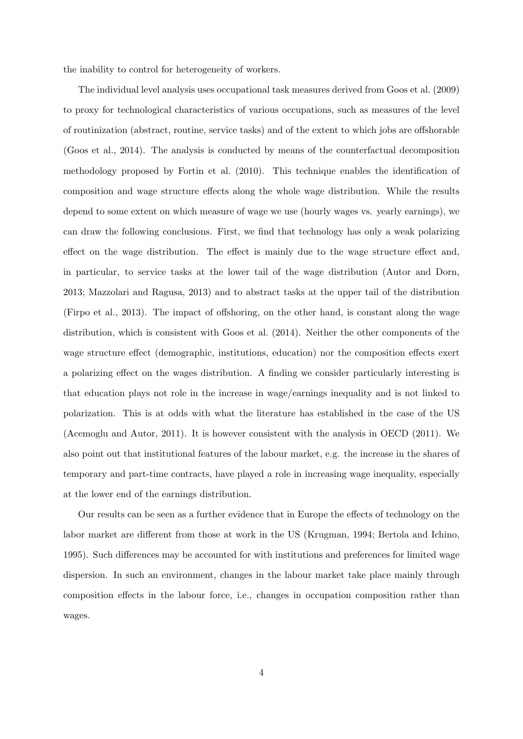the inability to control for heterogeneity of workers.

The individual level analysis uses occupational task measures derived from Goos et al. (2009) to proxy for technological characteristics of various occupations, such as measures of the level of routinization (abstract, routine, service tasks) and of the extent to which jobs are offshorable (Goos et al., 2014). The analysis is conducted by means of the counterfactual decomposition methodology proposed by Fortin et al. (2010). This technique enables the identification of composition and wage structure effects along the whole wage distribution. While the results depend to some extent on which measure of wage we use (hourly wages vs. yearly earnings), we can draw the following conclusions. First, we find that technology has only a weak polarizing effect on the wage distribution. The effect is mainly due to the wage structure effect and, in particular, to service tasks at the lower tail of the wage distribution (Autor and Dorn, 2013; Mazzolari and Ragusa, 2013) and to abstract tasks at the upper tail of the distribution (Firpo et al., 2013). The impact of offshoring, on the other hand, is constant along the wage distribution, which is consistent with Goos et al. (2014). Neither the other components of the wage structure effect (demographic, institutions, education) nor the composition effects exert a polarizing effect on the wages distribution. A finding we consider particularly interesting is that education plays not role in the increase in wage/earnings inequality and is not linked to polarization. This is at odds with what the literature has established in the case of the US (Acemoglu and Autor, 2011). It is however consistent with the analysis in OECD (2011). We also point out that institutional features of the labour market, e.g. the increase in the shares of temporary and part-time contracts, have played a role in increasing wage inequality, especially at the lower end of the earnings distribution.

Our results can be seen as a further evidence that in Europe the effects of technology on the labor market are different from those at work in the US (Krugman, 1994; Bertola and Ichino, 1995). Such differences may be accounted for with institutions and preferences for limited wage dispersion. In such an environment, changes in the labour market take place mainly through composition effects in the labour force, i.e., changes in occupation composition rather than wages.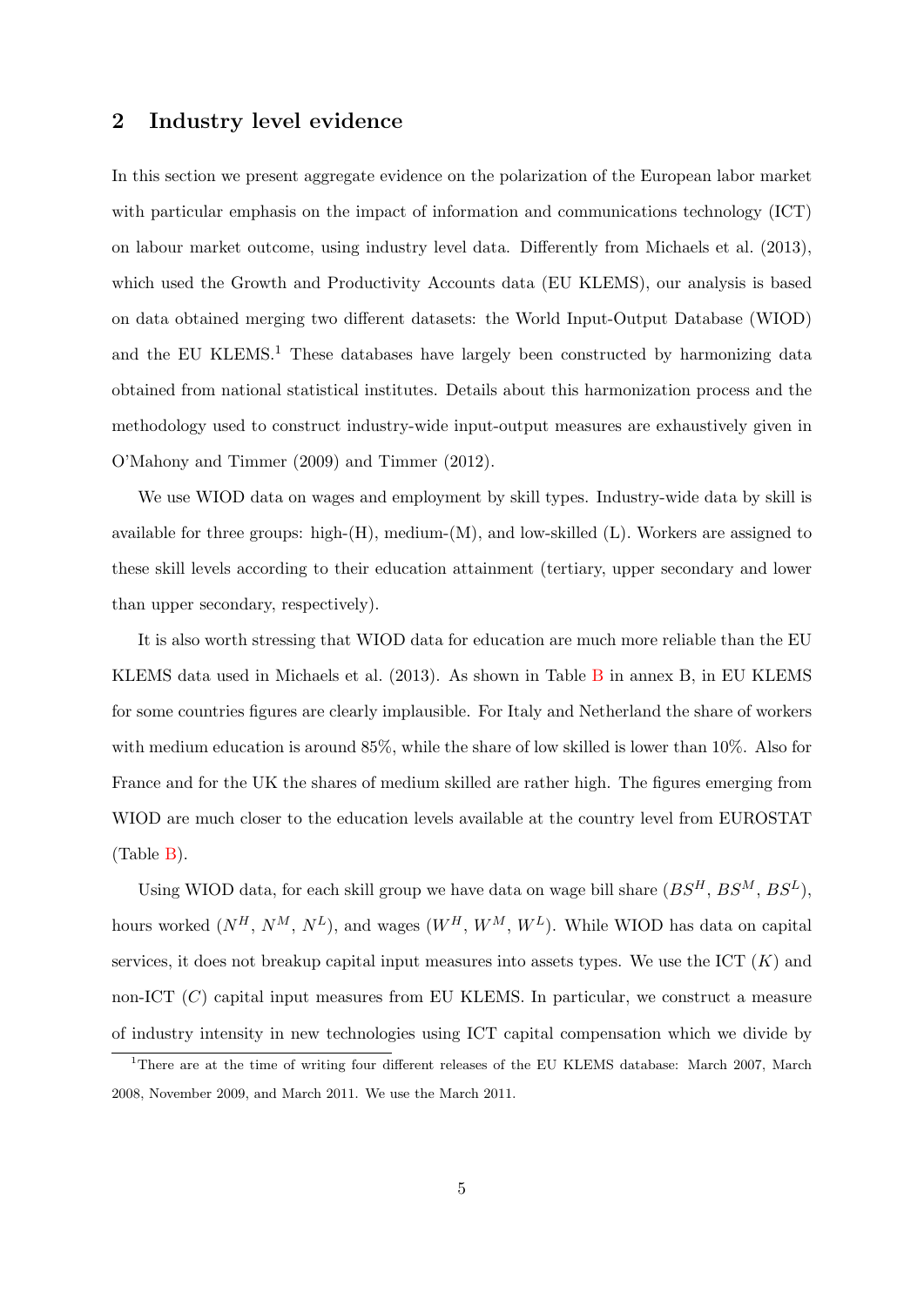## 2 Industry level evidence

In this section we present aggregate evidence on the polarization of the European labor market with particular emphasis on the impact of information and communications technology (ICT) on labour market outcome, using industry level data. Differently from Michaels et al. (2013), which used the Growth and Productivity Accounts data (EU KLEMS), our analysis is based on data obtained merging two different datasets: the World Input-Output Database (WIOD) and the EU KLEMS.[1] These databases have largely been constructed by harmonizing data obtained from national statistical institutes. Details about this harmonization process and the methodology used to construct industry-wide input-output measures are exhaustively given in O'Mahony and Timmer (2009) and Timmer (2012).

We use WIOD data on wages and employment by skill types. Industry-wide data by skill is available for three groups: high-(H), medium-(M), and low-skilled (L). Workers are assigned to these skill levels according to their education attainment (tertiary, upper secondary and lower than upper secondary, respectively).

It is also worth stressing that WIOD data for education are much more reliable than the EU KLEMS data used in Michaels et al. (2013). As shown in Table B in annex B, in EU KLEMS for some countries figures are clearly implausible. For Italy and Netherland the share of workers with medium education is around 85%, while the share of low skilled is lower than 10%. Also for France and for the UK the shares of medium skilled are rather high. The figures emerging from WIOD are much closer to the education levels available at the country level from EUROSTAT (Table B).

Using WIOD data, for each skill group we have data on wage bill share ($BS^H$, $BS^M$, $BS^L$), hours worked ($N^H$, $N^M$, $N^L$), and wages ($W^H$, $W^M$, $W^L$). While WIOD has data on capital services, it does not breakup capital input measures into assets types. We use the ICT ($K$) and non-ICT ($C$) capital input measures from EU KLEMS. In particular, we construct a measure of industry intensity in new technologies using ICT capital compensation which we divide by

[1] There are at the time of writing four different releases of the EU KLEMS database: March 2007, March 2008, November 2009, and March 2011. We use the March 2011.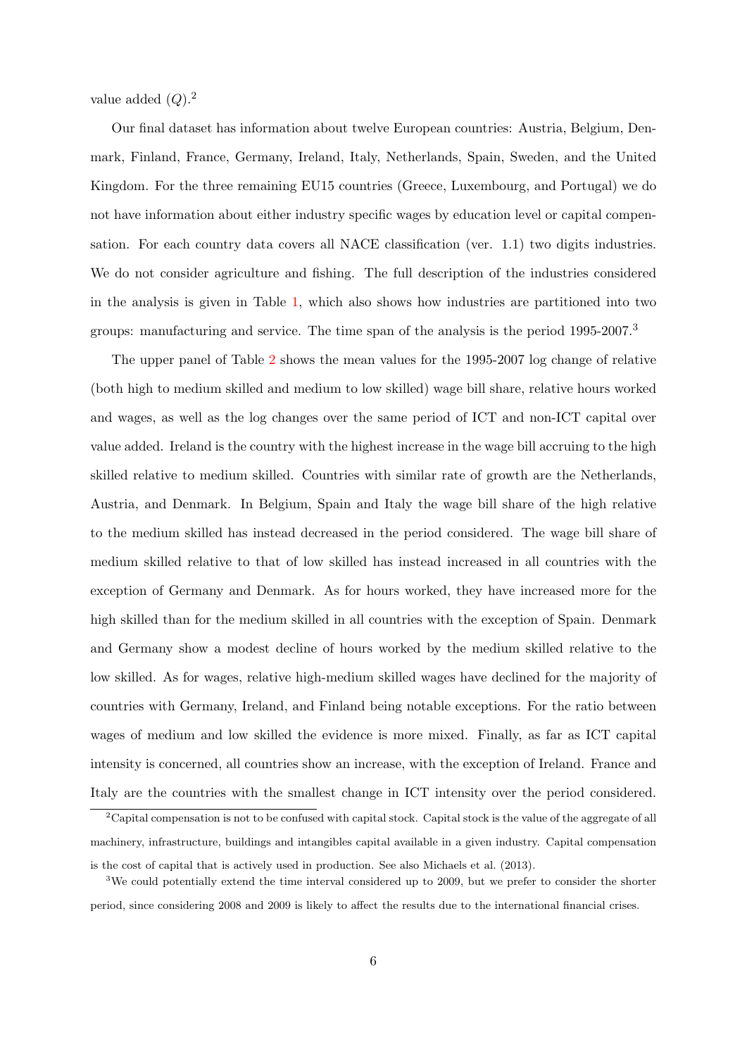value added ($Q$).[2]

Our final dataset has information about twelve European countries: Austria, Belgium, Denmark, Finland, France, Germany, Ireland, Italy, Netherlands, Spain, Sweden, and the United Kingdom. For the three remaining EU15 countries (Greece, Luxembourg, and Portugal) we do not have information about either industry specific wages by education level or capital compensation. For each country data covers all NACE classification (ver. 1.1) two digits industries. We do not consider agriculture and fishing. The full description of the industries considered in the analysis is given in Table 1, which also shows how industries are partitioned into two groups: manufacturing and service. The time span of the analysis is the period 1995-2007.[3]

The upper panel of Table 2 shows the mean values for the 1995-2007 log change of relative (both high to medium skilled and medium to low skilled) wage bill share, relative hours worked and wages, as well as the log changes over the same period of ICT and non-ICT capital over value added. Ireland is the country with the highest increase in the wage bill accruing to the high skilled relative to medium skilled. Countries with similar rate of growth are the Netherlands, Austria, and Denmark. In Belgium, Spain and Italy the wage bill share of the high relative to the medium skilled has instead decreased in the period considered. The wage bill share of medium skilled relative to that of low skilled has instead increased in all countries with the exception of Germany and Denmark. As for hours worked, they have increased more for the high skilled than for the medium skilled in all countries with the exception of Spain. Denmark and Germany show a modest decline of hours worked by the medium skilled relative to the low skilled. As for wages, relative high-medium skilled wages have declined for the majority of countries with Germany, Ireland, and Finland being notable exceptions. For the ratio between wages of medium and low skilled the evidence is more mixed. Finally, as far as ICT capital intensity is concerned, all countries show an increase, with the exception of Ireland. France and Italy are the countries with the smallest change in ICT intensity over the period considered.

[2] Capital compensation is not to be confused with capital stock. Capital stock is the value of the aggregate of all machinery, infrastructure, buildings and intangibles capital available in a given industry. Capital compensation is the cost of capital that is actively used in production. See also Michaels et al. (2013).

[3] We could potentially extend the time interval considered up to 2009, but we prefer to consider the shorter period, since considering 2008 and 2009 is likely to affect the results due to the international financial crises.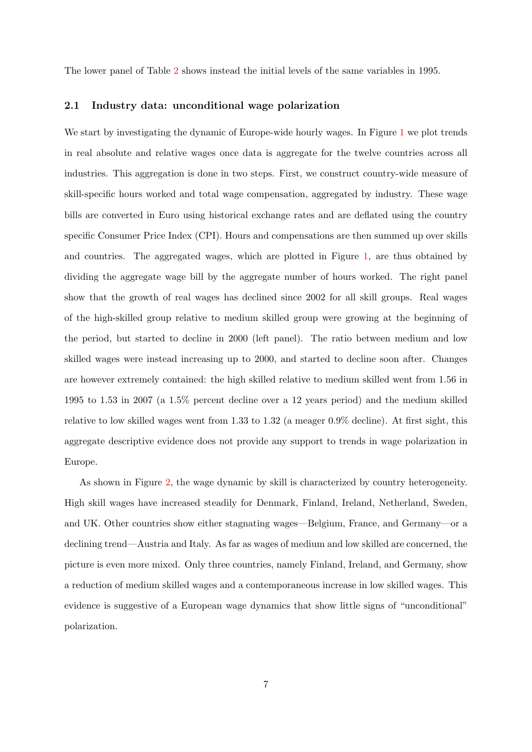The lower panel of Table 2 shows instead the initial levels of the same variables in 1995.

### 2.1 Industry data: unconditional wage polarization

We start by investigating the dynamic of Europe-wide hourly wages. In Figure 1 we plot trends in real absolute and relative wages once data is aggregate for the twelve countries across all industries. This aggregation is done in two steps. First, we construct country-wide measure of skill-specific hours worked and total wage compensation, aggregated by industry. These wage bills are converted in Euro using historical exchange rates and are deflated using the country specific Consumer Price Index (CPI). Hours and compensations are then summed up over skills and countries. The aggregated wages, which are plotted in Figure 1, are thus obtained by dividing the aggregate wage bill by the aggregate number of hours worked. The right panel show that the growth of real wages has declined since 2002 for all skill groups. Real wages of the high-skilled group relative to medium skilled group were growing at the beginning of the period, but started to decline in 2000 (left panel). The ratio between medium and low skilled wages were instead increasing up to 2000, and started to decline soon after. Changes are however extremely contained: the high skilled relative to medium skilled went from 1.56 in 1995 to 1.53 in 2007 (a 1.5% percent decline over a 12 years period) and the medium skilled relative to low skilled wages went from 1.33 to 1.32 (a meager 0.9% decline). At first sight, this aggregate descriptive evidence does not provide any support to trends in wage polarization in Europe.

As shown in Figure 2, the wage dynamic by skill is characterized by country heterogeneity. High skill wages have increased steadily for Denmark, Finland, Ireland, Netherland, Sweden, and UK. Other countries show either stagnating wages—Belgium, France, and Germany—or a declining trend—Austria and Italy. As far as wages of medium and low skilled are concerned, the picture is even more mixed. Only three countries, namely Finland, Ireland, and Germany, show a reduction of medium skilled wages and a contemporaneous increase in low skilled wages. This evidence is suggestive of a European wage dynamics that show little signs of "unconditional" polarization.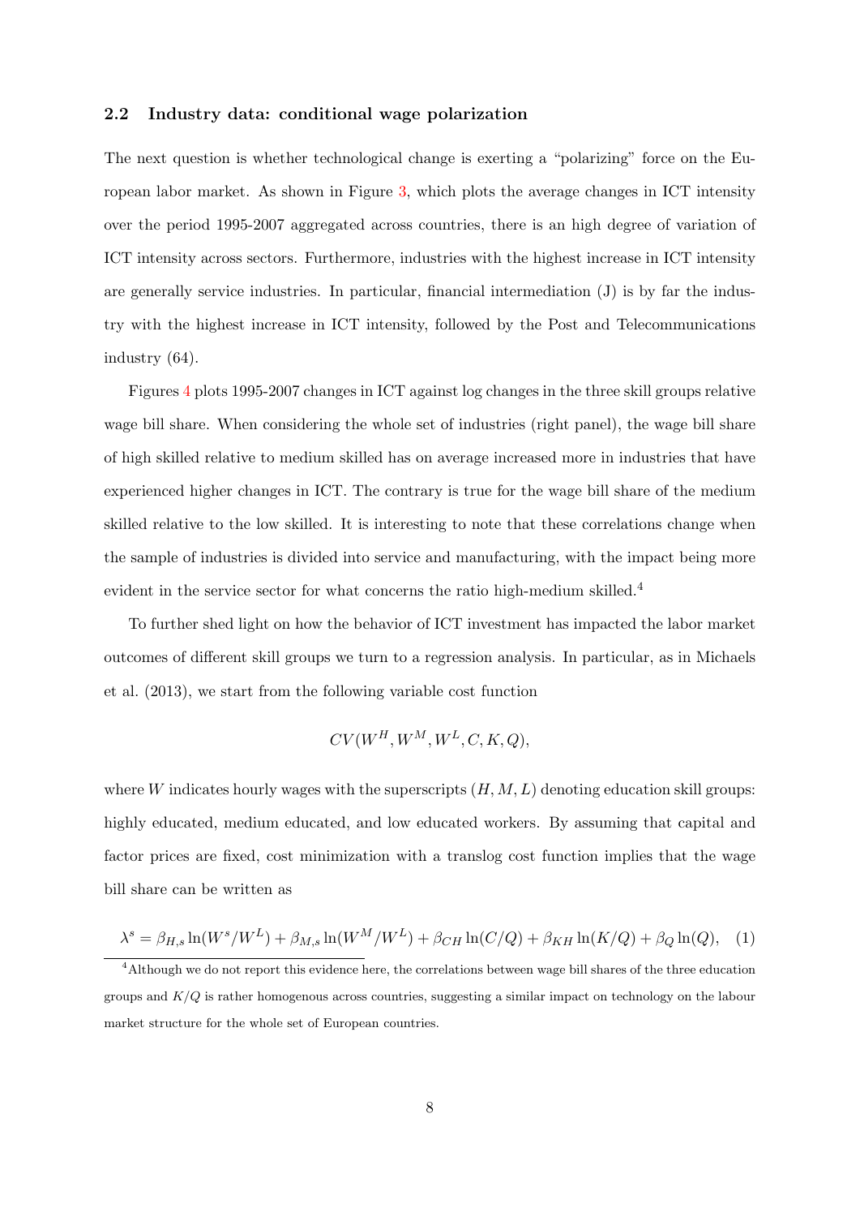### 2.2 Industry data: conditional wage polarization

The next question is whether technological change is exerting a "polarizing" force on the European labor market. As shown in Figure 3, which plots the average changes in ICT intensity over the period 1995-2007 aggregated across countries, there is an high degree of variation of ICT intensity across sectors. Furthermore, industries with the highest increase in ICT intensity are generally service industries. In particular, financial intermediation (J) is by far the industry with the highest increase in ICT intensity, followed by the Post and Telecommunications industry (64).

Figures 4 plots 1995-2007 changes in ICT against log changes in the three skill groups relative wage bill share. When considering the whole set of industries (right panel), the wage bill share of high skilled relative to medium skilled has on average increased more in industries that have experienced higher changes in ICT. The contrary is true for the wage bill share of the medium skilled relative to the low skilled. It is interesting to note that these correlations change when the sample of industries is divided into service and manufacturing, with the impact being more evident in the service sector for what concerns the ratio high-medium skilled.[4]

To further shed light on how the behavior of ICT investment has impacted the labor market outcomes of different skill groups we turn to a regression analysis. In particular, as in Michaels et al. (2013), we start from the following variable cost function

$$CV(W^H, W^M, W^L, C, K, Q),$$

where $W$ indicates hourly wages with the superscripts $(H, M, L)$ denoting education skill groups: highly educated, medium educated, and low educated workers. By assuming that capital and factor prices are fixed, cost minimization with a translog cost function implies that the wage bill share can be written as

$$\lambda^s = \beta_{H,s} \ln(W^s/W^L) + \beta_{M,s} \ln(W^M/W^L) + \beta_{CH} \ln(C/Q) + \beta_{KH} \ln(K/Q) + \beta_Q \ln(Q), \quad (1)$$

[4] Although we do not report this evidence here, the correlations between wage bill shares of the three education groups and $K/Q$ is rather homogenous across countries, suggesting a similar impact on technology on the labour market structure for the whole set of European countries.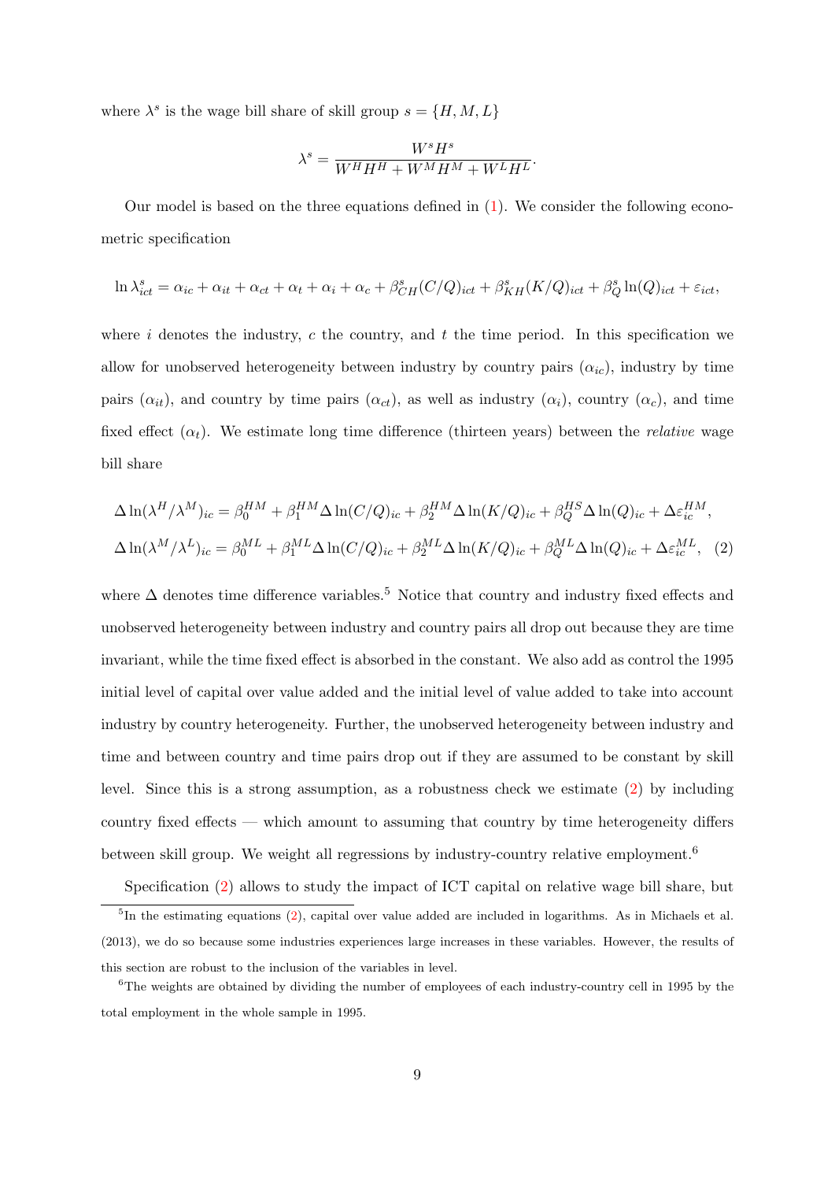where $\lambda^s$ is the wage bill share of skill group $s = \{H, M, L\}$

$$\lambda^s = \frac{W^s H^s}{W^H H^H + W^M H^M + W^L H^L}.$$

Our model is based on the three equations defined in (1). We consider the following econometric specification

$$\ln \lambda^s_{ict} = \alpha_{ic} + \alpha_{it} + \alpha_{ct} + \alpha_t + \alpha_i + \alpha_c + \beta^s_{CH}(C/Q)_{ict} + \beta^s_{KH}(K/Q)_{ict} + \beta^s_Q \ln(Q)_{ict} + \varepsilon_{ict},$$

where $i$ denotes the industry, $c$ the country, and $t$ the time period. In this specification we allow for unobserved heterogeneity between industry by country pairs ($\alpha_{ic}$), industry by time pairs ($\alpha_{it}$), and country by time pairs ($\alpha_{ct}$), as well as industry ($\alpha_i$), country ($\alpha_c$), and time fixed effect ($\alpha_t$). We estimate long time difference (thirteen years) between the *relative* wage bill share

$$\Delta \ln(\lambda^H/\lambda^M)_{ic} = \beta^{HM}_0 + \beta^{HM}_1 \Delta \ln(C/Q)_{ic} + \beta^{HM}_2 \Delta \ln(K/Q)_{ic} + \beta^{HS}_Q \Delta \ln(Q)_{ic} + \Delta\varepsilon^{HM}_{ic},$$
$$\Delta \ln(\lambda^M/\lambda^L)_{ic} = \beta^{ML}_0 + \beta^{ML}_1 \Delta \ln(C/Q)_{ic} + \beta^{ML}_2 \Delta \ln(K/Q)_{ic} + \beta^{ML}_Q \Delta \ln(Q)_{ic} + \Delta\varepsilon^{ML}_{ic}, \quad (2)$$

where $\Delta$ denotes time difference variables.[5] Notice that country and industry fixed effects and unobserved heterogeneity between industry and country pairs all drop out because they are time invariant, while the time fixed effect is absorbed in the constant. We also add as control the 1995 initial level of capital over value added and the initial level of value added to take into account industry by country heterogeneity. Further, the unobserved heterogeneity between industry and time and between country and time pairs drop out if they are assumed to be constant by skill level. Since this is a strong assumption, as a robustness check we estimate (2) by including country fixed effects — which amount to assuming that country by time heterogeneity differs between skill group. We weight all regressions by industry-country relative employment.[6]

Specification (2) allows to study the impact of ICT capital on relative wage bill share, but

[5] In the estimating equations (2), capital over value added are included in logarithms. As in Michaels et al. (2013), we do so because some industries experiences large increases in these variables. However, the results of this section are robust to the inclusion of the variables in level.

[6] The weights are obtained by dividing the number of employees of each industry-country cell in 1995 by the total employment in the whole sample in 1995.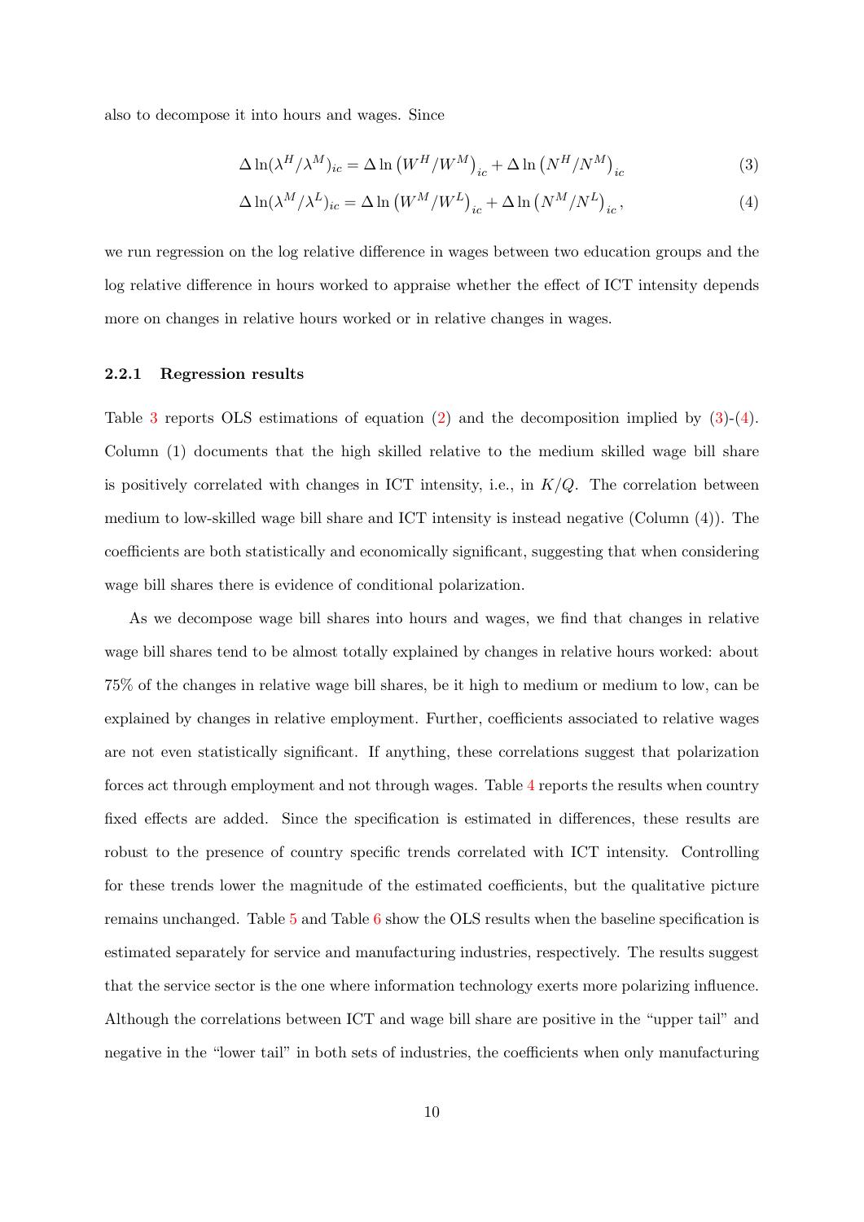also to decompose it into hours and wages. Since

$$\Delta \ln(\lambda^H/\lambda^M)_{ic} = \Delta \ln \left(W^H/W^M\right)_{ic} + \Delta \ln \left(N^H/N^M\right)_{ic} \tag{3}$$

$$\Delta \ln(\lambda^M/\lambda^L)_{ic} = \Delta \ln \left(W^M/W^L\right)_{ic} + \Delta \ln \left(N^M/N^L\right)_{ic}, \tag{4}$$

we run regression on the log relative difference in wages between two education groups and the log relative difference in hours worked to appraise whether the effect of ICT intensity depends more on changes in relative hours worked or in relative changes in wages.

### 2.2.1 Regression results

Table 3 reports OLS estimations of equation (2) and the decomposition implied by (3)-(4). Column (1) documents that the high skilled relative to the medium skilled wage bill share is positively correlated with changes in ICT intensity, i.e., in $K/Q$. The correlation between medium to low-skilled wage bill share and ICT intensity is instead negative (Column (4)). The coefficients are both statistically and economically significant, suggesting that when considering wage bill shares there is evidence of conditional polarization.

As we decompose wage bill shares into hours and wages, we find that changes in relative wage bill shares tend to be almost totally explained by changes in relative hours worked: about 75% of the changes in relative wage bill shares, be it high to medium or medium to low, can be explained by changes in relative employment. Further, coefficients associated to relative wages are not even statistically significant. If anything, these correlations suggest that polarization forces act through employment and not through wages. Table 4 reports the results when country fixed effects are added. Since the specification is estimated in differences, these results are robust to the presence of country specific trends correlated with ICT intensity. Controlling for these trends lower the magnitude of the estimated coefficients, but the qualitative picture remains unchanged. Table 5 and Table 6 show the OLS results when the baseline specification is estimated separately for service and manufacturing industries, respectively. The results suggest that the service sector is the one where information technology exerts more polarizing influence. Although the correlations between ICT and wage bill share are positive in the "upper tail" and negative in the "lower tail" in both sets of industries, the coefficients when only manufacturing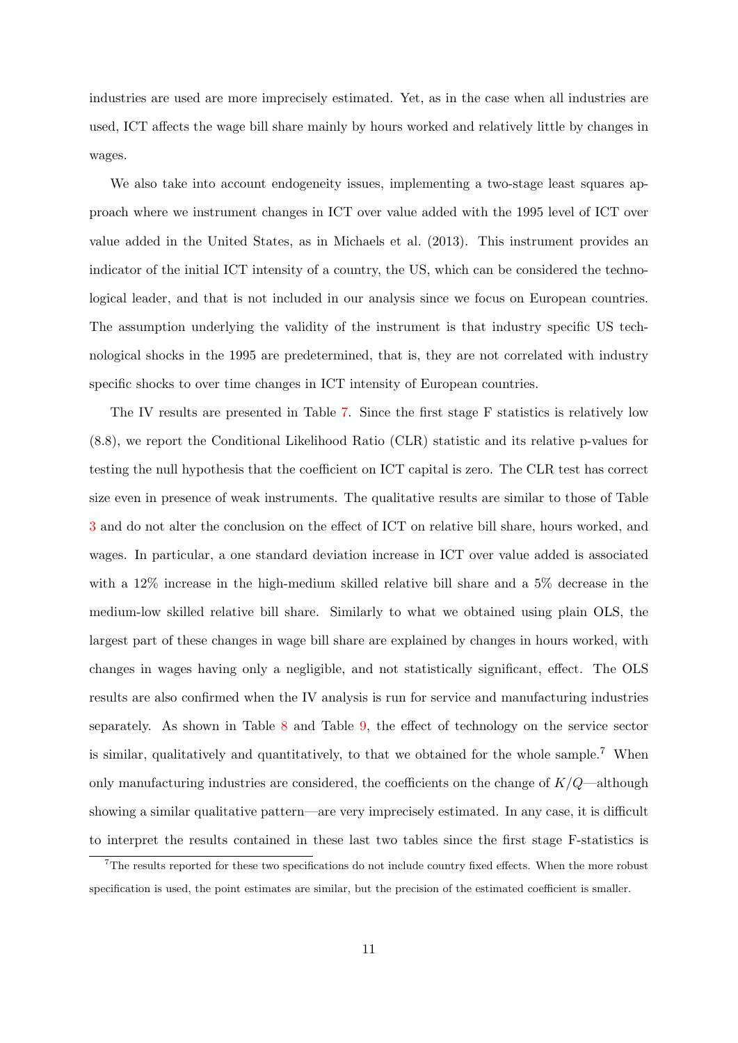industries are used are more imprecisely estimated. Yet, as in the case when all industries are used, ICT affects the wage bill share mainly by hours worked and relatively little by changes in wages.

We also take into account endogeneity issues, implementing a two-stage least squares approach where we instrument changes in ICT over value added with the 1995 level of ICT over value added in the United States, as in Michaels et al. (2013). This instrument provides an indicator of the initial ICT intensity of a country, the US, which can be considered the technological leader, and that is not included in our analysis since we focus on European countries. The assumption underlying the validity of the instrument is that industry specific US technological shocks in the 1995 are predetermined, that is, they are not correlated with industry specific shocks to over time changes in ICT intensity of European countries.

The IV results are presented in Table 7. Since the first stage F statistics is relatively low (8.8), we report the Conditional Likelihood Ratio (CLR) statistic and its relative p-values for testing the null hypothesis that the coefficient on ICT capital is zero. The CLR test has correct size even in presence of weak instruments. The qualitative results are similar to those of Table 3 and do not alter the conclusion on the effect of ICT on relative bill share, hours worked, and wages. In particular, a one standard deviation increase in ICT over value added is associated with a 12% increase in the high-medium skilled relative bill share and a 5% decrease in the medium-low skilled relative bill share. Similarly to what we obtained using plain OLS, the largest part of these changes in wage bill share are explained by changes in hours worked, with changes in wages having only a negligible, and not statistically significant, effect. The OLS results are also confirmed when the IV analysis is run for service and manufacturing industries separately. As shown in Table 8 and Table 9, the effect of technology on the service sector is similar, qualitatively and quantitatively, to that we obtained for the whole sample.[7] When only manufacturing industries are considered, the coefficients on the change of $K/Q$—although showing a similar qualitative pattern—are very imprecisely estimated. In any case, it is difficult to interpret the results contained in these last two tables since the first stage F-statistics is

[7] The results reported for these two specifications do not include country fixed effects. When the more robust specification is used, the point estimates are similar, but the precision of the estimated coefficient is smaller.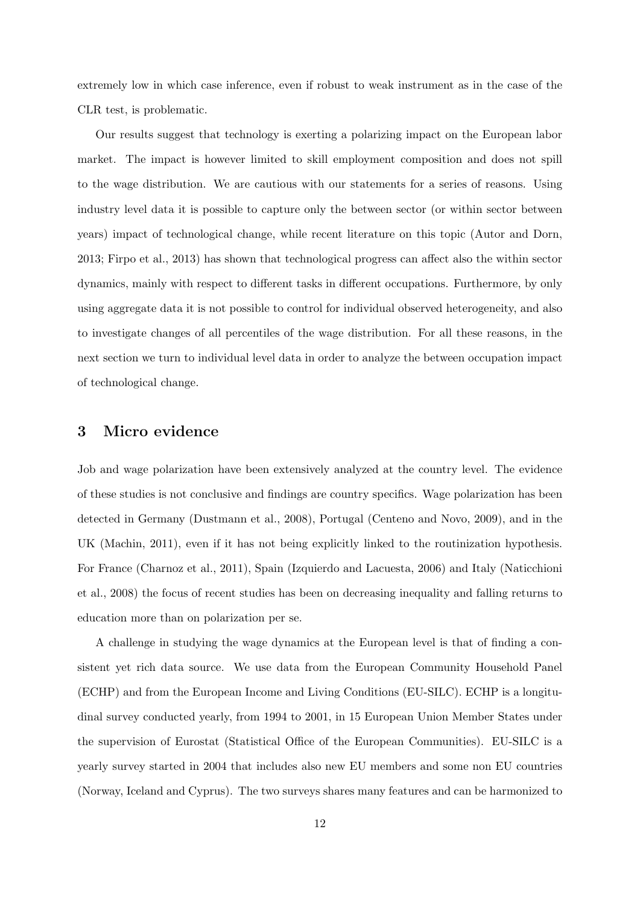extremely low in which case inference, even if robust to weak instrument as in the case of the CLR test, is problematic.

Our results suggest that technology is exerting a polarizing impact on the European labor market. The impact is however limited to skill employment composition and does not spill to the wage distribution. We are cautious with our statements for a series of reasons. Using industry level data it is possible to capture only the between sector (or within sector between years) impact of technological change, while recent literature on this topic (Autor and Dorn, 2013; Firpo et al., 2013) has shown that technological progress can affect also the within sector dynamics, mainly with respect to different tasks in different occupations. Furthermore, by only using aggregate data it is not possible to control for individual observed heterogeneity, and also to investigate changes of all percentiles of the wage distribution. For all these reasons, in the next section we turn to individual level data in order to analyze the between occupation impact of technological change.

## 3 Micro evidence

Job and wage polarization have been extensively analyzed at the country level. The evidence of these studies is not conclusive and findings are country specifics. Wage polarization has been detected in Germany (Dustmann et al., 2008), Portugal (Centeno and Novo, 2009), and in the UK (Machin, 2011), even if it has not being explicitly linked to the routinization hypothesis. For France (Charnoz et al., 2011), Spain (Izquierdo and Lacuesta, 2006) and Italy (Naticchioni et al., 2008) the focus of recent studies has been on decreasing inequality and falling returns to education more than on polarization per se.

A challenge in studying the wage dynamics at the European level is that of finding a consistent yet rich data source. We use data from the European Community Household Panel (ECHP) and from the European Income and Living Conditions (EU-SILC). ECHP is a longitudinal survey conducted yearly, from 1994 to 2001, in 15 European Union Member States under the supervision of Eurostat (Statistical Office of the European Communities). EU-SILC is a yearly survey started in 2004 that includes also new EU members and some non EU countries (Norway, Iceland and Cyprus). The two surveys shares many features and can be harmonized to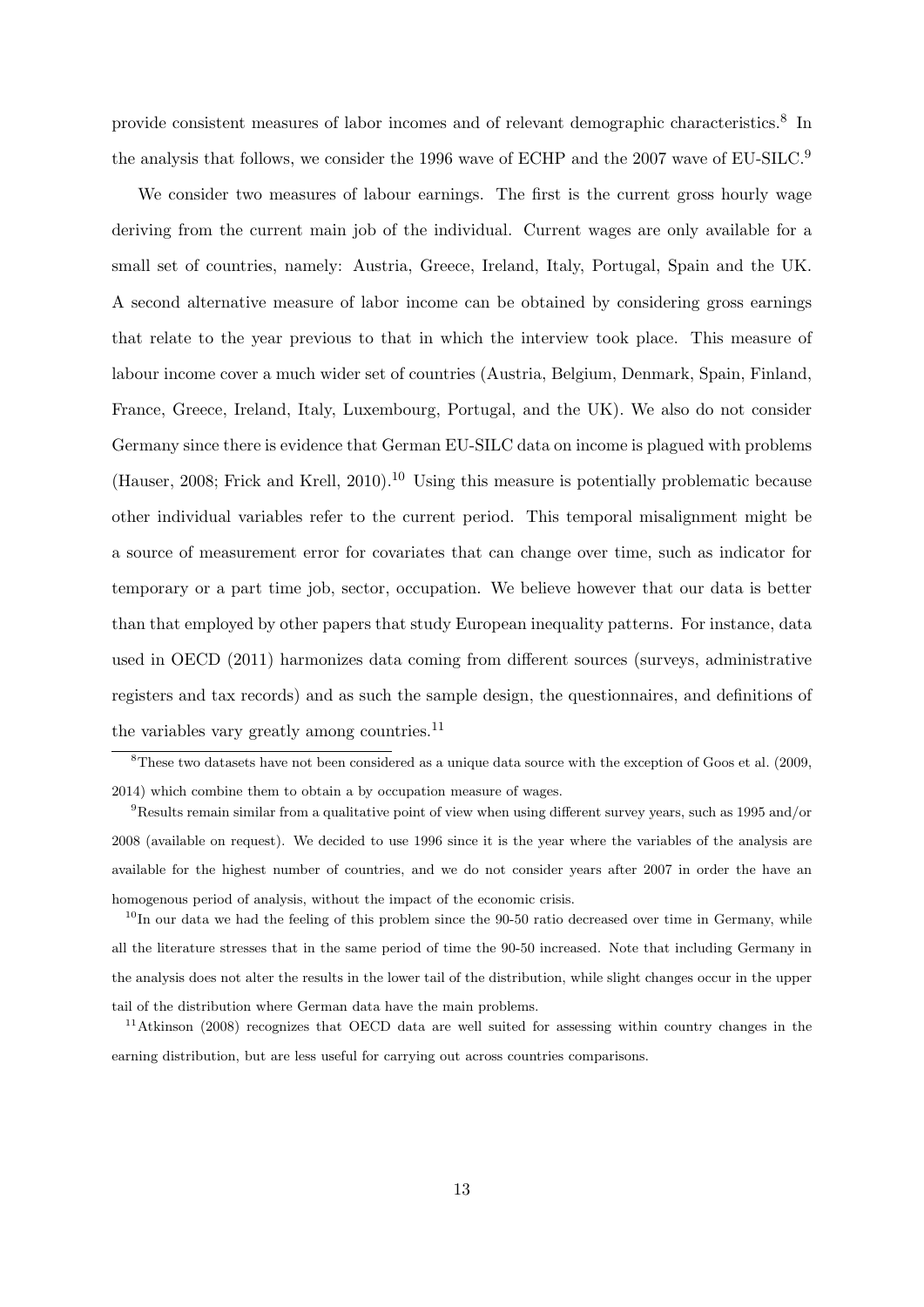provide consistent measures of labor incomes and of relevant demographic characteristics.[8] In the analysis that follows, we consider the 1996 wave of ECHP and the 2007 wave of EU-SILC.[9]

We consider two measures of labour earnings. The first is the current gross hourly wage deriving from the current main job of the individual. Current wages are only available for a small set of countries, namely: Austria, Greece, Ireland, Italy, Portugal, Spain and the UK. A second alternative measure of labor income can be obtained by considering gross earnings that relate to the year previous to that in which the interview took place. This measure of labour income cover a much wider set of countries (Austria, Belgium, Denmark, Spain, Finland, France, Greece, Ireland, Italy, Luxembourg, Portugal, and the UK). We also do not consider Germany since there is evidence that German EU-SILC data on income is plagued with problems (Hauser, 2008; Frick and Krell, 2010).[10] Using this measure is potentially problematic because other individual variables refer to the current period. This temporal misalignment might be a source of measurement error for covariates that can change over time, such as indicator for temporary or a part time job, sector, occupation. We believe however that our data is better than that employed by other papers that study European inequality patterns. For instance, data used in OECD (2011) harmonizes data coming from different sources (surveys, administrative registers and tax records) and as such the sample design, the questionnaires, and definitions of the variables vary greatly among countries.[11]

[8] These two datasets have not been considered as a unique data source with the exception of Goos et al. (2009, 2014) which combine them to obtain a by occupation measure of wages.

[9] Results remain similar from a qualitative point of view when using different survey years, such as 1995 and/or 2008 (available on request). We decided to use 1996 since it is the year where the variables of the analysis are available for the highest number of countries, and we do not consider years after 2007 in order the have an homogenous period of analysis, without the impact of the economic crisis.

[10] In our data we had the feeling of this problem since the 90-50 ratio decreased over time in Germany, while all the literature stresses that in the same period of time the 90-50 increased. Note that including Germany in the analysis does not alter the results in the lower tail of the distribution, while slight changes occur in the upper tail of the distribution where German data have the main problems.

[11] Atkinson (2008) recognizes that OECD data are well suited for assessing within country changes in the earning distribution, but are less useful for carrying out across countries comparisons.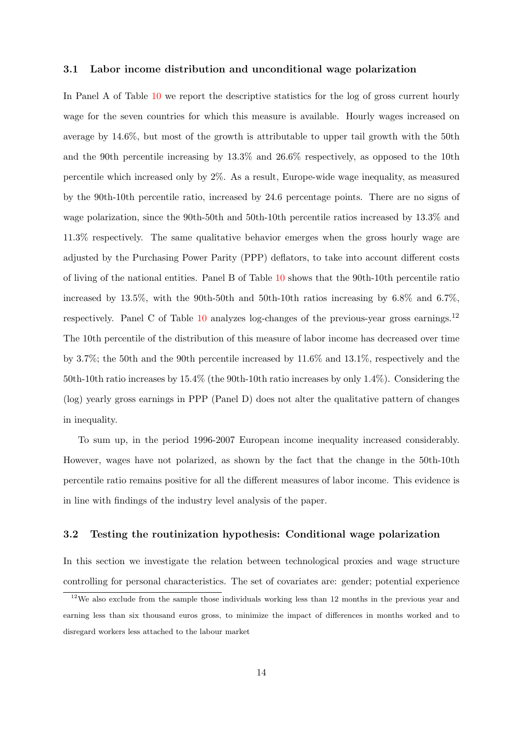### 3.1 Labor income distribution and unconditional wage polarization

In Panel A of Table 10 we report the descriptive statistics for the log of gross current hourly wage for the seven countries for which this measure is available. Hourly wages increased on average by 14.6%, but most of the growth is attributable to upper tail growth with the 50th and the 90th percentile increasing by 13.3% and 26.6% respectively, as opposed to the 10th percentile which increased only by 2%. As a result, Europe-wide wage inequality, as measured by the 90th-10th percentile ratio, increased by 24.6 percentage points. There are no signs of wage polarization, since the 90th-50th and 50th-10th percentile ratios increased by 13.3% and 11.3% respectively. The same qualitative behavior emerges when the gross hourly wage are adjusted by the Purchasing Power Parity (PPP) deflators, to take into account different costs of living of the national entities. Panel B of Table 10 shows that the 90th-10th percentile ratio increased by 13.5%, with the 90th-50th and 50th-10th ratios increasing by 6.8% and 6.7%, respectively. Panel C of Table 10 analyzes log-changes of the previous-year gross earnings.[12] The 10th percentile of the distribution of this measure of labor income has decreased over time by 3.7%; the 50th and the 90th percentile increased by 11.6% and 13.1%, respectively and the 50th-10th ratio increases by 15.4% (the 90th-10th ratio increases by only 1.4%). Considering the (log) yearly gross earnings in PPP (Panel D) does not alter the qualitative pattern of changes in inequality.

To sum up, in the period 1996-2007 European income inequality increased considerably. However, wages have not polarized, as shown by the fact that the change in the 50th-10th percentile ratio remains positive for all the different measures of labor income. This evidence is in line with findings of the industry level analysis of the paper.

### 3.2 Testing the routinization hypothesis: Conditional wage polarization

In this section we investigate the relation between technological proxies and wage structure controlling for personal characteristics. The set of covariates are: gender; potential experience

[12] We also exclude from the sample those individuals working less than 12 months in the previous year and earning less than six thousand euros gross, to minimize the impact of differences in months worked and to disregard workers less attached to the labour market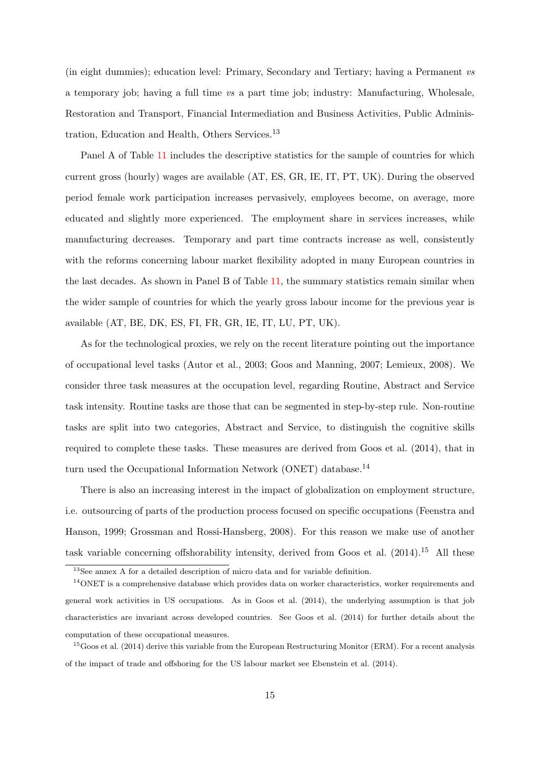(in eight dummies); education level: Primary, Secondary and Tertiary; having a Permanent *vs* a temporary job; having a full time *vs* a part time job; industry: Manufacturing, Wholesale, Restoration and Transport, Financial Intermediation and Business Activities, Public Administration, Education and Health, Others Services.[13]

Panel A of Table 11 includes the descriptive statistics for the sample of countries for which current gross (hourly) wages are available (AT, ES, GR, IE, IT, PT, UK). During the observed period female work participation increases pervasively, employees become, on average, more educated and slightly more experienced. The employment share in services increases, while manufacturing decreases. Temporary and part time contracts increase as well, consistently with the reforms concerning labour market flexibility adopted in many European countries in the last decades. As shown in Panel B of Table 11, the summary statistics remain similar when the wider sample of countries for which the yearly gross labour income for the previous year is available (AT, BE, DK, ES, FI, FR, GR, IE, IT, LU, PT, UK).

As for the technological proxies, we rely on the recent literature pointing out the importance of occupational level tasks (Autor et al., 2003; Goos and Manning, 2007; Lemieux, 2008). We consider three task measures at the occupation level, regarding Routine, Abstract and Service task intensity. Routine tasks are those that can be segmented in step-by-step rule. Non-routine tasks are split into two categories, Abstract and Service, to distinguish the cognitive skills required to complete these tasks. These measures are derived from Goos et al. (2014), that in turn used the Occupational Information Network (ONET) database.[14]

There is also an increasing interest in the impact of globalization on employment structure, i.e. outsourcing of parts of the production process focused on specific occupations (Feenstra and Hanson, 1999; Grossman and Rossi-Hansberg, 2008). For this reason we make use of another task variable concerning offshorability intensity, derived from Goos et al. (2014).[15] All these

[13] See annex A for a detailed description of micro data and for variable definition.

[14] ONET is a comprehensive database which provides data on worker characteristics, worker requirements and general work activities in US occupations. As in Goos et al. (2014), the underlying assumption is that job characteristics are invariant across developed countries. See Goos et al. (2014) for further details about the computation of these occupational measures.

[15] Goos et al. (2014) derive this variable from the European Restructuring Monitor (ERM). For a recent analysis of the impact of trade and offshoring for the US labour market see Ebenstein et al. (2014).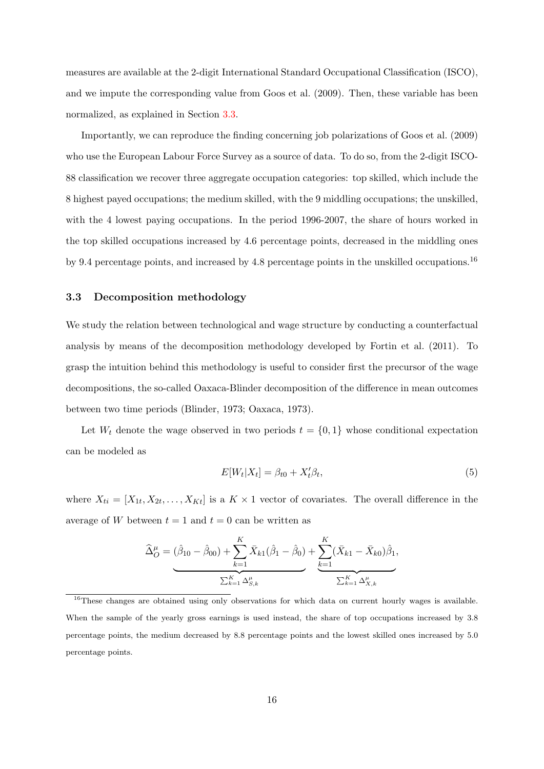measures are available at the 2-digit International Standard Occupational Classification (ISCO), and we impute the corresponding value from Goos et al. (2009). Then, these variable has been normalized, as explained in Section 3.3.

Importantly, we can reproduce the finding concerning job polarizations of Goos et al. (2009) who use the European Labour Force Survey as a source of data. To do so, from the 2-digit ISCO-88 classification we recover three aggregate occupation categories: top skilled, which include the 8 highest payed occupations; the medium skilled, with the 9 middling occupations; the unskilled, with the 4 lowest paying occupations. In the period 1996-2007, the share of hours worked in the top skilled occupations increased by 4.6 percentage points, decreased in the middling ones by 9.4 percentage points, and increased by 4.8 percentage points in the unskilled occupations.[16]

### 3.3 Decomposition methodology

We study the relation between technological and wage structure by conducting a counterfactual analysis by means of the decomposition methodology developed by Fortin et al. (2011). To grasp the intuition behind this methodology is useful to consider first the precursor of the wage decompositions, the so-called Oaxaca-Blinder decomposition of the difference in mean outcomes between two time periods (Blinder, 1973; Oaxaca, 1973).

Let $W_t$ denote the wage observed in two periods $t = \{0, 1\}$ whose conditional expectation can be modeled as

$$E[W_t|X_t] = \beta_{t0} + X_t'\beta_t, \tag{5}$$

where $X_{ti} = [X_{1t}, X_{2t}, \ldots, X_{Kt}]$ is a $K \times 1$ vector of covariates. The overall difference in the average of $W$ between $t = 1$ and $t = 0$ can be written as

$$\widehat{\Delta}_O^\mu = \underbrace{(\hat{\beta}_{10} - \hat{\beta}_{00}) + \sum_{k=1}^{K} \bar{X}_{k1}(\hat{\beta}_1 - \hat{\beta}_0)}_{\sum_{k=1}^{K} \Delta_{S,k}^\mu} + \underbrace{\sum_{k=1}^{K} (\bar{X}_{k1} - \bar{X}_{k0})\hat{\beta}_1}_{\sum_{k=1}^{K} \Delta_{X,k}^\mu},$$

[16] These changes are obtained using only observations for which data on current hourly wages is available. When the sample of the yearly gross earnings is used instead, the share of top occupations increased by 3.8 percentage points, the medium decreased by 8.8 percentage points and the lowest skilled ones increased by 5.0 percentage points.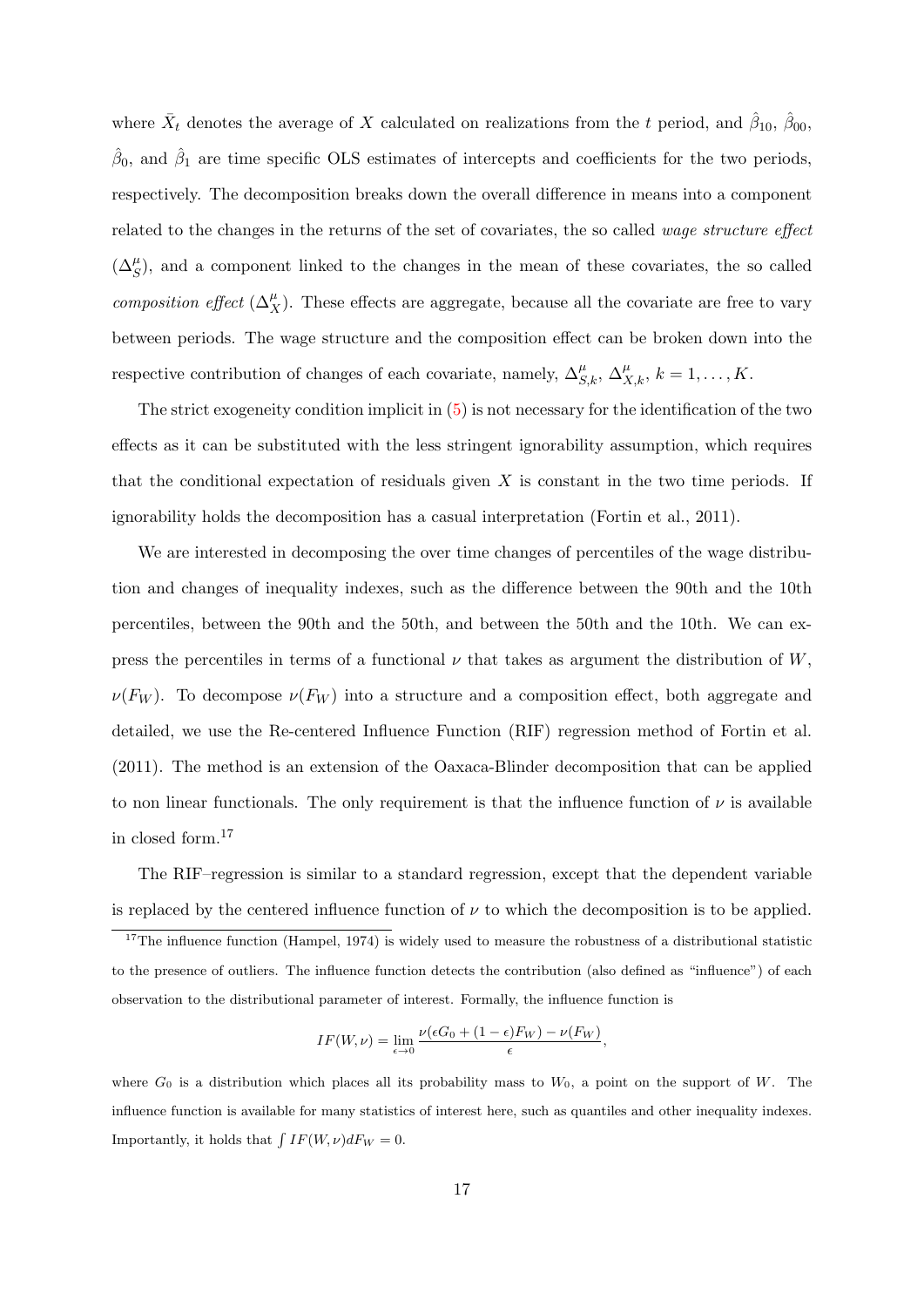where $\bar{X}_t$ denotes the average of $X$ calculated on realizations from the $t$ period, and $\hat{\beta}_{10}$, $\hat{\beta}_{00}$, $\hat{\beta}_0$, and $\hat{\beta}_1$ are time specific OLS estimates of intercepts and coefficients for the two periods, respectively. The decomposition breaks down the overall difference in means into a component related to the changes in the returns of the set of covariates, the so called *wage structure effect* ($\Delta^{\mu}_{S}$), and a component linked to the changes in the mean of these covariates, the so called *composition effect* ($\Delta^{\mu}_{X}$). These effects are aggregate, because all the covariate are free to vary between periods. The wage structure and the composition effect can be broken down into the respective contribution of changes of each covariate, namely, $\Delta^{\mu}_{S,k}$, $\Delta^{\mu}_{X,k}$, $k = 1, \ldots, K$.

The strict exogeneity condition implicit in (5) is not necessary for the identification of the two effects as it can be substituted with the less stringent ignorability assumption, which requires that the conditional expectation of residuals given $X$ is constant in the two time periods. If ignorability holds the decomposition has a casual interpretation (Fortin et al., 2011).

We are interested in decomposing the over time changes of percentiles of the wage distribution and changes of inequality indexes, such as the difference between the 90th and the 10th percentiles, between the 90th and the 50th, and between the 50th and the 10th. We can express the percentiles in terms of a functional $\nu$ that takes as argument the distribution of $W$, $\nu(F_W)$. To decompose $\nu(F_W)$ into a structure and a composition effect, both aggregate and detailed, we use the Re-centered Influence Function (RIF) regression method of Fortin et al. (2011). The method is an extension of the Oaxaca-Blinder decomposition that can be applied to non linear functionals. The only requirement is that the influence function of $\nu$ is available in closed form.[17]

The RIF–regression is similar to a standard regression, except that the dependent variable is replaced by the centered influence function of $\nu$ to which the decomposition is to be applied.

[17] The influence function (Hampel, 1974) is widely used to measure the robustness of a distributional statistic to the presence of outliers. The influence function detects the contribution (also defined as "influence") of each observation to the distributional parameter of interest. Formally, the influence function is

$$IF(W, \nu) = \lim_{\epsilon \to 0} \frac{\nu(\epsilon G_0 + (1 - \epsilon) F_W) - \nu(F_W)}{\epsilon},$$

where $G_0$ is a distribution which places all its probability mass to $W_0$, a point on the support of $W$. The influence function is available for many statistics of interest here, such as quantiles and other inequality indexes. Importantly, it holds that $\int IF(W, \nu) dF_W = 0$.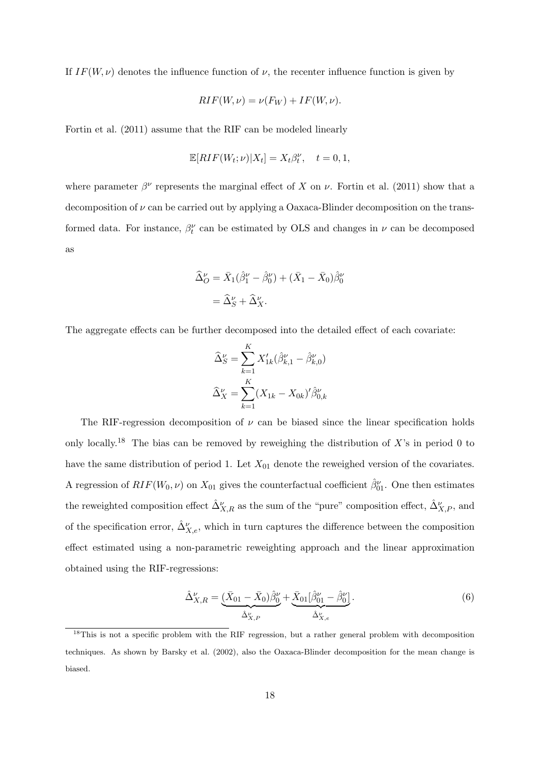If $IF(W, \nu)$ denotes the influence function of $\nu$, the recenter influence function is given by

$$RIF(W, \nu) = \nu(F_W) + IF(W, \nu).$$

Fortin et al. (2011) assume that the RIF can be modeled linearly

$$\mathbb{E}[RIF(W_t; \nu)|X_t] = X_t \beta_t^{\nu}, \quad t = 0, 1,$$

where parameter $\beta^{\nu}$ represents the marginal effect of $X$ on $\nu$. Fortin et al. (2011) show that a decomposition of $\nu$ can be carried out by applying a Oaxaca-Blinder decomposition on the transformed data. For instance, $\beta_t^{\nu}$ can be estimated by OLS and changes in $\nu$ can be decomposed as

$$\begin{aligned}
\widehat{\Delta}_O^{\nu} &= \bar{X}_1(\hat{\beta}_1^{\nu} - \hat{\beta}_0^{\nu}) + (\bar{X}_1 - \bar{X}_0)\hat{\beta}_0^{\nu} \\
&= \widehat{\Delta}_S^{\nu} + \widehat{\Delta}_X^{\nu}.
\end{aligned}$$

The aggregate effects can be further decomposed into the detailed effect of each covariate:

$$\begin{aligned}
\widehat{\Delta}_S^{\nu} &= \sum_{k=1}^{K} X_{1k}'(\hat{\beta}_{k,1}^{\nu} - \hat{\beta}_{k,0}^{\nu}) \\
\widehat{\Delta}_X^{\nu} &= \sum_{k=1}^{K} (X_{1k} - X_{0k})'\hat{\beta}_{0,k}^{\nu}
\end{aligned}$$

The RIF-regression decomposition of $\nu$ can be biased since the linear specification holds only locally.[18] The bias can be removed by reweighing the distribution of $X$'s in period 0 to have the same distribution of period 1. Let $X_{01}$ denote the reweighed version of the covariates. A regression of $RIF(W_0, \nu)$ on $X_{01}$ gives the counterfactual coefficient $\hat{\beta}_{01}^{\nu}$. One then estimates the reweighted composition effect $\hat{\Delta}_{X,R}^{\nu}$ as the sum of the "pure" composition effect, $\hat{\Delta}_{X,P}^{\nu}$, and of the specification error, $\hat{\Delta}_{X,e}^{\nu}$, which in turn captures the difference between the composition effect estimated using a non-parametric reweighting approach and the linear approximation obtained using the RIF-regressions:

$$\hat{\Delta}_{X,R}^{\nu} = \underbrace{(\bar{X}_{01} - \bar{X}_0)\hat{\beta}_0^{\nu}}_{\hat{\Delta}_{X,P}^{\nu}} + \underbrace{\bar{X}_{01}[\hat{\beta}_{01}^{\nu} - \hat{\beta}_0^{\nu}]}_{\hat{\Delta}_{X,e}^{\nu}}. \tag{6}$$

[18] This is not a specific problem with the RIF regression, but a rather general problem with decomposition techniques. As shown by Barsky et al. (2002), also the Oaxaca-Blinder decomposition for the mean change is biased.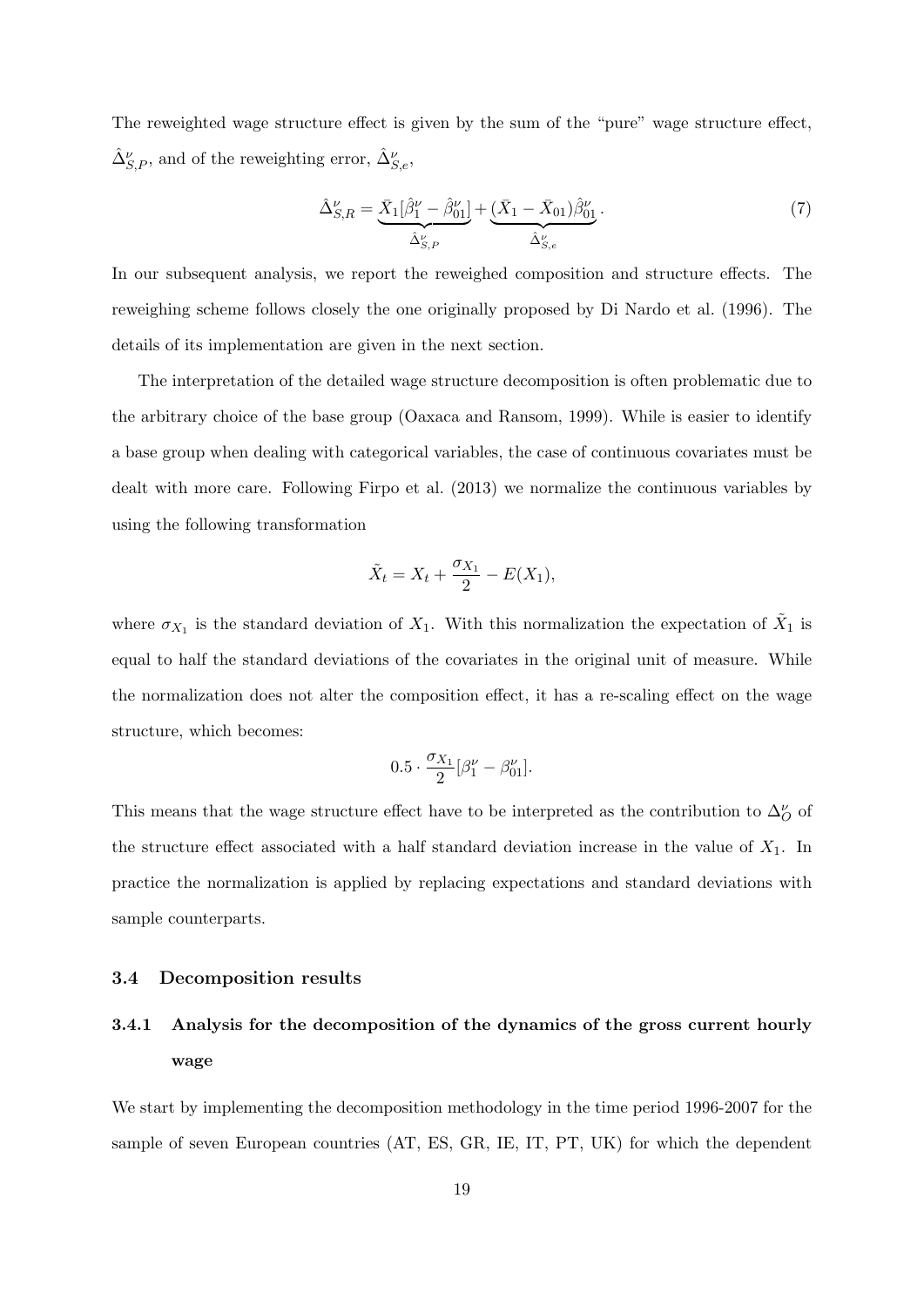The reweighted wage structure effect is given by the sum of the "pure" wage structure effect, $\hat{\Delta}^{\nu}_{S,P}$, and of the reweighting error, $\hat{\Delta}^{\nu}_{S,e}$,

$$\hat{\Delta}^{\nu}_{S,R} = \underbrace{\bar{X}_1[\hat{\beta}^{\nu}_1 - \hat{\beta}^{\nu}_{01}]}_{\hat{\Delta}^{\nu}_{S,P}} + \underbrace{(\bar{X}_1 - \bar{X}_{01})\hat{\beta}^{\nu}_{01}}_{\hat{\Delta}^{\nu}_{S,e}}. \tag{7}$$

In our subsequent analysis, we report the reweighed composition and structure effects. The reweighing scheme follows closely the one originally proposed by Di Nardo et al. (1996). The details of its implementation are given in the next section.

The interpretation of the detailed wage structure decomposition is often problematic due to the arbitrary choice of the base group (Oaxaca and Ransom, 1999). While is easier to identify a base group when dealing with categorical variables, the case of continuous covariates must be dealt with more care. Following Firpo et al. (2013) we normalize the continuous variables by using the following transformation

$$\tilde{X}_t = X_t + \frac{\sigma_{X_1}}{2} - E(X_1),$$

where $\sigma_{X_1}$ is the standard deviation of $X_1$. With this normalization the expectation of $\tilde{X}_1$ is equal to half the standard deviations of the covariates in the original unit of measure. While the normalization does not alter the composition effect, it has a re-scaling effect on the wage structure, which becomes:

$$0.5 \cdot \frac{\sigma_{X_1}}{2}[\beta^{\nu}_1 - \beta^{\nu}_{01}].$$

This means that the wage structure effect have to be interpreted as the contribution to $\Delta^{\nu}_O$ of the structure effect associated with a half standard deviation increase in the value of $X_1$. In practice the normalization is applied by replacing expectations and standard deviations with sample counterparts.

### 3.4 Decomposition results

#### 3.4.1 Analysis for the decomposition of the dynamics of the gross current hourly wage

We start by implementing the decomposition methodology in the time period 1996-2007 for the sample of seven European countries (AT, ES, GR, IE, IT, PT, UK) for which the dependent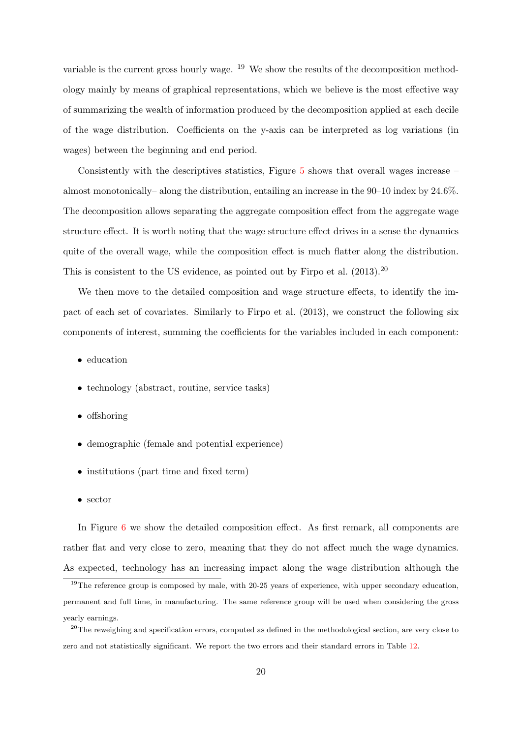variable is the current gross hourly wage. [19] We show the results of the decomposition methodology mainly by means of graphical representations, which we believe is the most effective way of summarizing the wealth of information produced by the decomposition applied at each decile of the wage distribution. Coefficients on the y-axis can be interpreted as log variations (in wages) between the beginning and end period.

Consistently with the descriptives statistics, Figure 5 shows that overall wages increase – almost monotonically– along the distribution, entailing an increase in the 90–10 index by 24.6%. The decomposition allows separating the aggregate composition effect from the aggregate wage structure effect. It is worth noting that the wage structure effect drives in a sense the dynamics quite of the overall wage, while the composition effect is much flatter along the distribution. This is consistent to the US evidence, as pointed out by Firpo et al. (2013).[20]

We then move to the detailed composition and wage structure effects, to identify the impact of each set of covariates. Similarly to Firpo et al. (2013), we construct the following six components of interest, summing the coefficients for the variables included in each component:

- education
- technology (abstract, routine, service tasks)
- offshoring
- demographic (female and potential experience)
- institutions (part time and fixed term)
- sector

In Figure 6 we show the detailed composition effect. As first remark, all components are rather flat and very close to zero, meaning that they do not affect much the wage dynamics. As expected, technology has an increasing impact along the wage distribution although the

[19] The reference group is composed by male, with 20-25 years of experience, with upper secondary education, permanent and full time, in manufacturing. The same reference group will be used when considering the gross yearly earnings.

[20] The reweighing and specification errors, computed as defined in the methodological section, are very close to zero and not statistically significant. We report the two errors and their standard errors in Table 12.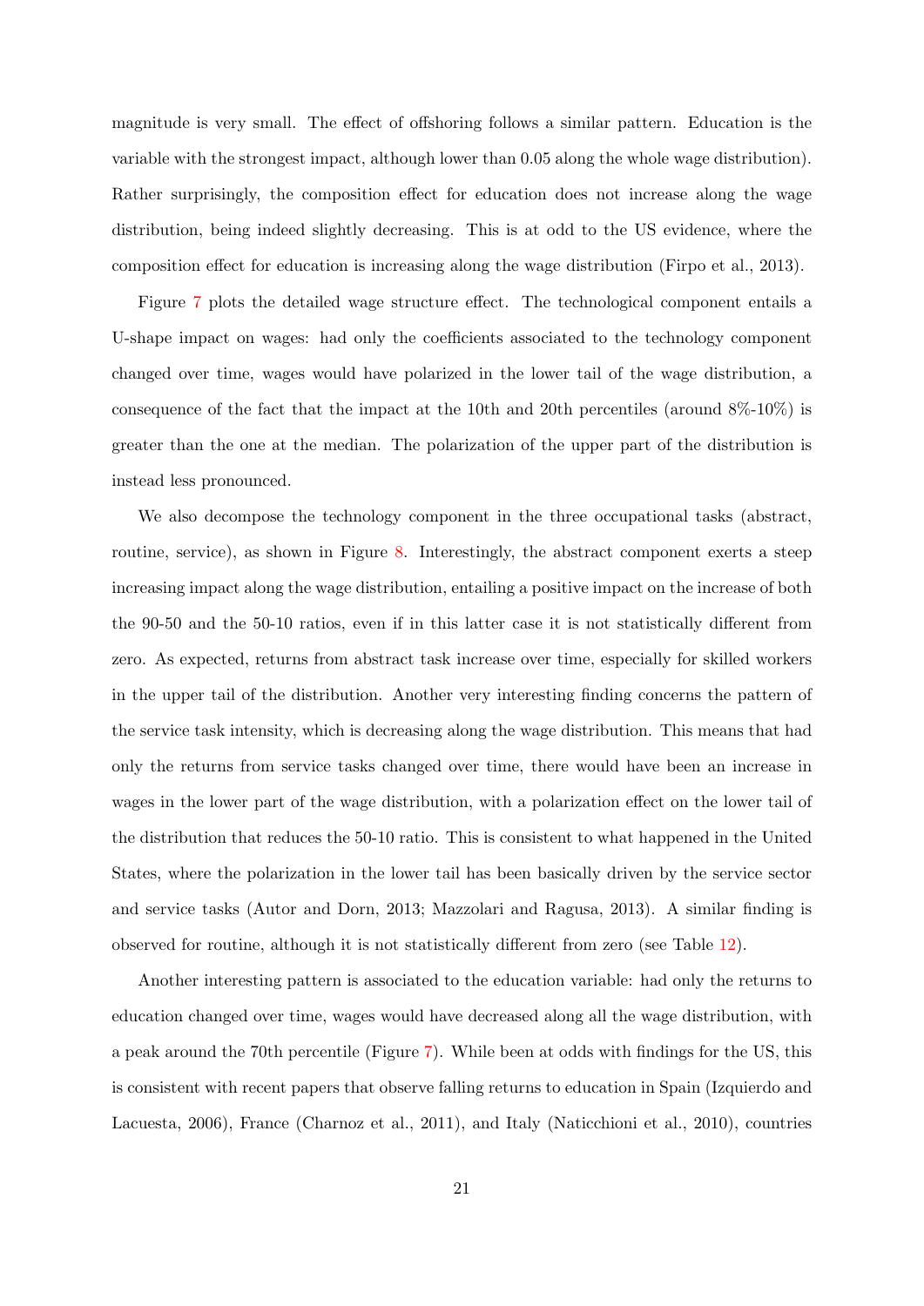magnitude is very small. The effect of offshoring follows a similar pattern. Education is the variable with the strongest impact, although lower than 0.05 along the whole wage distribution). Rather surprisingly, the composition effect for education does not increase along the wage distribution, being indeed slightly decreasing. This is at odd to the US evidence, where the composition effect for education is increasing along the wage distribution (Firpo et al., 2013).

Figure 7 plots the detailed wage structure effect. The technological component entails a U-shape impact on wages: had only the coefficients associated to the technology component changed over time, wages would have polarized in the lower tail of the wage distribution, a consequence of the fact that the impact at the 10th and 20th percentiles (around 8%-10%) is greater than the one at the median. The polarization of the upper part of the distribution is instead less pronounced.

We also decompose the technology component in the three occupational tasks (abstract, routine, service), as shown in Figure 8. Interestingly, the abstract component exerts a steep increasing impact along the wage distribution, entailing a positive impact on the increase of both the 90-50 and the 50-10 ratios, even if in this latter case it is not statistically different from zero. As expected, returns from abstract task increase over time, especially for skilled workers in the upper tail of the distribution. Another very interesting finding concerns the pattern of the service task intensity, which is decreasing along the wage distribution. This means that had only the returns from service tasks changed over time, there would have been an increase in wages in the lower part of the wage distribution, with a polarization effect on the lower tail of the distribution that reduces the 50-10 ratio. This is consistent to what happened in the United States, where the polarization in the lower tail has been basically driven by the service sector and service tasks (Autor and Dorn, 2013; Mazzolari and Ragusa, 2013). A similar finding is observed for routine, although it is not statistically different from zero (see Table 12).

Another interesting pattern is associated to the education variable: had only the returns to education changed over time, wages would have decreased along all the wage distribution, with a peak around the 70th percentile (Figure 7). While been at odds with findings for the US, this is consistent with recent papers that observe falling returns to education in Spain (Izquierdo and Lacuesta, 2006), France (Charnoz et al., 2011), and Italy (Naticchioni et al., 2010), countries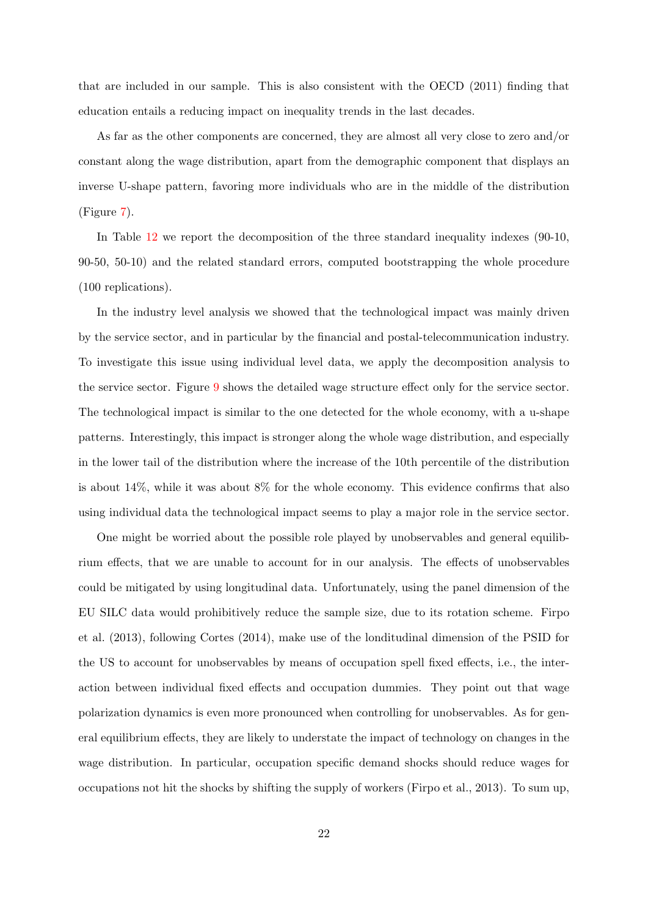that are included in our sample. This is also consistent with the OECD (2011) finding that education entails a reducing impact on inequality trends in the last decades.

As far as the other components are concerned, they are almost all very close to zero and/or constant along the wage distribution, apart from the demographic component that displays an inverse U-shape pattern, favoring more individuals who are in the middle of the distribution (Figure 7).

In Table 12 we report the decomposition of the three standard inequality indexes (90-10, 90-50, 50-10) and the related standard errors, computed bootstrapping the whole procedure (100 replications).

In the industry level analysis we showed that the technological impact was mainly driven by the service sector, and in particular by the financial and postal-telecommunication industry. To investigate this issue using individual level data, we apply the decomposition analysis to the service sector. Figure 9 shows the detailed wage structure effect only for the service sector. The technological impact is similar to the one detected for the whole economy, with a u-shape patterns. Interestingly, this impact is stronger along the whole wage distribution, and especially in the lower tail of the distribution where the increase of the 10th percentile of the distribution is about 14%, while it was about 8% for the whole economy. This evidence confirms that also using individual data the technological impact seems to play a major role in the service sector.

One might be worried about the possible role played by unobservables and general equilibrium effects, that we are unable to account for in our analysis. The effects of unobservables could be mitigated by using longitudinal data. Unfortunately, using the panel dimension of the EU SILC data would prohibitively reduce the sample size, due to its rotation scheme. Firpo et al. (2013), following Cortes (2014), make use of the londitudinal dimension of the PSID for the US to account for unobservables by means of occupation spell fixed effects, i.e., the interaction between individual fixed effects and occupation dummies. They point out that wage polarization dynamics is even more pronounced when controlling for unobservables. As for general equilibrium effects, they are likely to understate the impact of technology on changes in the wage distribution. In particular, occupation specific demand shocks should reduce wages for occupations not hit the shocks by shifting the supply of workers (Firpo et al., 2013). To sum up,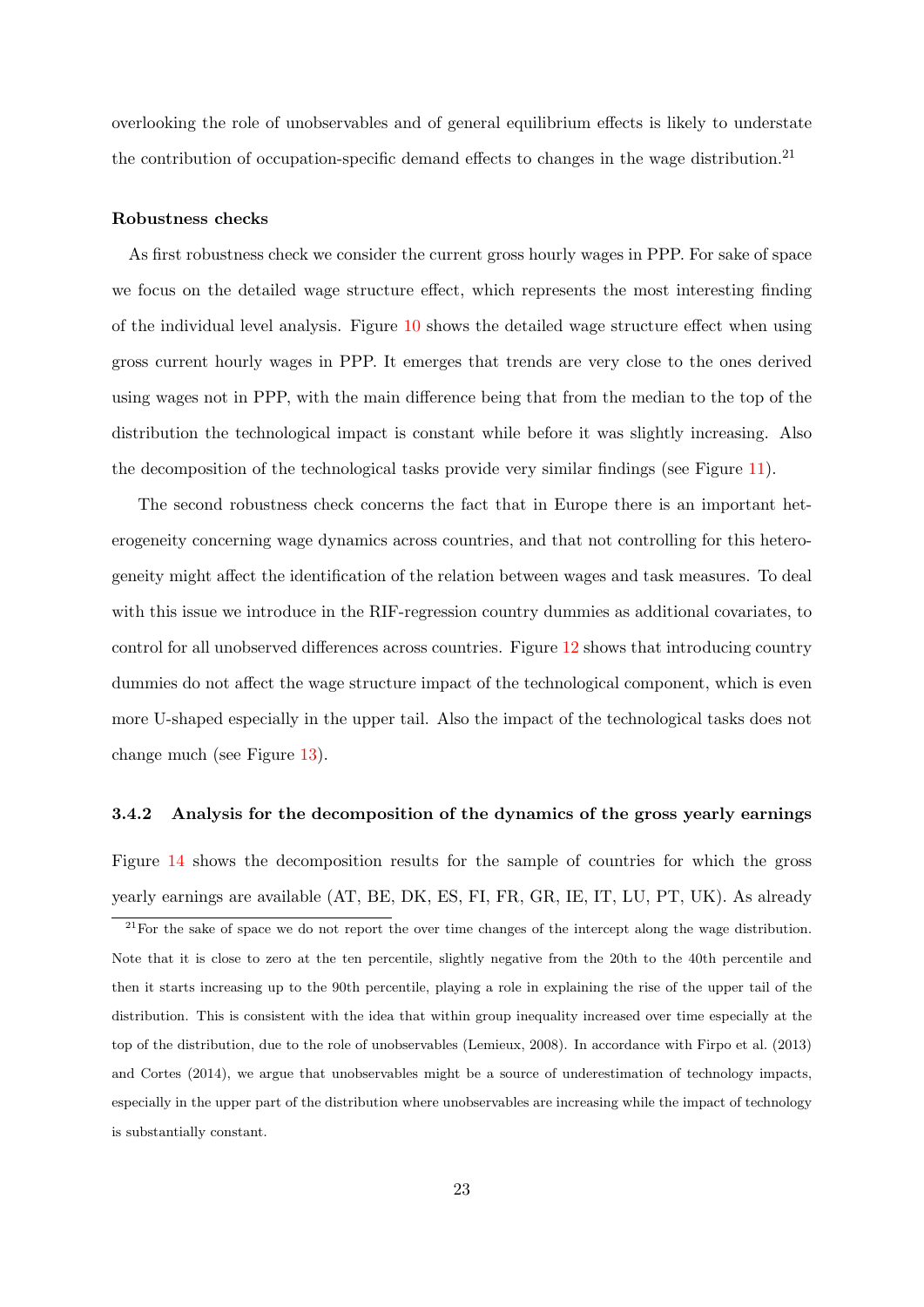overlooking the role of unobservables and of general equilibrium effects is likely to understate the contribution of occupation-specific demand effects to changes in the wage distribution.[21]

**Robustness checks**

As first robustness check we consider the current gross hourly wages in PPP. For sake of space we focus on the detailed wage structure effect, which represents the most interesting finding of the individual level analysis. Figure 10 shows the detailed wage structure effect when using gross current hourly wages in PPP. It emerges that trends are very close to the ones derived using wages not in PPP, with the main difference being that from the median to the top of the distribution the technological impact is constant while before it was slightly increasing. Also the decomposition of the technological tasks provide very similar findings (see Figure 11).

The second robustness check concerns the fact that in Europe there is an important heterogeneity concerning wage dynamics across countries, and that not controlling for this heterogeneity might affect the identification of the relation between wages and task measures. To deal with this issue we introduce in the RIF-regression country dummies as additional covariates, to control for all unobserved differences across countries. Figure 12 shows that introducing country dummies do not affect the wage structure impact of the technological component, which is even more U-shaped especially in the upper tail. Also the impact of the technological tasks does not change much (see Figure 13).

### 3.4.2 Analysis for the decomposition of the dynamics of the gross yearly earnings

Figure 14 shows the decomposition results for the sample of countries for which the gross yearly earnings are available (AT, BE, DK, ES, FI, FR, GR, IE, IT, LU, PT, UK). As already

[21] For the sake of space we do not report the over time changes of the intercept along the wage distribution. Note that it is close to zero at the ten percentile, slightly negative from the 20th to the 40th percentile and then it starts increasing up to the 90th percentile, playing a role in explaining the rise of the upper tail of the distribution. This is consistent with the idea that within group inequality increased over time especially at the top of the distribution, due to the role of unobservables (Lemieux, 2008). In accordance with Firpo et al. (2013) and Cortes (2014), we argue that unobservables might be a source of underestimation of technology impacts, especially in the upper part of the distribution where unobservables are increasing while the impact of technology is substantially constant.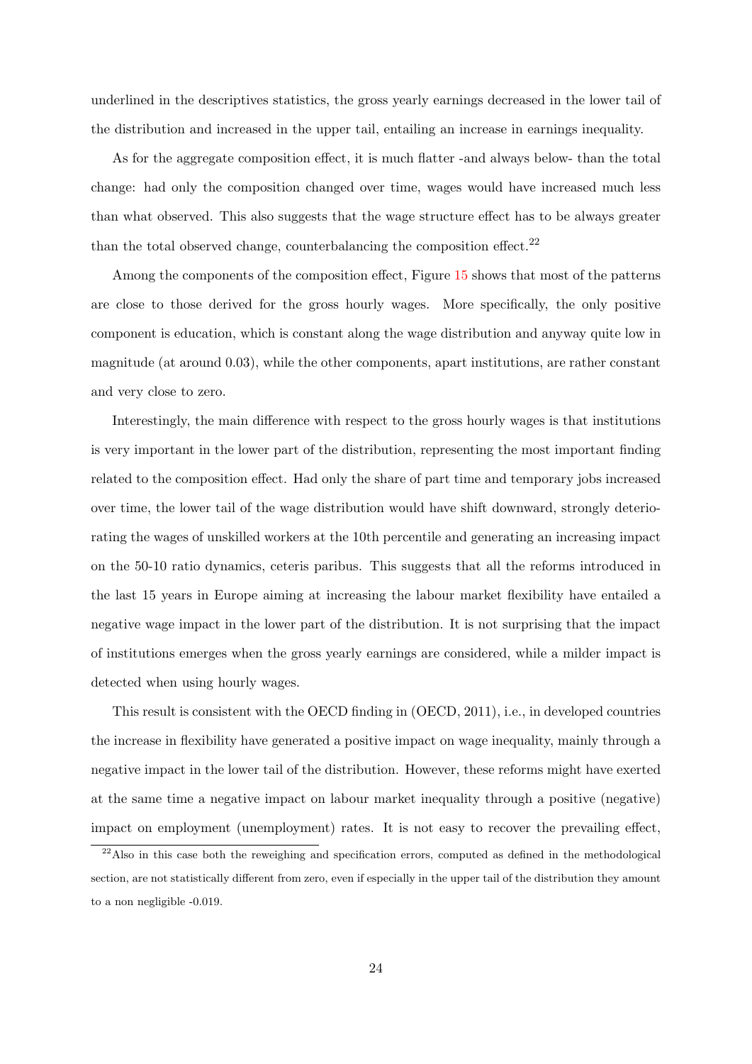underlined in the descriptives statistics, the gross yearly earnings decreased in the lower tail of the distribution and increased in the upper tail, entailing an increase in earnings inequality.

As for the aggregate composition effect, it is much flatter -and always below- than the total change: had only the composition changed over time, wages would have increased much less than what observed. This also suggests that the wage structure effect has to be always greater than the total observed change, counterbalancing the composition effect.[22]

Among the components of the composition effect, Figure 15 shows that most of the patterns are close to those derived for the gross hourly wages. More specifically, the only positive component is education, which is constant along the wage distribution and anyway quite low in magnitude (at around 0.03), while the other components, apart institutions, are rather constant and very close to zero.

Interestingly, the main difference with respect to the gross hourly wages is that institutions is very important in the lower part of the distribution, representing the most important finding related to the composition effect. Had only the share of part time and temporary jobs increased over time, the lower tail of the wage distribution would have shift downward, strongly deteriorating the wages of unskilled workers at the 10th percentile and generating an increasing impact on the 50-10 ratio dynamics, ceteris paribus. This suggests that all the reforms introduced in the last 15 years in Europe aiming at increasing the labour market flexibility have entailed a negative wage impact in the lower part of the distribution. It is not surprising that the impact of institutions emerges when the gross yearly earnings are considered, while a milder impact is detected when using hourly wages.

This result is consistent with the OECD finding in (OECD, 2011), i.e., in developed countries the increase in flexibility have generated a positive impact on wage inequality, mainly through a negative impact in the lower tail of the distribution. However, these reforms might have exerted at the same time a negative impact on labour market inequality through a positive (negative) impact on employment (unemployment) rates. It is not easy to recover the prevailing effect,

[22] Also in this case both the reweighing and specification errors, computed as defined in the methodological section, are not statistically different from zero, even if especially in the upper tail of the distribution they amount to a non negligible -0.019.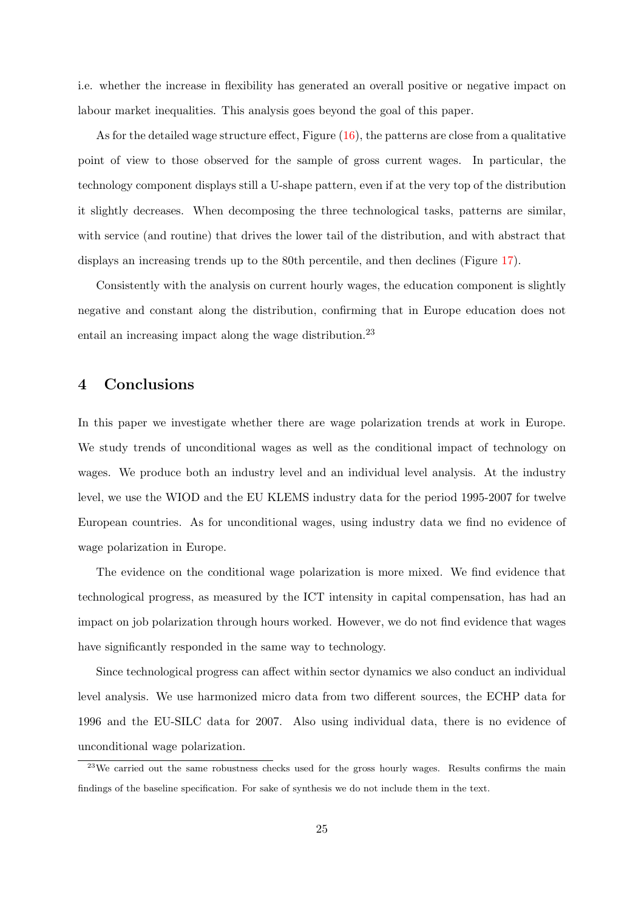i.e. whether the increase in flexibility has generated an overall positive or negative impact on labour market inequalities. This analysis goes beyond the goal of this paper.

As for the detailed wage structure effect, Figure (16), the patterns are close from a qualitative point of view to those observed for the sample of gross current wages. In particular, the technology component displays still a U-shape pattern, even if at the very top of the distribution it slightly decreases. When decomposing the three technological tasks, patterns are similar, with service (and routine) that drives the lower tail of the distribution, and with abstract that displays an increasing trends up to the 80th percentile, and then declines (Figure 17).

Consistently with the analysis on current hourly wages, the education component is slightly negative and constant along the distribution, confirming that in Europe education does not entail an increasing impact along the wage distribution.[23]

# 4 Conclusions

In this paper we investigate whether there are wage polarization trends at work in Europe. We study trends of unconditional wages as well as the conditional impact of technology on wages. We produce both an industry level and an individual level analysis. At the industry level, we use the WIOD and the EU KLEMS industry data for the period 1995-2007 for twelve European countries. As for unconditional wages, using industry data we find no evidence of wage polarization in Europe.

The evidence on the conditional wage polarization is more mixed. We find evidence that technological progress, as measured by the ICT intensity in capital compensation, has had an impact on job polarization through hours worked. However, we do not find evidence that wages have significantly responded in the same way to technology.

Since technological progress can affect within sector dynamics we also conduct an individual level analysis. We use harmonized micro data from two different sources, the ECHP data for 1996 and the EU-SILC data for 2007. Also using individual data, there is no evidence of unconditional wage polarization.

[23] We carried out the same robustness checks used for the gross hourly wages. Results confirms the main findings of the baseline specification. For sake of synthesis we do not include them in the text.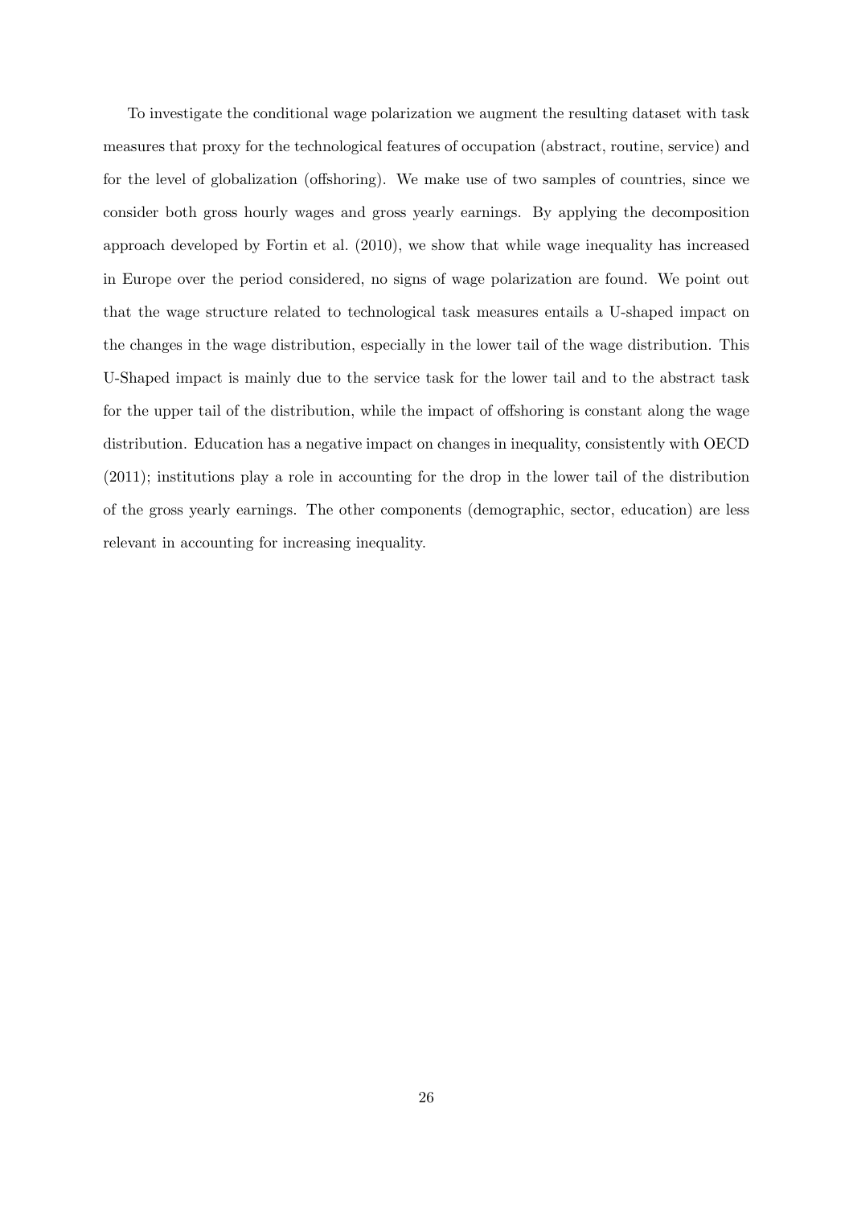To investigate the conditional wage polarization we augment the resulting dataset with task measures that proxy for the technological features of occupation (abstract, routine, service) and for the level of globalization (offshoring). We make use of two samples of countries, since we consider both gross hourly wages and gross yearly earnings. By applying the decomposition approach developed by Fortin et al. (2010), we show that while wage inequality has increased in Europe over the period considered, no signs of wage polarization are found. We point out that the wage structure related to technological task measures entails a U-shaped impact on the changes in the wage distribution, especially in the lower tail of the wage distribution. This U-Shaped impact is mainly due to the service task for the lower tail and to the abstract task for the upper tail of the distribution, while the impact of offshoring is constant along the wage distribution. Education has a negative impact on changes in inequality, consistently with OECD (2011); institutions play a role in accounting for the drop in the lower tail of the distribution of the gross yearly earnings. The other components (demographic, sector, education) are less relevant in accounting for increasing inequality.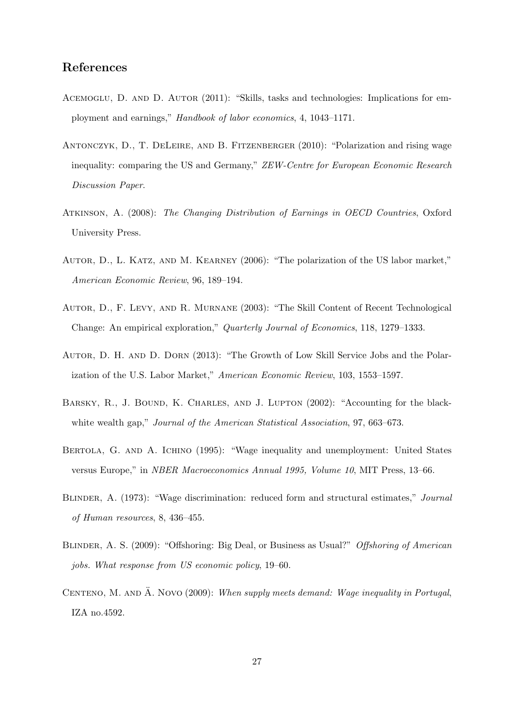## References

Acemoglu, D. and D. Autor (2011): "Skills, tasks and technologies: Implications for employment and earnings," *Handbook of labor economics*, 4, 1043–1171.

Antonczyk, D., T. DeLeire, and B. Fitzenberger (2010): "Polarization and rising wage inequality: comparing the US and Germany," *ZEW-Centre for European Economic Research Discussion Paper*.

Atkinson, A. (2008): *The Changing Distribution of Earnings in OECD Countries*, Oxford University Press.

Autor, D., L. Katz, and M. Kearney (2006): "The polarization of the US labor market," *American Economic Review*, 96, 189–194.

Autor, D., F. Levy, and R. Murnane (2003): "The Skill Content of Recent Technological Change: An empirical exploration," *Quarterly Journal of Economics*, 118, 1279–1333.

Autor, D. H. and D. Dorn (2013): "The Growth of Low Skill Service Jobs and the Polarization of the U.S. Labor Market," *American Economic Review*, 103, 1553–1597.

Barsky, R., J. Bound, K. Charles, and J. Lupton (2002): "Accounting for the black-white wealth gap," *Journal of the American Statistical Association*, 97, 663–673.

Bertola, G. and A. Ichino (1995): "Wage inequality and unemployment: United States versus Europe," in *NBER Macroeconomics Annual 1995, Volume 10*, MIT Press, 13–66.

Blinder, A. (1973): "Wage discrimination: reduced form and structural estimates," *Journal of Human resources*, 8, 436–455.

Blinder, A. S. (2009): "Offshoring: Big Deal, or Business as Usual?" *Offshoring of American jobs. What response from US economic policy*, 19–60.

Centeno, M. and Ä. Novo (2009): *When supply meets demand: Wage inequality in Portugal*, IZA no.4592.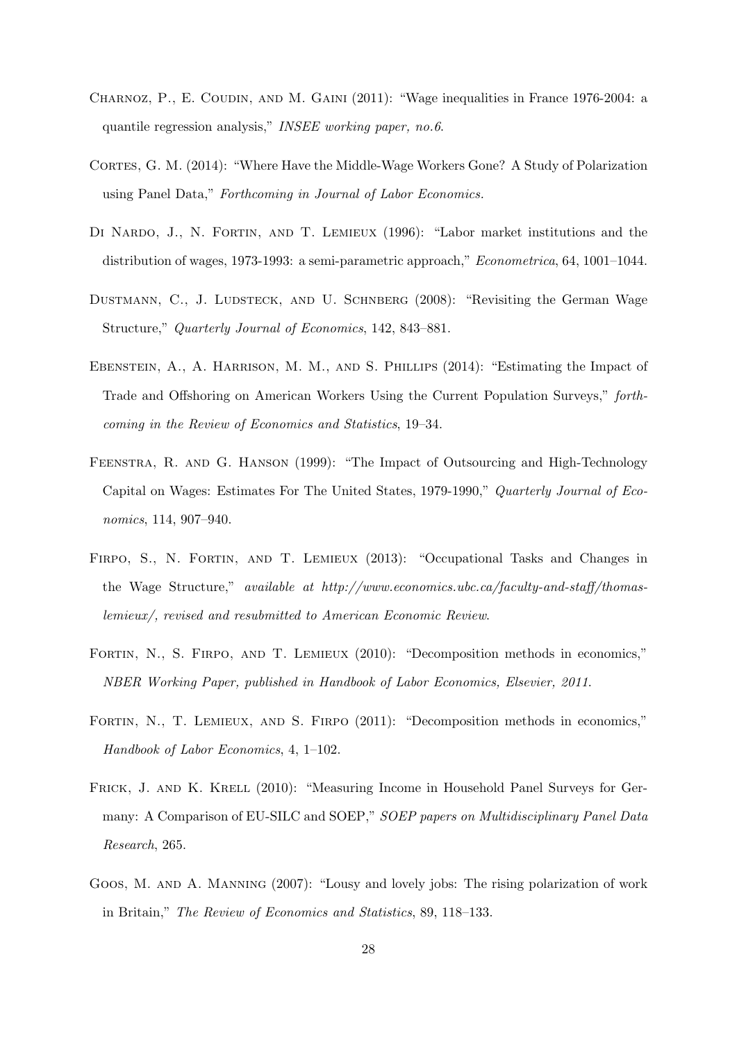Charnoz, P., E. Coudin, and M. Gaini (2011): "Wage inequalities in France 1976-2004: a quantile regression analysis," *INSEE working paper, no.6*.

Cortes, G. M. (2014): "Where Have the Middle-Wage Workers Gone? A Study of Polarization using Panel Data," *Forthcoming in Journal of Labor Economics.*

Di Nardo, J., N. Fortin, and T. Lemieux (1996): "Labor market institutions and the distribution of wages, 1973-1993: a semi-parametric approach," *Econometrica*, 64, 1001–1044.

Dustmann, C., J. Ludsteck, and U. Schnberg (2008): "Revisiting the German Wage Structure," *Quarterly Journal of Economics*, 142, 843–881.

Ebenstein, A., A. Harrison, M. M., and S. Phillips (2014): "Estimating the Impact of Trade and Offshoring on American Workers Using the Current Population Surveys," *forthcoming in the Review of Economics and Statistics*, 19–34.

Feenstra, R. and G. Hanson (1999): "The Impact of Outsourcing and High-Technology Capital on Wages: Estimates For The United States, 1979-1990," *Quarterly Journal of Economics*, 114, 907–940.

Firpo, S., N. Fortin, and T. Lemieux (2013): "Occupational Tasks and Changes in the Wage Structure," *available at http://www.economics.ubc.ca/faculty-and-staff/thomas-lemieux/, revised and resubmitted to American Economic Review*.

Fortin, N., S. Firpo, and T. Lemieux (2010): "Decomposition methods in economics," *NBER Working Paper, published in Handbook of Labor Economics, Elsevier, 2011*.

Fortin, N., T. Lemieux, and S. Firpo (2011): "Decomposition methods in economics," *Handbook of Labor Economics*, 4, 1–102.

Frick, J. and K. Krell (2010): "Measuring Income in Household Panel Surveys for Germany: A Comparison of EU-SILC and SOEP," *SOEP papers on Multidisciplinary Panel Data Research*, 265.

Goos, M. and A. Manning (2007): "Lousy and lovely jobs: The rising polarization of work in Britain," *The Review of Economics and Statistics*, 89, 118–133.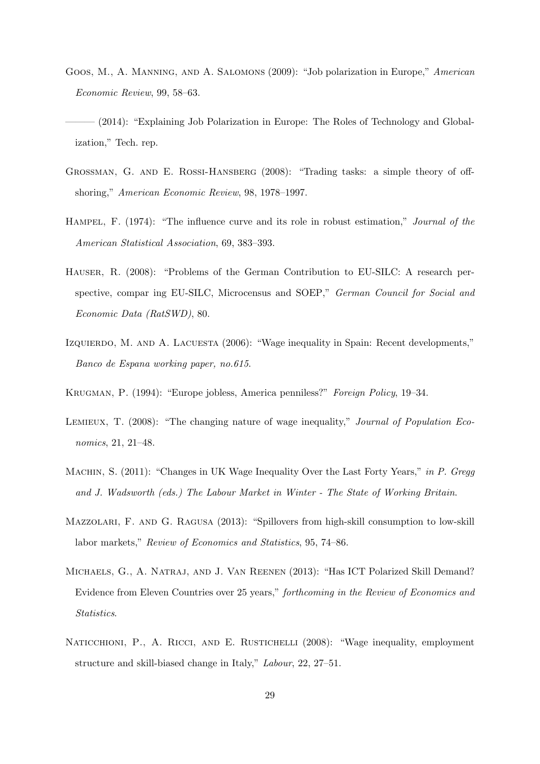Goos, M., A. Manning, and A. Salomons (2009): "Job polarization in Europe," *American Economic Review*, 99, 58–63.

——— (2014): "Explaining Job Polarization in Europe: The Roles of Technology and Globalization," Tech. rep.

Grossman, G. and E. Rossi-Hansberg (2008): "Trading tasks: a simple theory of offshoring," *American Economic Review*, 98, 1978–1997.

Hampel, F. (1974): "The influence curve and its role in robust estimation," *Journal of the American Statistical Association*, 69, 383–393.

Hauser, R. (2008): "Problems of the German Contribution to EU-SILC: A research perspective, compar ing EU-SILC, Microcensus and SOEP," *German Council for Social and Economic Data (RatSWD)*, 80.

Izquierdo, M. and A. Lacuesta (2006): "Wage inequality in Spain: Recent developments," *Banco de Espana working paper, no.615.*

Krugman, P. (1994): "Europe jobless, America penniless?" *Foreign Policy*, 19–34.

Lemieux, T. (2008): "The changing nature of wage inequality," *Journal of Population Economics*, 21, 21–48.

Machin, S. (2011): "Changes in UK Wage Inequality Over the Last Forty Years," *in P. Gregg and J. Wadsworth (eds.) The Labour Market in Winter - The State of Working Britain*.

Mazzolari, F. and G. Ragusa (2013): "Spillovers from high-skill consumption to low-skill labor markets," *Review of Economics and Statistics*, 95, 74–86.

Michaels, G., A. Natraj, and J. Van Reenen (2013): "Has ICT Polarized Skill Demand? Evidence from Eleven Countries over 25 years," *forthcoming in the Review of Economics and Statistics*.

Naticchioni, P., A. Ricci, and E. Rustichelli (2008): "Wage inequality, employment structure and skill-biased change in Italy," *Labour*, 22, 27–51.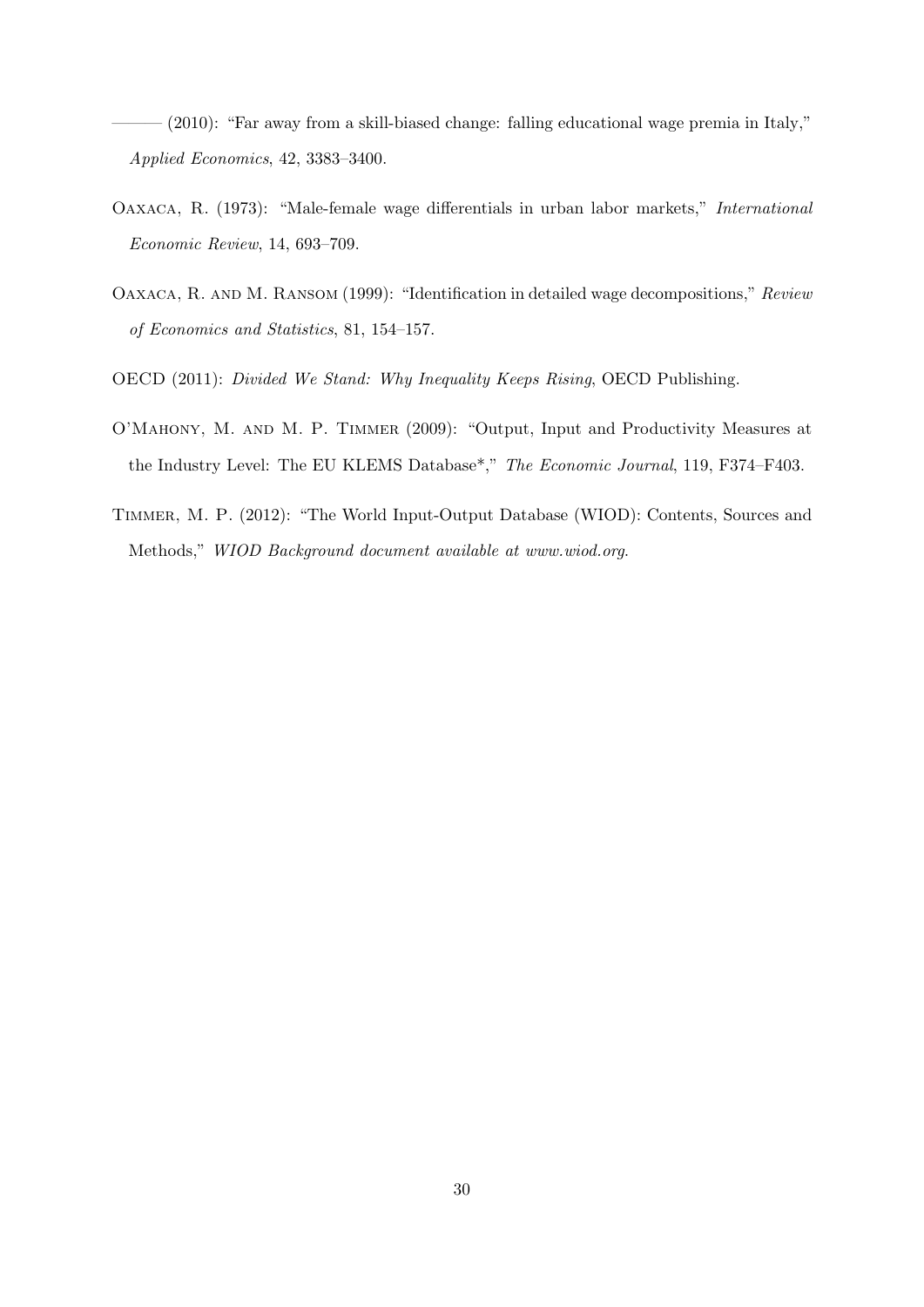——— (2010): "Far away from a skill-biased change: falling educational wage premia in Italy," *Applied Economics*, 42, 3383–3400.

Oaxaca, R. (1973): "Male-female wage differentials in urban labor markets," *International Economic Review*, 14, 693–709.

Oaxaca, R. and M. Ransom (1999): "Identification in detailed wage decompositions," *Review of Economics and Statistics*, 81, 154–157.

OECD (2011): *Divided We Stand: Why Inequality Keeps Rising*, OECD Publishing.

O'Mahony, M. and M. P. Timmer (2009): "Output, Input and Productivity Measures at the Industry Level: The EU KLEMS Database*," *The Economic Journal*, 119, F374–F403.

Timmer, M. P. (2012): "The World Input-Output Database (WIOD): Contents, Sources and Methods," *WIOD Background document available at www.wiod.org*.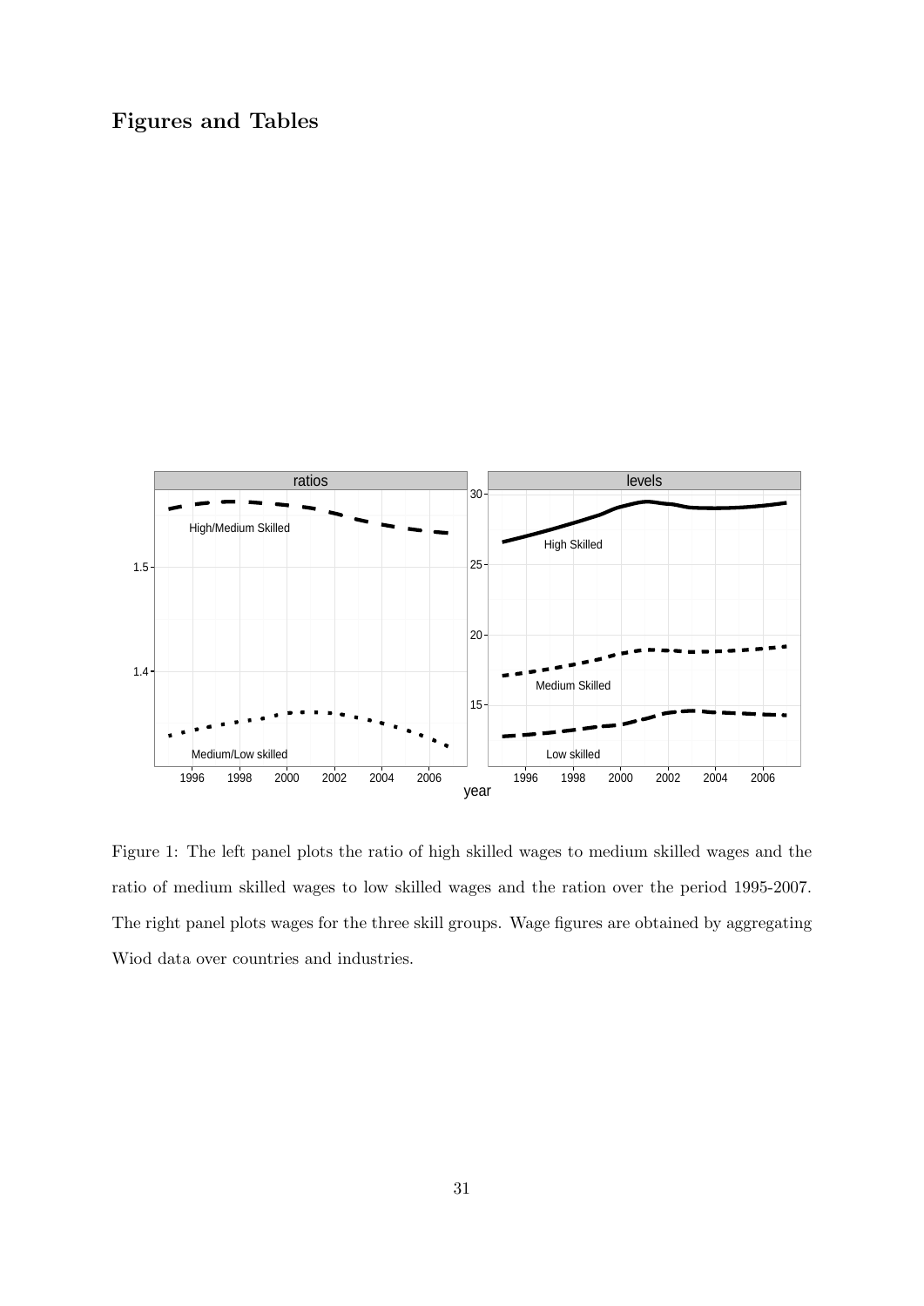## Figures and Tables

Figure 1: The left panel plots the ratio of high skilled wages to medium skilled wages and the ratio of medium skilled wages to low skilled wages and the ration over the period 1995-2007. The right panel plots wages for the three skill groups. Wage figures are obtained by aggregating Wiod data over countries and industries.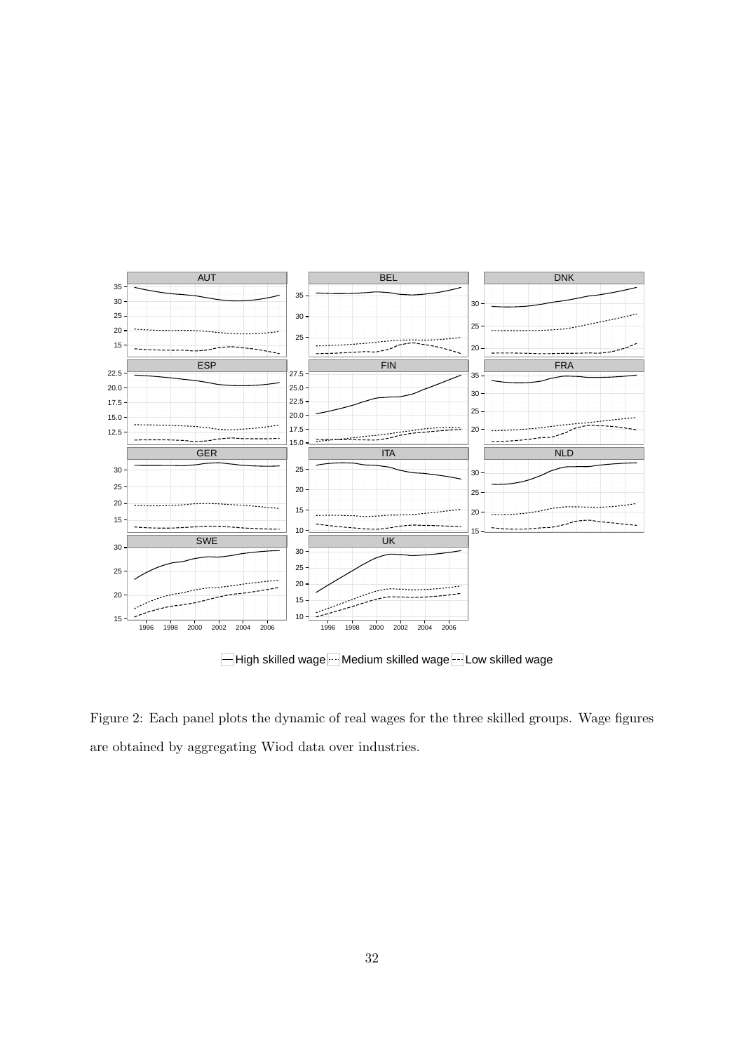Figure 2: Each panel plots the dynamic of real wages for the three skilled groups. Wage figures are obtained by aggregating Wiod data over industries.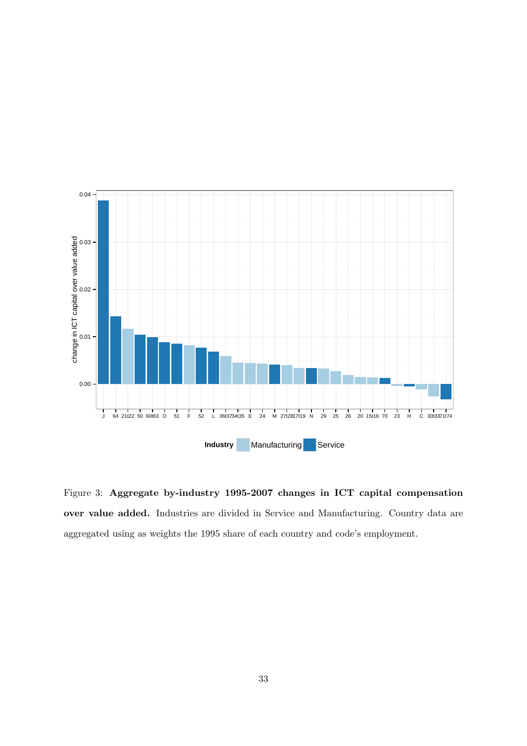Figure 3: **Aggregate by-industry 1995-2007 changes in ICT capital compensation over value added.** Industries are divided in Service and Manufacturing. Country data are aggregated using as weights the 1995 share of each country and code's employment.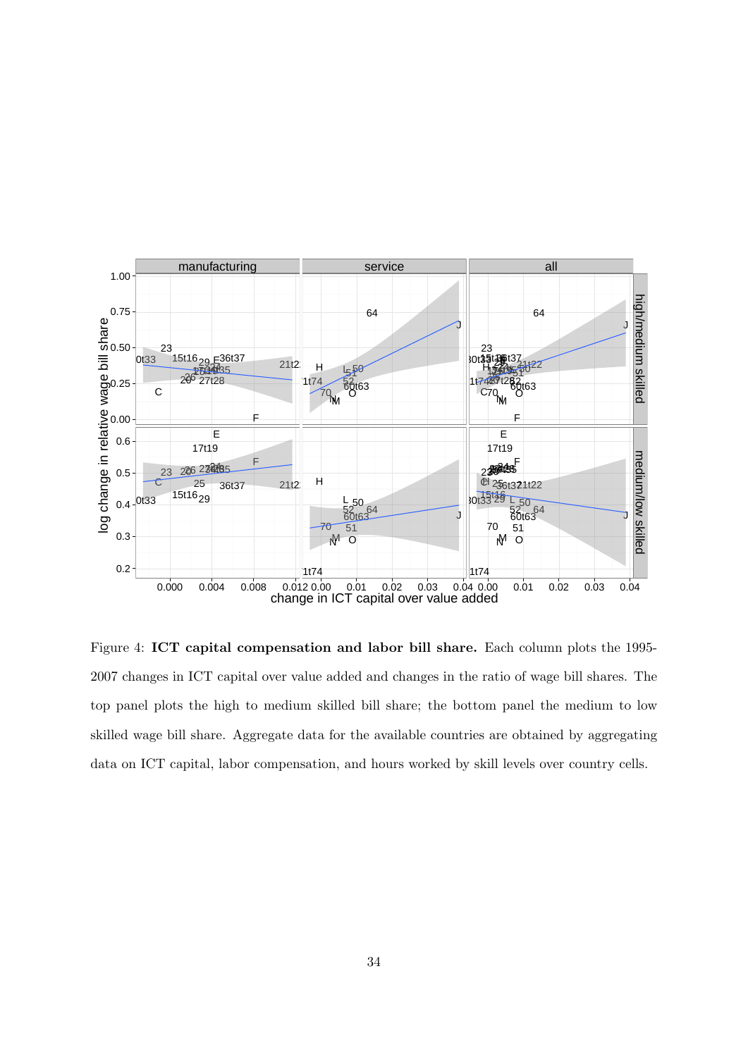Figure 4: **ICT capital compensation and labor bill share.** Each column plots the 1995-2007 changes in ICT capital over value added and changes in the ratio of wage bill shares. The top panel plots the high to medium skilled bill share; the bottom panel the medium to low skilled wage bill share. Aggregate data for the available countries are obtained by aggregating data on ICT capital, labor compensation, and hours worked by skill levels over country cells.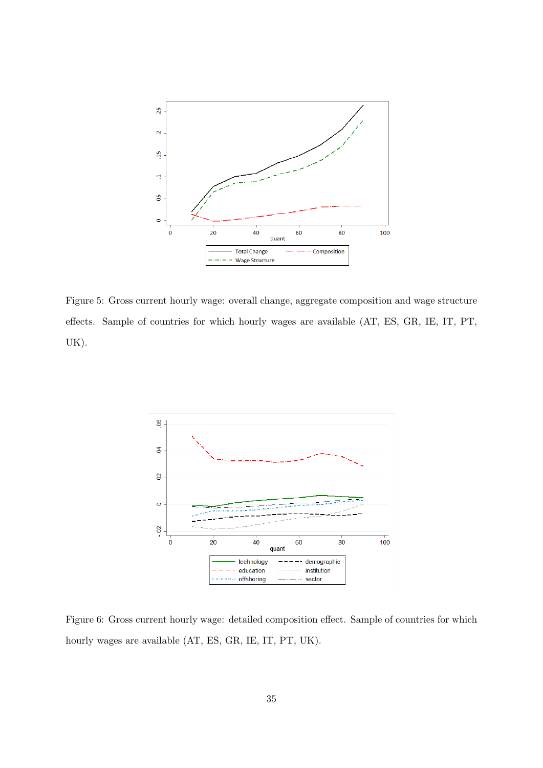Figure 5: Gross current hourly wage: overall change, aggregate composition and wage structure effects. Sample of countries for which hourly wages are available (AT, ES, GR, IE, IT, PT, UK).

Figure 6: Gross current hourly wage: detailed composition effect. Sample of countries for which hourly wages are available (AT, ES, GR, IE, IT, PT, UK).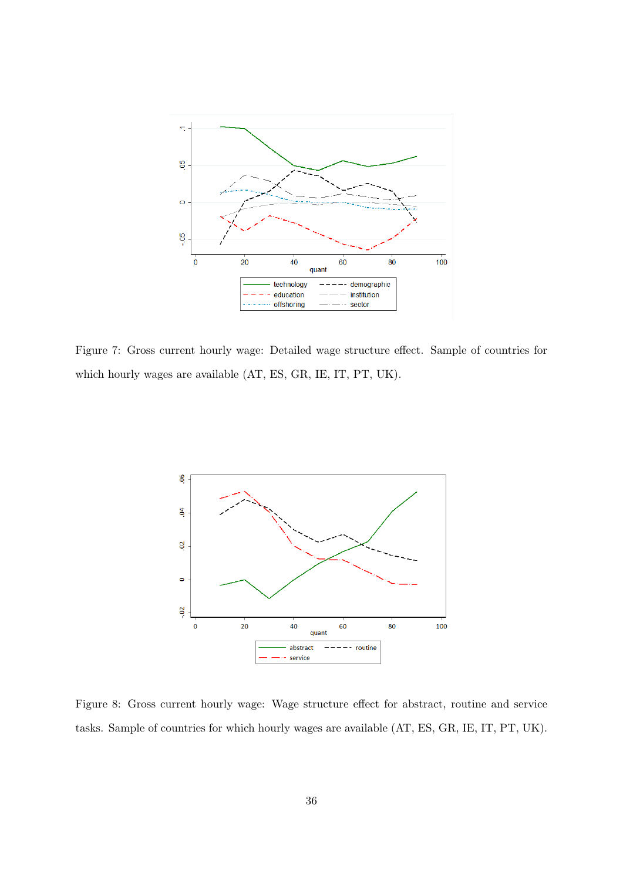Figure 7: Gross current hourly wage: Detailed wage structure effect. Sample of countries for which hourly wages are available (AT, ES, GR, IE, IT, PT, UK).

Figure 8: Gross current hourly wage: Wage structure effect for abstract, routine and service tasks. Sample of countries for which hourly wages are available (AT, ES, GR, IE, IT, PT, UK).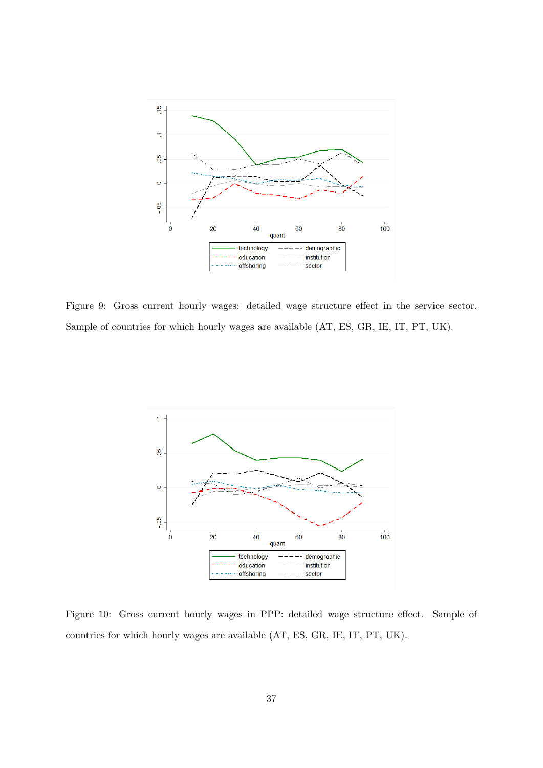Figure 9: Gross current hourly wages: detailed wage structure effect in the service sector. Sample of countries for which hourly wages are available (AT, ES, GR, IE, IT, PT, UK).

Figure 10: Gross current hourly wages in PPP: detailed wage structure effect. Sample of countries for which hourly wages are available (AT, ES, GR, IE, IT, PT, UK).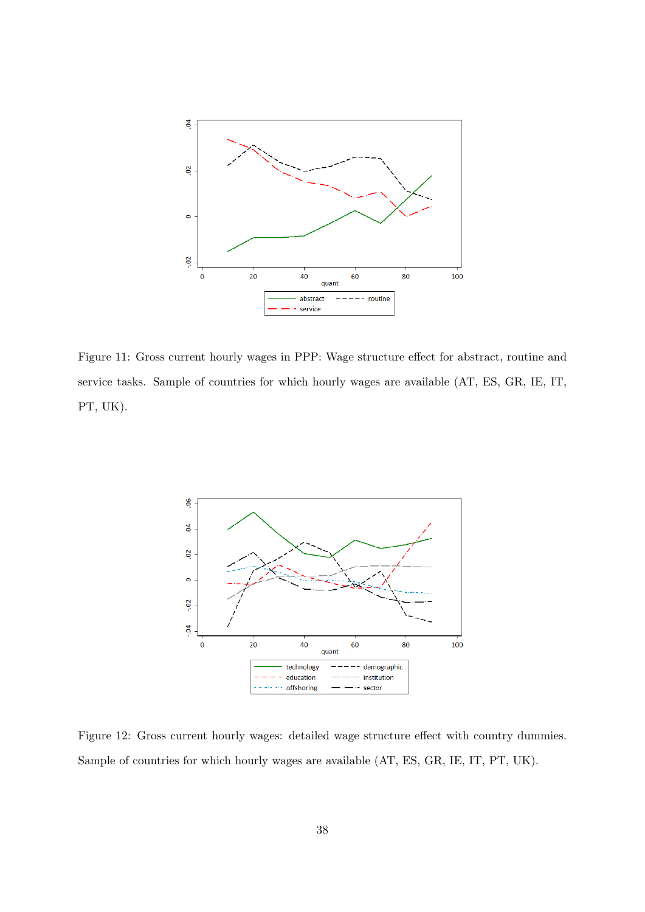Figure 11: Gross current hourly wages in PPP: Wage structure effect for abstract, routine and service tasks. Sample of countries for which hourly wages are available (AT, ES, GR, IE, IT, PT, UK).

Figure 12: Gross current hourly wages: detailed wage structure effect with country dummies. Sample of countries for which hourly wages are available (AT, ES, GR, IE, IT, PT, UK).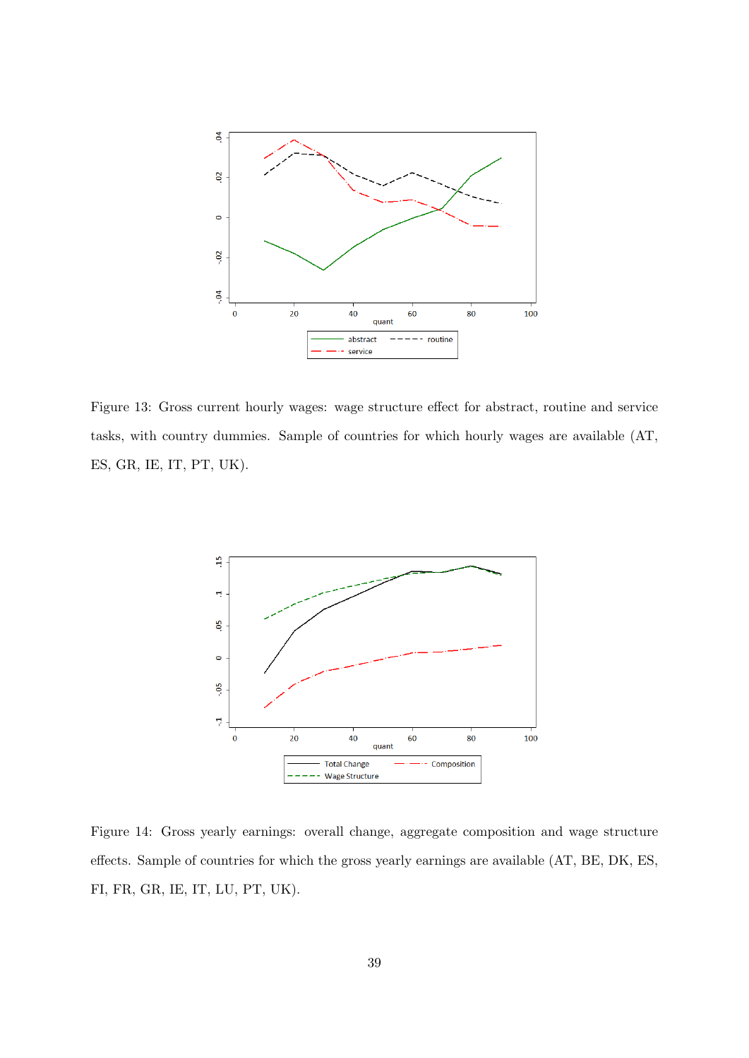Figure 13: Gross current hourly wages: wage structure effect for abstract, routine and service tasks, with country dummies. Sample of countries for which hourly wages are available (AT, ES, GR, IE, IT, PT, UK).

Figure 14: Gross yearly earnings: overall change, aggregate composition and wage structure effects. Sample of countries for which the gross yearly earnings are available (AT, BE, DK, ES, FI, FR, GR, IE, IT, LU, PT, UK).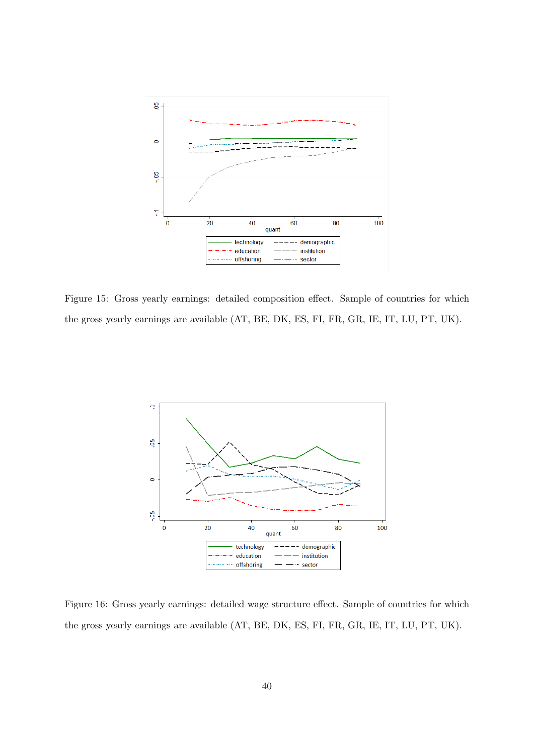Figure 15: Gross yearly earnings: detailed composition effect. Sample of countries for which the gross yearly earnings are available (AT, BE, DK, ES, FI, FR, GR, IE, IT, LU, PT, UK).

Figure 16: Gross yearly earnings: detailed wage structure effect. Sample of countries for which the gross yearly earnings are available (AT, BE, DK, ES, FI, FR, GR, IE, IT, LU, PT, UK).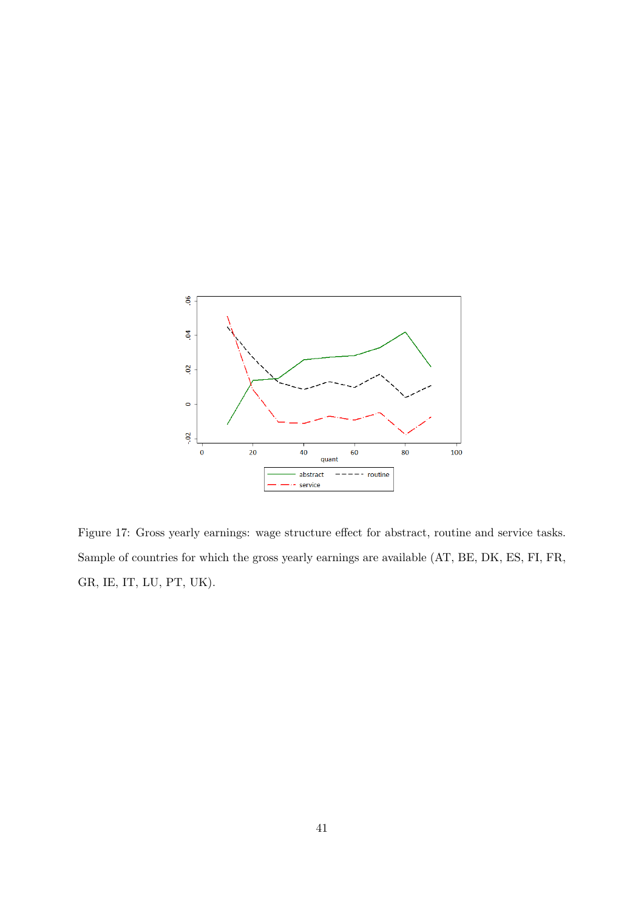Figure 17: Gross yearly earnings: wage structure effect for abstract, routine and service tasks. Sample of countries for which the gross yearly earnings are available (AT, BE, DK, ES, FI, FR, GR, IE, IT, LU, PT, UK).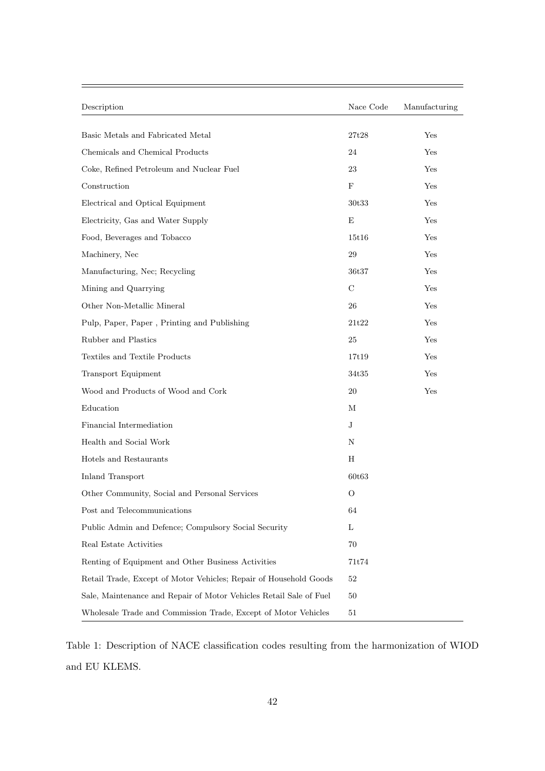| Description | Nace Code | Manufacturing |
|---|---|---|
| Basic Metals and Fabricated Metal | 27t28 | Yes |
| Chemicals and Chemical Products | 24 | Yes |
| Coke, Refined Petroleum and Nuclear Fuel | 23 | Yes |
| Construction | F | Yes |
| Electrical and Optical Equipment | 30t33 | Yes |
| Electricity, Gas and Water Supply | E | Yes |
| Food, Beverages and Tobacco | 15t16 | Yes |
| Machinery, Nec | 29 | Yes |
| Manufacturing, Nec; Recycling | 36t37 | Yes |
| Mining and Quarrying | C | Yes |
| Other Non-Metallic Mineral | 26 | Yes |
| Pulp, Paper, Paper , Printing and Publishing | 21t22 | Yes |
| Rubber and Plastics | 25 | Yes |
| Textiles and Textile Products | 17t19 | Yes |
| Transport Equipment | 34t35 | Yes |
| Wood and Products of Wood and Cork | 20 | Yes |
| Education | M | |
| Financial Intermediation | J | |
| Health and Social Work | N | |
| Hotels and Restaurants | H | |
| Inland Transport | 60t63 | |
| Other Community, Social and Personal Services | O | |
| Post and Telecommunications | 64 | |
| Public Admin and Defence; Compulsory Social Security | L | |
| Real Estate Activities | 70 | |
| Renting of Equipment and Other Business Activities | 71t74 | |
| Retail Trade, Except of Motor Vehicles; Repair of Household Goods | 52 | |
| Sale, Maintenance and Repair of Motor Vehicles Retail Sale of Fuel | 50 | |
| Wholesale Trade and Commission Trade, Except of Motor Vehicles | 51 | |

Table 1: Description of NACE classification codes resulting from the harmonization of WIOD and EU KLEMS.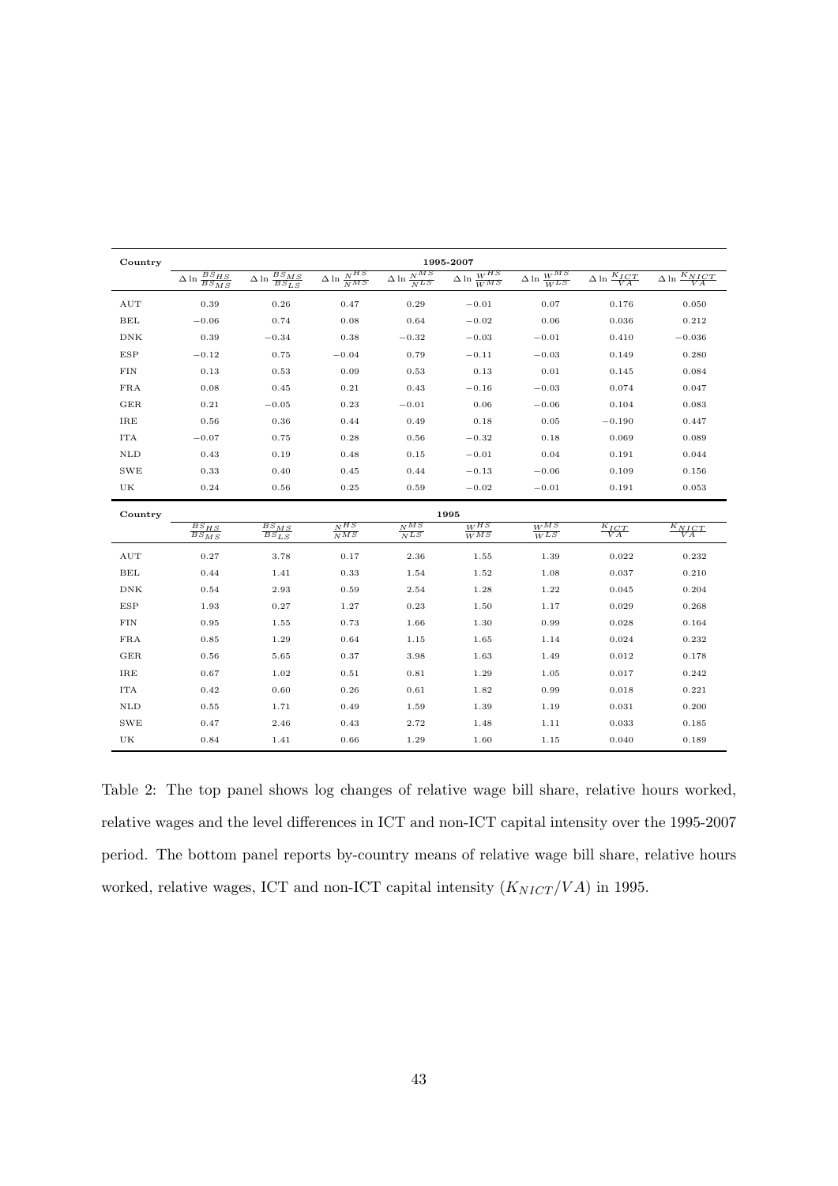| Country | 1995-2007 | | | | | | | |
|---|---|---|---|---|---|---|---|---|
| | $\Delta \ln \frac{BS_{HS}}{BS_{MS}}$ | $\Delta \ln \frac{BS_{MS}}{BS_{LS}}$ | $\Delta \ln \frac{N^{HS}}{N^{MS}}$ | $\Delta \ln \frac{N^{MS}}{N^{LS}}$ | $\Delta \ln \frac{W^{HS}}{W^{MS}}$ | $\Delta \ln \frac{W^{MS}}{W^{LS}}$ | $\Delta \ln \frac{K_{ICT}}{VA}$ | $\Delta \ln \frac{K_{NICT}}{VA}$ |
| AUT | 0.39 | 0.26 | 0.47 | 0.29 | $-0.01$ | 0.07 | 0.176 | 0.050 |
| BEL | $-0.06$ | 0.74 | 0.08 | 0.64 | $-0.02$ | 0.06 | 0.036 | 0.212 |
| DNK | 0.39 | $-0.34$ | 0.38 | $-0.32$ | $-0.03$ | $-0.01$ | 0.410 | $-0.036$ |
| ESP | $-0.12$ | 0.75 | $-0.04$ | 0.79 | $-0.11$ | $-0.03$ | 0.149 | 0.280 |
| FIN | 0.13 | 0.53 | 0.09 | 0.53 | 0.13 | 0.01 | 0.145 | 0.084 |
| FRA | 0.08 | 0.45 | 0.21 | 0.43 | $-0.16$ | $-0.03$ | 0.074 | 0.047 |
| GER | 0.21 | $-0.05$ | 0.23 | $-0.01$ | 0.06 | $-0.06$ | 0.104 | 0.083 |
| IRE | 0.56 | 0.36 | 0.44 | 0.49 | 0.18 | 0.05 | $-0.190$ | 0.447 |
| ITA | $-0.07$ | 0.75 | 0.28 | 0.56 | $-0.32$ | 0.18 | 0.069 | 0.089 |
| NLD | 0.43 | 0.19 | 0.48 | 0.15 | $-0.01$ | 0.04 | 0.191 | 0.044 |
| SWE | 0.33 | 0.40 | 0.45 | 0.44 | $-0.13$ | $-0.06$ | 0.109 | 0.156 |
| UK | 0.24 | 0.56 | 0.25 | 0.59 | $-0.02$ | $-0.01$ | 0.191 | 0.053 |

| Country | 1995 | | | | | | | |
|---|---|---|---|---|---|---|---|---|
| | $\frac{BS_{HS}}{BS_{MS}}$ | $\frac{BS_{MS}}{BS_{LS}}$ | $\frac{N^{HS}}{N^{MS}}$ | $\frac{N^{MS}}{N^{LS}}$ | $\frac{W^{HS}}{W^{MS}}$ | $\frac{W^{MS}}{W^{LS}}$ | $\frac{K_{ICT}}{VA}$ | $\frac{K_{NICT}}{VA}$ |
| AUT | 0.27 | 3.78 | 0.17 | 2.36 | 1.55 | 1.39 | 0.022 | 0.232 |
| BEL | 0.44 | 1.41 | 0.33 | 1.54 | 1.52 | 1.08 | 0.037 | 0.210 |
| DNK | 0.54 | 2.93 | 0.59 | 2.54 | 1.28 | 1.22 | 0.045 | 0.204 |
| ESP | 1.93 | 0.27 | 1.27 | 0.23 | 1.50 | 1.17 | 0.029 | 0.268 |
| FIN | 0.95 | 1.55 | 0.73 | 1.66 | 1.30 | 0.99 | 0.028 | 0.164 |
| FRA | 0.85 | 1.29 | 0.64 | 1.15 | 1.65 | 1.14 | 0.024 | 0.232 |
| GER | 0.56 | 5.65 | 0.37 | 3.98 | 1.63 | 1.49 | 0.012 | 0.178 |
| IRE | 0.67 | 1.02 | 0.51 | 0.81 | 1.29 | 1.05 | 0.017 | 0.242 |
| ITA | 0.42 | 0.60 | 0.26 | 0.61 | 1.82 | 0.99 | 0.018 | 0.221 |
| NLD | 0.55 | 1.71 | 0.49 | 1.59 | 1.39 | 1.19 | 0.031 | 0.200 |
| SWE | 0.47 | 2.46 | 0.43 | 2.72 | 1.48 | 1.11 | 0.033 | 0.185 |
| UK | 0.84 | 1.41 | 0.66 | 1.29 | 1.60 | 1.15 | 0.040 | 0.189 |

Table 2: The top panel shows log changes of relative wage bill share, relative hours worked, relative wages and the level differences in ICT and non-ICT capital intensity over the 1995-2007 period. The bottom panel reports by-country means of relative wage bill share, relative hours worked, relative wages, ICT and non-ICT capital intensity ($K_{NICT}/VA$) in 1995.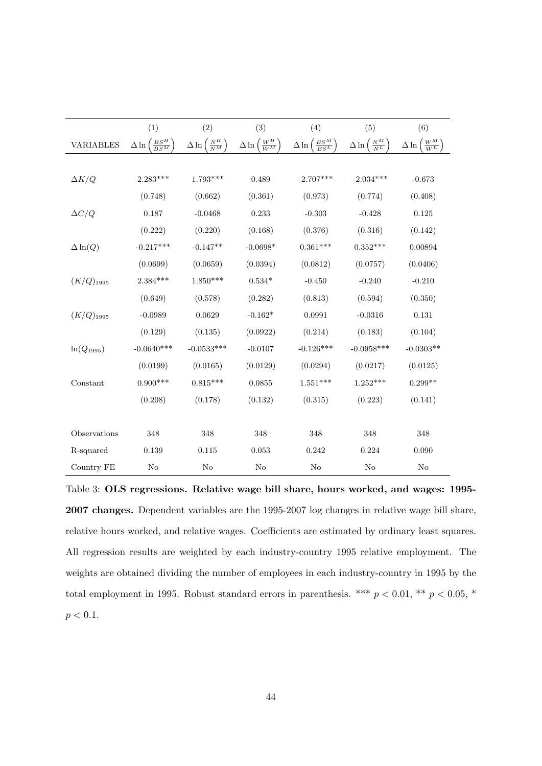| | (1) | (2) | (3) | (4) | (5) | (6) |
|---|---|---|---|---|---|---|
| VARIABLES | $\Delta \ln\left(\frac{BS^H}{BS^M}\right)$ | $\Delta \ln\left(\frac{N^H}{N^M}\right)$ | $\Delta \ln\left(\frac{W^H}{W^M}\right)$ | $\Delta \ln\left(\frac{BS^M}{BS^L}\right)$ | $\Delta \ln\left(\frac{N^M}{N^L}\right)$ | $\Delta \ln\left(\frac{W^M}{W^L}\right)$ |
| | | | | | | |
| $\Delta K/Q$ | 2.283*** | 1.793*** | 0.489 | -2.707*** | -2.034*** | -0.673 |
| | (0.748) | (0.662) | (0.361) | (0.973) | (0.774) | (0.408) |
| $\Delta C/Q$ | 0.187 | -0.0468 | 0.233 | -0.303 | -0.428 | 0.125 |
| | (0.222) | (0.220) | (0.168) | (0.376) | (0.316) | (0.142) |
| $\Delta \ln(Q)$ | -0.217*** | -0.147** | -0.0698* | 0.361*** | 0.352*** | 0.00894 |
| | (0.0699) | (0.0659) | (0.0394) | (0.0812) | (0.0757) | (0.0406) |
| $(K/Q)_{1995}$ | 2.384*** | 1.850*** | 0.534* | -0.450 | -0.240 | -0.210 |
| | (0.649) | (0.578) | (0.282) | (0.813) | (0.594) | (0.350) |
| $(K/Q)_{1995}$ | -0.0989 | 0.0629 | -0.162* | 0.0991 | -0.0316 | 0.131 |
| | (0.129) | (0.135) | (0.0922) | (0.214) | (0.183) | (0.104) |
| $\ln(Q_{1995})$ | -0.0640*** | -0.0533*** | -0.0107 | -0.126*** | -0.0958*** | -0.0303** |
| | (0.0199) | (0.0165) | (0.0129) | (0.0294) | (0.0217) | (0.0125) |
| Constant | 0.900*** | 0.815*** | 0.0855 | 1.551*** | 1.252*** | 0.299** |
| | (0.208) | (0.178) | (0.132) | (0.315) | (0.223) | (0.141) |
| | | | | | | |
| Observations | 348 | 348 | 348 | 348 | 348 | 348 |
| R-squared | 0.139 | 0.115 | 0.053 | 0.242 | 0.224 | 0.090 |
| Country FE | No | No | No | No | No | No |

Table 3: **OLS regressions. Relative wage bill share, hours worked, and wages: 1995-2007 changes.** Dependent variables are the 1995-2007 log changes in relative wage bill share, relative hours worked, and relative wages. Coefficients are estimated by ordinary least squares. All regression results are weighted by each industry-country 1995 relative employment. The weights are obtained dividing the number of employees in each industry-country in 1995 by the total employment in 1995. Robust standard errors in parenthesis. *** $p < 0.01$, ** $p < 0.05$, * $p < 0.1$.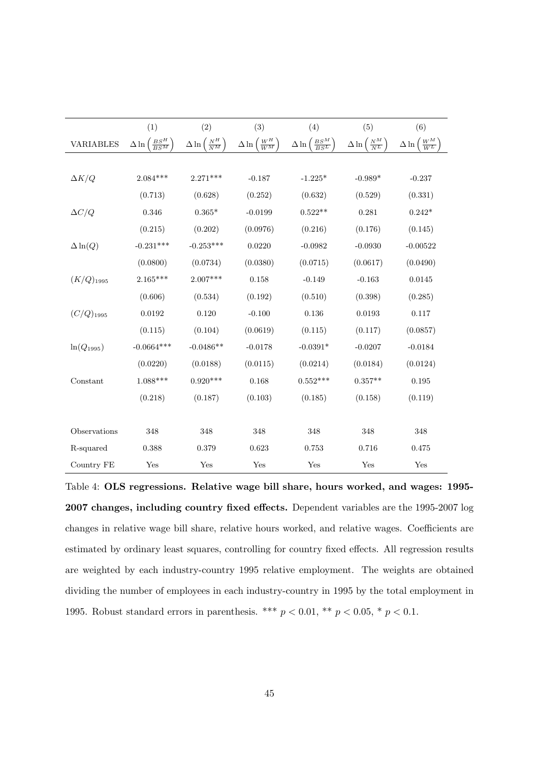| | (1) | (2) | (3) | (4) | (5) | (6) |
|---|---|---|---|---|---|---|
| VARIABLES | $\Delta \ln\left(\frac{BS^H}{BS^M}\right)$ | $\Delta \ln\left(\frac{N^H}{N^M}\right)$ | $\Delta \ln\left(\frac{W^H}{W^M}\right)$ | $\Delta \ln\left(\frac{BS^M}{BS^L}\right)$ | $\Delta \ln\left(\frac{N^M}{N^L}\right)$ | $\Delta \ln\left(\frac{W^M}{W^L}\right)$ |
| $\Delta K/Q$ | 2.084*** | 2.271*** | -0.187 | -1.225* | -0.989* | -0.237 |
| | (0.713) | (0.628) | (0.252) | (0.632) | (0.529) | (0.331) |
| $\Delta C/Q$ | 0.346 | 0.365* | -0.0199 | 0.522** | 0.281 | 0.242* |
| | (0.215) | (0.202) | (0.0976) | (0.216) | (0.176) | (0.145) |
| $\Delta \ln(Q)$ | -0.231*** | -0.253*** | 0.0220 | -0.0982 | -0.0930 | -0.00522 |
| | (0.0800) | (0.0734) | (0.0380) | (0.0715) | (0.0617) | (0.0490) |
| $(K/Q)_{1995}$ | 2.165*** | 2.007*** | 0.158 | -0.149 | -0.163 | 0.0145 |
| | (0.606) | (0.534) | (0.192) | (0.510) | (0.398) | (0.285) |
| $(C/Q)_{1995}$ | 0.0192 | 0.120 | -0.100 | 0.136 | 0.0193 | 0.117 |
| | (0.115) | (0.104) | (0.0619) | (0.115) | (0.117) | (0.0857) |
| $\ln(Q_{1995})$ | -0.0664*** | -0.0486** | -0.0178 | -0.0391* | -0.0207 | -0.0184 |
| | (0.0220) | (0.0188) | (0.0115) | (0.0214) | (0.0184) | (0.0124) |
| Constant | 1.088*** | 0.920*** | 0.168 | 0.552*** | 0.357** | 0.195 |
| | (0.218) | (0.187) | (0.103) | (0.185) | (0.158) | (0.119) |
| Observations | 348 | 348 | 348 | 348 | 348 | 348 |
| R-squared | 0.388 | 0.379 | 0.623 | 0.753 | 0.716 | 0.475 |
| Country FE | Yes | Yes | Yes | Yes | Yes | Yes |

Table 4: **OLS regressions. Relative wage bill share, hours worked, and wages: 1995-2007 changes, including country fixed effects.** Dependent variables are the 1995-2007 log changes in relative wage bill share, relative hours worked, and relative wages. Coefficients are estimated by ordinary least squares, controlling for country fixed effects. All regression results are weighted by each industry-country 1995 relative employment. The weights are obtained dividing the number of employees in each industry-country in 1995 by the total employment in 1995. Robust standard errors in parenthesis. *** $p < 0.01$, ** $p < 0.05$, * $p < 0.1$.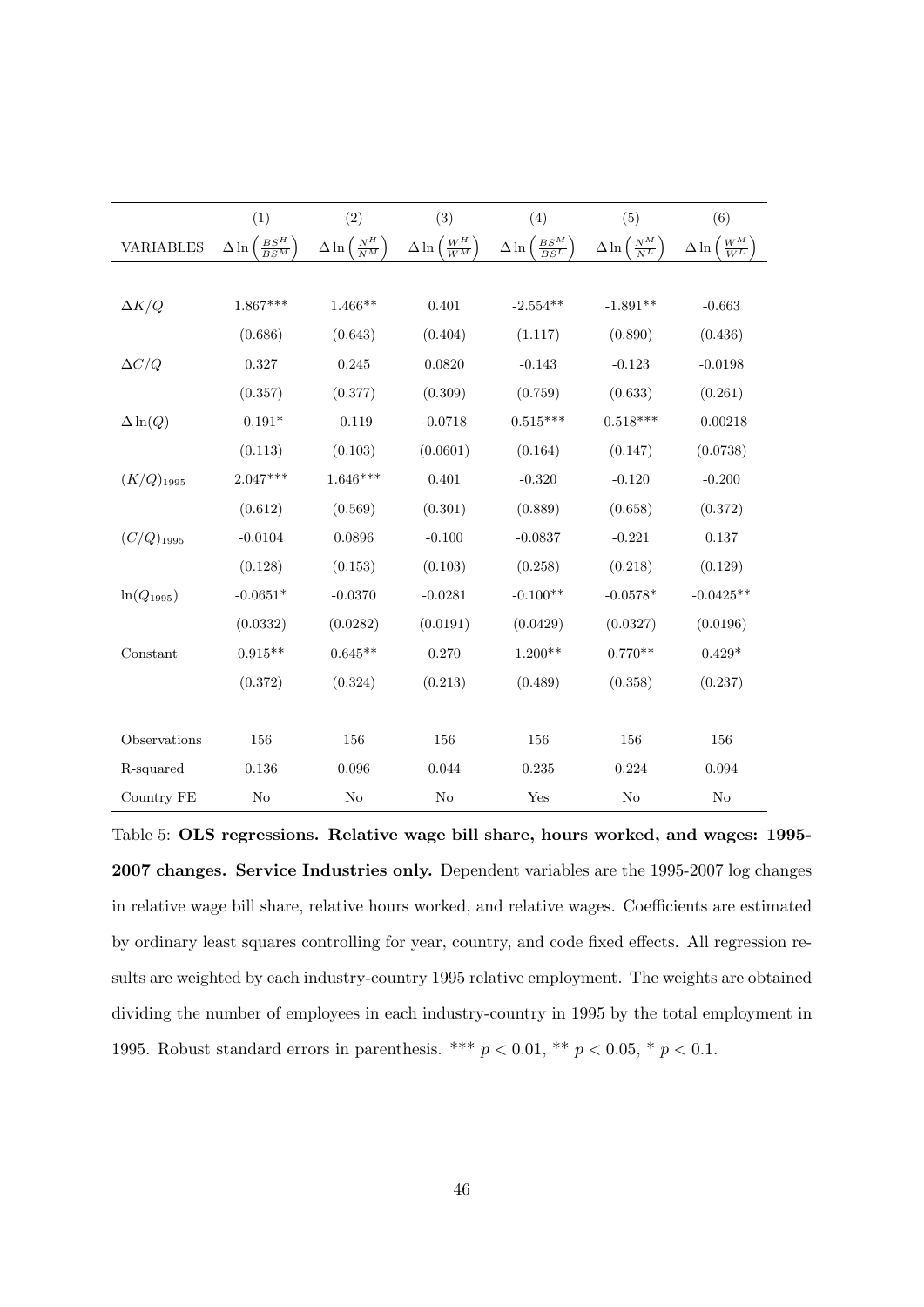| | (1) | (2) | (3) | (4) | (5) | (6) |
|---|---|---|---|---|---|---|
| VARIABLES | $\Delta \ln \left( \frac{BS^H}{BS^M} \right)$ | $\Delta \ln \left( \frac{N^H}{N^M} \right)$ | $\Delta \ln \left( \frac{W^H}{W^M} \right)$ | $\Delta \ln \left( \frac{BS^M}{BS^L} \right)$ | $\Delta \ln \left( \frac{N^M}{N^L} \right)$ | $\Delta \ln \left( \frac{W^M}{W^L} \right)$ |
| $\Delta K/Q$ | 1.867*** | 1.466** | 0.401 | -2.554** | -1.891** | -0.663 |
| | (0.686) | (0.643) | (0.404) | (1.117) | (0.890) | (0.436) |
| $\Delta C/Q$ | 0.327 | 0.245 | 0.0820 | -0.143 | -0.123 | -0.0198 |
| | (0.357) | (0.377) | (0.309) | (0.759) | (0.633) | (0.261) |
| $\Delta \ln(Q)$ | -0.191* | -0.119 | -0.0718 | 0.515*** | 0.518*** | -0.00218 |
| | (0.113) | (0.103) | (0.0601) | (0.164) | (0.147) | (0.0738) |
| $(K/Q)_{1995}$ | 2.047*** | 1.646*** | 0.401 | -0.320 | -0.120 | -0.200 |
| | (0.612) | (0.569) | (0.301) | (0.889) | (0.658) | (0.372) |
| $(C/Q)_{1995}$ | -0.0104 | 0.0896 | -0.100 | -0.0837 | -0.221 | 0.137 |
| | (0.128) | (0.153) | (0.103) | (0.258) | (0.218) | (0.129) |
| $\ln(Q_{1995})$ | -0.0651* | -0.0370 | -0.0281 | -0.100** | -0.0578* | -0.0425** |
| | (0.0332) | (0.0282) | (0.0191) | (0.0429) | (0.0327) | (0.0196) |
| Constant | 0.915** | 0.645** | 0.270 | 1.200** | 0.770** | 0.429* |
| | (0.372) | (0.324) | (0.213) | (0.489) | (0.358) | (0.237) |
| Observations | 156 | 156 | 156 | 156 | 156 | 156 |
| R-squared | 0.136 | 0.096 | 0.044 | 0.235 | 0.224 | 0.094 |
| Country FE | No | No | No | Yes | No | No |

Table 5: **OLS regressions. Relative wage bill share, hours worked, and wages: 1995-2007 changes. Service Industries only.** Dependent variables are the 1995-2007 log changes in relative wage bill share, relative hours worked, and relative wages. Coefficients are estimated by ordinary least squares controlling for year, country, and code fixed effects. All regression results are weighted by each industry-country 1995 relative employment. The weights are obtained dividing the number of employees in each industry-country in 1995 by the total employment in 1995. Robust standard errors in parenthesis. *** $p < 0.01$, ** $p < 0.05$, * $p < 0.1$.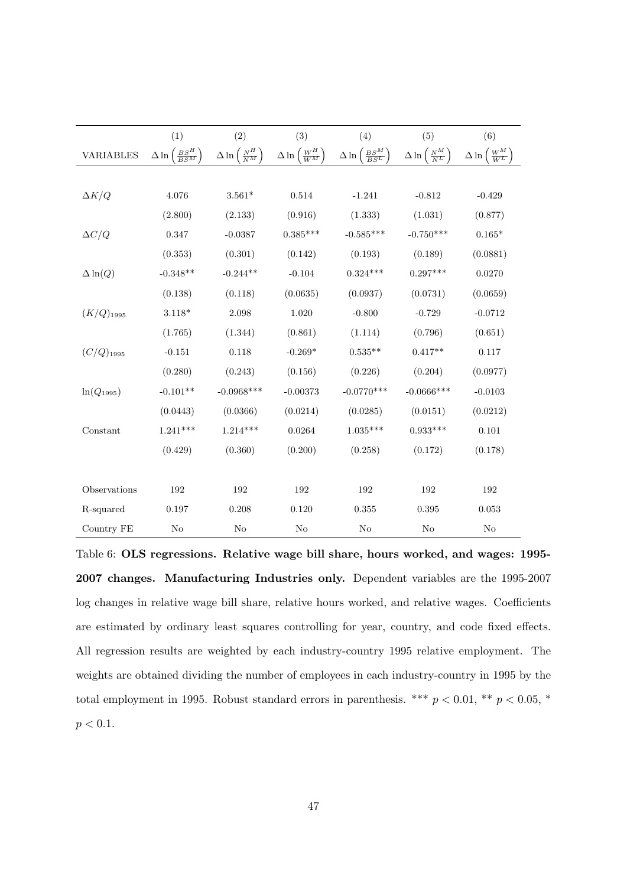| | (1) | (2) | (3) | (4) | (5) | (6) |
|---|---|---|---|---|---|---|
| VARIABLES | $\Delta \ln \left( \frac{BS^H}{BS^M} \right)$ | $\Delta \ln \left( \frac{N^H}{N^M} \right)$ | $\Delta \ln \left( \frac{W^H}{W^M} \right)$ | $\Delta \ln \left( \frac{BS^M}{BS^L} \right)$ | $\Delta \ln \left( \frac{N^M}{N^L} \right)$ | $\Delta \ln \left( \frac{W^M}{W^L} \right)$ |
| $\Delta K/Q$ | 4.076 | 3.561* | 0.514 | -1.241 | -0.812 | -0.429 |
| | (2.800) | (2.133) | (0.916) | (1.333) | (1.031) | (0.877) |
| $\Delta C/Q$ | 0.347 | -0.0387 | 0.385*** | -0.585*** | -0.750*** | 0.165* |
| | (0.353) | (0.301) | (0.142) | (0.193) | (0.189) | (0.0881) |
| $\Delta \ln(Q)$ | -0.348** | -0.244** | -0.104 | 0.324*** | 0.297*** | 0.0270 |
| | (0.138) | (0.118) | (0.0635) | (0.0937) | (0.0731) | (0.0659) |
| $(K/Q)_{1995}$ | 3.118* | 2.098 | 1.020 | -0.800 | -0.729 | -0.0712 |
| | (1.765) | (1.344) | (0.861) | (1.114) | (0.796) | (0.651) |
| $(C/Q)_{1995}$ | -0.151 | 0.118 | -0.269* | 0.535** | 0.417** | 0.117 |
| | (0.280) | (0.243) | (0.156) | (0.226) | (0.204) | (0.0977) |
| $\ln(Q_{1995})$ | -0.101** | -0.0968*** | -0.00373 | -0.0770*** | -0.0666*** | -0.0103 |
| | (0.0443) | (0.0366) | (0.0214) | (0.0285) | (0.0151) | (0.0212) |
| Constant | 1.241*** | 1.214*** | 0.0264 | 1.035*** | 0.933*** | 0.101 |
| | (0.429) | (0.360) | (0.200) | (0.258) | (0.172) | (0.178) |
| Observations | 192 | 192 | 192 | 192 | 192 | 192 |
| R-squared | 0.197 | 0.208 | 0.120 | 0.355 | 0.395 | 0.053 |
| Country FE | No | No | No | No | No | No |

Table 6: **OLS regressions. Relative wage bill share, hours worked, and wages: 1995-2007 changes. Manufacturing Industries only.** Dependent variables are the 1995-2007 log changes in relative wage bill share, relative hours worked, and relative wages. Coefficients are estimated by ordinary least squares controlling for year, country, and code fixed effects. All regression results are weighted by each industry-country 1995 relative employment. The weights are obtained dividing the number of employees in each industry-country in 1995 by the total employment in 1995. Robust standard errors in parenthesis. *** $p < 0.01$, ** $p < 0.05$, * $p < 0.1$.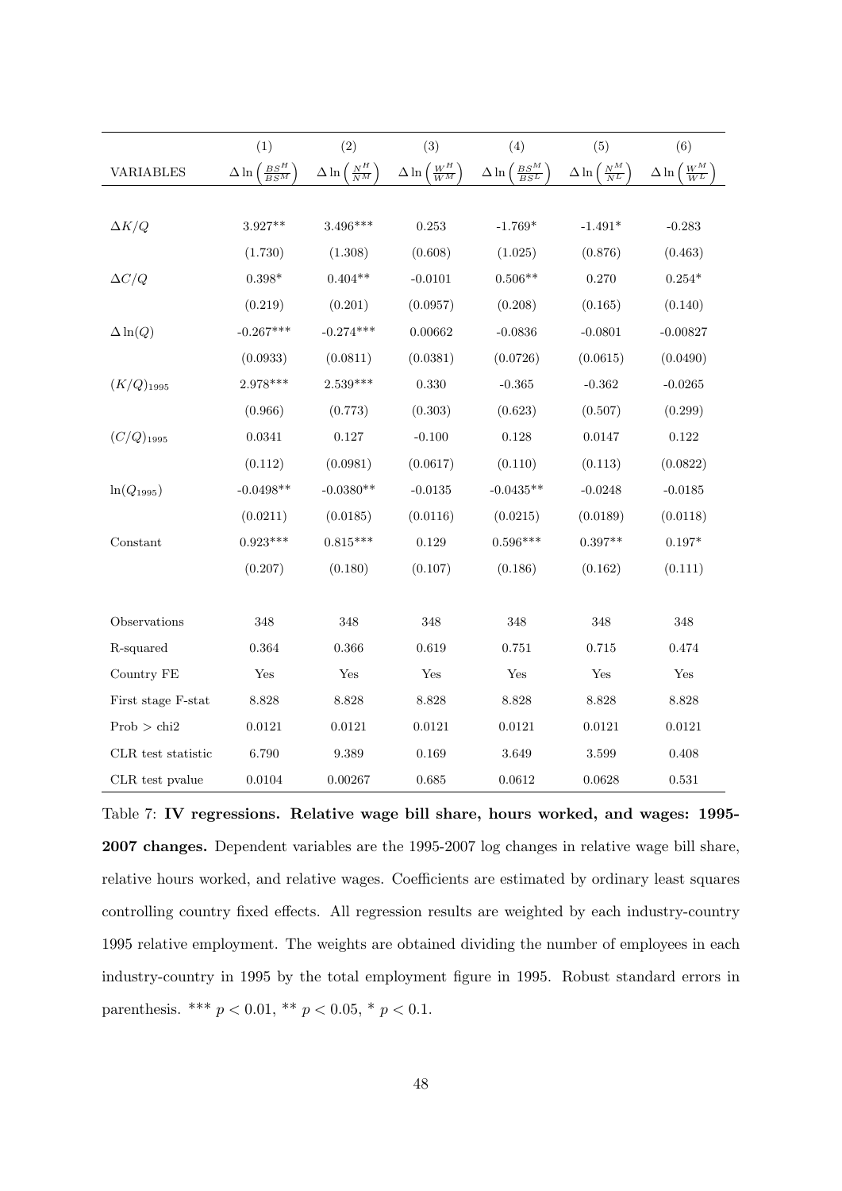| | (1) | (2) | (3) | (4) | (5) | (6) |
|---|---|---|---|---|---|---|
| VARIABLES | $\Delta \ln \left( \frac{BS^H}{BS^M} \right)$ | $\Delta \ln \left( \frac{N^H}{N^M} \right)$ | $\Delta \ln \left( \frac{W^H}{W^M} \right)$ | $\Delta \ln \left( \frac{BS^M}{BS^L} \right)$ | $\Delta \ln \left( \frac{N^M}{N^L} \right)$ | $\Delta \ln \left( \frac{W^M}{W^L} \right)$ |
| | | | | | | |
| $\Delta K/Q$ | 3.927** | 3.496*** | 0.253 | -1.769* | -1.491* | -0.283 |
| | (1.730) | (1.308) | (0.608) | (1.025) | (0.876) | (0.463) |
| $\Delta C/Q$ | 0.398* | 0.404** | -0.0101 | 0.506** | 0.270 | 0.254* |
| | (0.219) | (0.201) | (0.0957) | (0.208) | (0.165) | (0.140) |
| $\Delta \ln(Q)$ | -0.267*** | -0.274*** | 0.00662 | -0.0836 | -0.0801 | -0.00827 |
| | (0.0933) | (0.0811) | (0.0381) | (0.0726) | (0.0615) | (0.0490) |
| $(K/Q)_{1995}$ | 2.978*** | 2.539*** | 0.330 | -0.365 | -0.362 | -0.0265 |
| | (0.966) | (0.773) | (0.303) | (0.623) | (0.507) | (0.299) |
| $(C/Q)_{1995}$ | 0.0341 | 0.127 | -0.100 | 0.128 | 0.0147 | 0.122 |
| | (0.112) | (0.0981) | (0.0617) | (0.110) | (0.113) | (0.0822) |
| $\ln(Q_{1995})$ | -0.0498** | -0.0380** | -0.0135 | -0.0435** | -0.0248 | -0.0185 |
| | (0.0211) | (0.0185) | (0.0116) | (0.0215) | (0.0189) | (0.0118) |
| Constant | 0.923*** | 0.815*** | 0.129 | 0.596*** | 0.397** | 0.197* |
| | (0.207) | (0.180) | (0.107) | (0.186) | (0.162) | (0.111) |
| | | | | | | |
| Observations | 348 | 348 | 348 | 348 | 348 | 348 |
| R-squared | 0.364 | 0.366 | 0.619 | 0.751 | 0.715 | 0.474 |
| Country FE | Yes | Yes | Yes | Yes | Yes | Yes |
| First stage F-stat | 8.828 | 8.828 | 8.828 | 8.828 | 8.828 | 8.828 |
| Prob > chi2 | 0.0121 | 0.0121 | 0.0121 | 0.0121 | 0.0121 | 0.0121 |
| CLR test statistic | 6.790 | 9.389 | 0.169 | 3.649 | 3.599 | 0.408 |
| CLR test pvalue | 0.0104 | 0.00267 | 0.685 | 0.0612 | 0.0628 | 0.531 |

Table 7: **IV regressions. Relative wage bill share, hours worked, and wages: 1995-2007 changes.** Dependent variables are the 1995-2007 log changes in relative wage bill share, relative hours worked, and relative wages. Coefficients are estimated by ordinary least squares controlling country fixed effects. All regression results are weighted by each industry-country 1995 relative employment. The weights are obtained dividing the number of employees in each industry-country in 1995 by the total employment figure in 1995. Robust standard errors in parenthesis. *** $p < 0.01$, ** $p < 0.05$, * $p < 0.1$.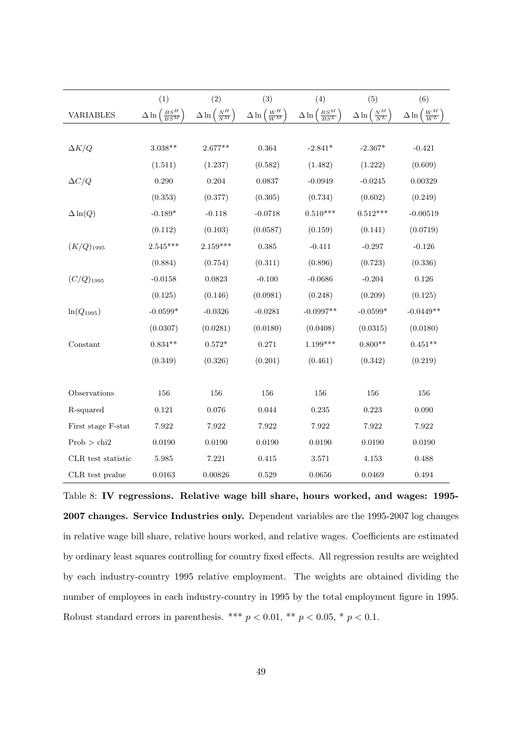| VARIABLES | (1) $\Delta \ln\left(\frac{BS^H}{BS^M}\right)$ | (2) $\Delta \ln\left(\frac{N^H}{N^M}\right)$ | (3) $\Delta \ln\left(\frac{W^H}{W^M}\right)$ | (4) $\Delta \ln\left(\frac{BS^M}{BS^L}\right)$ | (5) $\Delta \ln\left(\frac{N^M}{N^L}\right)$ | (6) $\Delta \ln\left(\frac{W^M}{W^L}\right)$ |
|---|---|---|---|---|---|---|
| $\Delta K/Q$ | 3.038** | 2.677** | 0.364 | -2.841* | -2.367* | -0.421 |
| | (1.511) | (1.237) | (0.582) | (1.482) | (1.222) | (0.609) |
| $\Delta C/Q$ | 0.290 | 0.204 | 0.0837 | -0.0949 | -0.0245 | 0.00329 |
| | (0.353) | (0.377) | (0.305) | (0.734) | (0.602) | (0.249) |
| $\Delta \ln(Q)$ | -0.189* | -0.118 | -0.0718 | 0.510*** | 0.512*** | -0.00519 |
| | (0.112) | (0.103) | (0.0587) | (0.159) | (0.141) | (0.0719) |
| $(K/Q)_{1995}$ | 2.545*** | 2.159*** | 0.385 | -0.411 | -0.297 | -0.126 |
| | (0.884) | (0.754) | (0.311) | (0.896) | (0.723) | (0.336) |
| $(C/Q)_{1995}$ | -0.0158 | 0.0823 | -0.100 | -0.0686 | -0.204 | 0.126 |
| | (0.125) | (0.146) | (0.0981) | (0.248) | (0.209) | (0.125) |
| $\ln(Q_{1995})$ | -0.0599* | -0.0326 | -0.0281 | -0.0997** | -0.0599* | -0.0449** |
| | (0.0307) | (0.0281) | (0.0180) | (0.0408) | (0.0315) | (0.0180) |
| Constant | 0.834** | 0.572* | 0.271 | 1.199*** | 0.800** | 0.451** |
| | (0.349) | (0.326) | (0.201) | (0.461) | (0.342) | (0.219) |
| Observations | 156 | 156 | 156 | 156 | 156 | 156 |
| R-squared | 0.121 | 0.076 | 0.044 | 0.235 | 0.223 | 0.090 |
| First stage F-stat | 7.922 | 7.922 | 7.922 | 7.922 | 7.922 | 7.922 |
| Prob > chi2 | 0.0190 | 0.0190 | 0.0190 | 0.0190 | 0.0190 | 0.0190 |
| CLR test statistic | 5.985 | 7.221 | 0.415 | 3.571 | 4.153 | 0.488 |
| CLR test pvalue | 0.0163 | 0.00826 | 0.529 | 0.0656 | 0.0469 | 0.494 |

Table 8: **IV regressions. Relative wage bill share, hours worked, and wages: 1995-2007 changes. Service Industries only.** Dependent variables are the 1995-2007 log changes in relative wage bill share, relative hours worked, and relative wages. Coefficients are estimated by ordinary least squares controlling for country fixed effects. All regression results are weighted by each industry-country 1995 relative employment. The weights are obtained dividing the number of employees in each industry-country in 1995 by the total employment figure in 1995. Robust standard errors in parenthesis. *** $p < 0.01$, ** $p < 0.05$, * $p < 0.1$.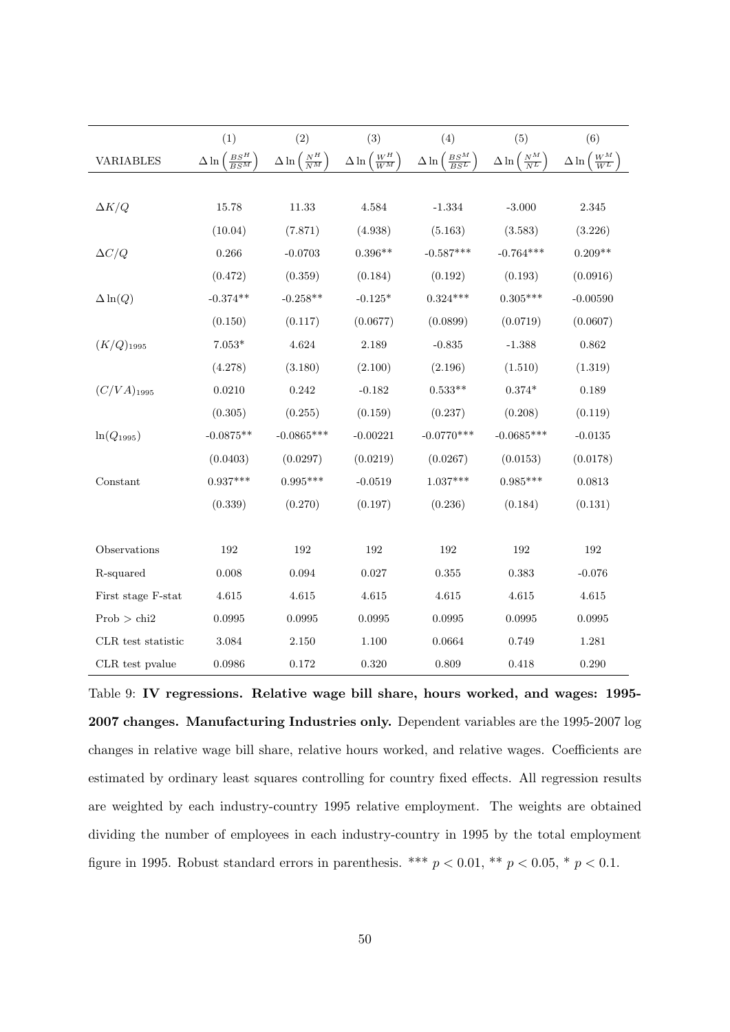| VARIABLES | (1)<br>$\Delta \ln \left(\frac{BS^H}{BS^M}\right)$ | (2)<br>$\Delta \ln \left(\frac{N^H}{N^M}\right)$ | (3)<br>$\Delta \ln \left(\frac{W^H}{W^M}\right)$ | (4)<br>$\Delta \ln \left(\frac{BS^M}{BS^L}\right)$ | (5)<br>$\Delta \ln \left(\frac{N^M}{N^L}\right)$ | (6)<br>$\Delta \ln \left(\frac{W^M}{W^L}\right)$ |
|---|---|---|---|---|---|---|
| $\Delta K/Q$ | 15.78 | 11.33 | 4.584 | -1.334 | -3.000 | 2.345 |
| | (10.04) | (7.871) | (4.938) | (5.163) | (3.583) | (3.226) |
| $\Delta C/Q$ | 0.266 | -0.0703 | 0.396** | -0.587*** | -0.764*** | 0.209** |
| | (0.472) | (0.359) | (0.184) | (0.192) | (0.193) | (0.0916) |
| $\Delta \ln(Q)$ | -0.374** | -0.258** | -0.125* | 0.324*** | 0.305*** | -0.00590 |
| | (0.150) | (0.117) | (0.0677) | (0.0899) | (0.0719) | (0.0607) |
| $(K/Q)_{1995}$ | 7.053* | 4.624 | 2.189 | -0.835 | -1.388 | 0.862 |
| | (4.278) | (3.180) | (2.100) | (2.196) | (1.510) | (1.319) |
| $(C/VA)_{1995}$ | 0.0210 | 0.242 | -0.182 | 0.533** | 0.374* | 0.189 |
| | (0.305) | (0.255) | (0.159) | (0.237) | (0.208) | (0.119) |
| $\ln(Q_{1995})$ | -0.0875** | -0.0865*** | -0.00221 | -0.0770*** | -0.0685*** | -0.0135 |
| | (0.0403) | (0.0297) | (0.0219) | (0.0267) | (0.0153) | (0.0178) |
| Constant | 0.937*** | 0.995*** | -0.0519 | 1.037*** | 0.985*** | 0.0813 |
| | (0.339) | (0.270) | (0.197) | (0.236) | (0.184) | (0.131) |
| Observations | 192 | 192 | 192 | 192 | 192 | 192 |
| R-squared | 0.008 | 0.094 | 0.027 | 0.355 | 0.383 | -0.076 |
| First stage F-stat | 4.615 | 4.615 | 4.615 | 4.615 | 4.615 | 4.615 |
| Prob > chi2 | 0.0995 | 0.0995 | 0.0995 | 0.0995 | 0.0995 | 0.0995 |
| CLR test statistic | 3.084 | 2.150 | 1.100 | 0.0664 | 0.749 | 1.281 |
| CLR test pvalue | 0.0986 | 0.172 | 0.320 | 0.809 | 0.418 | 0.290 |

Table 9: **IV regressions. Relative wage bill share, hours worked, and wages: 1995-2007 changes. Manufacturing Industries only.** Dependent variables are the 1995-2007 log changes in relative wage bill share, relative hours worked, and relative wages. Coefficients are estimated by ordinary least squares controlling for country fixed effects. All regression results are weighted by each industry-country 1995 relative employment. The weights are obtained dividing the number of employees in each industry-country in 1995 by the total employment figure in 1995. Robust standard errors in parenthesis. *** $p < 0.01$, ** $p < 0.05$, * $p < 0.1$.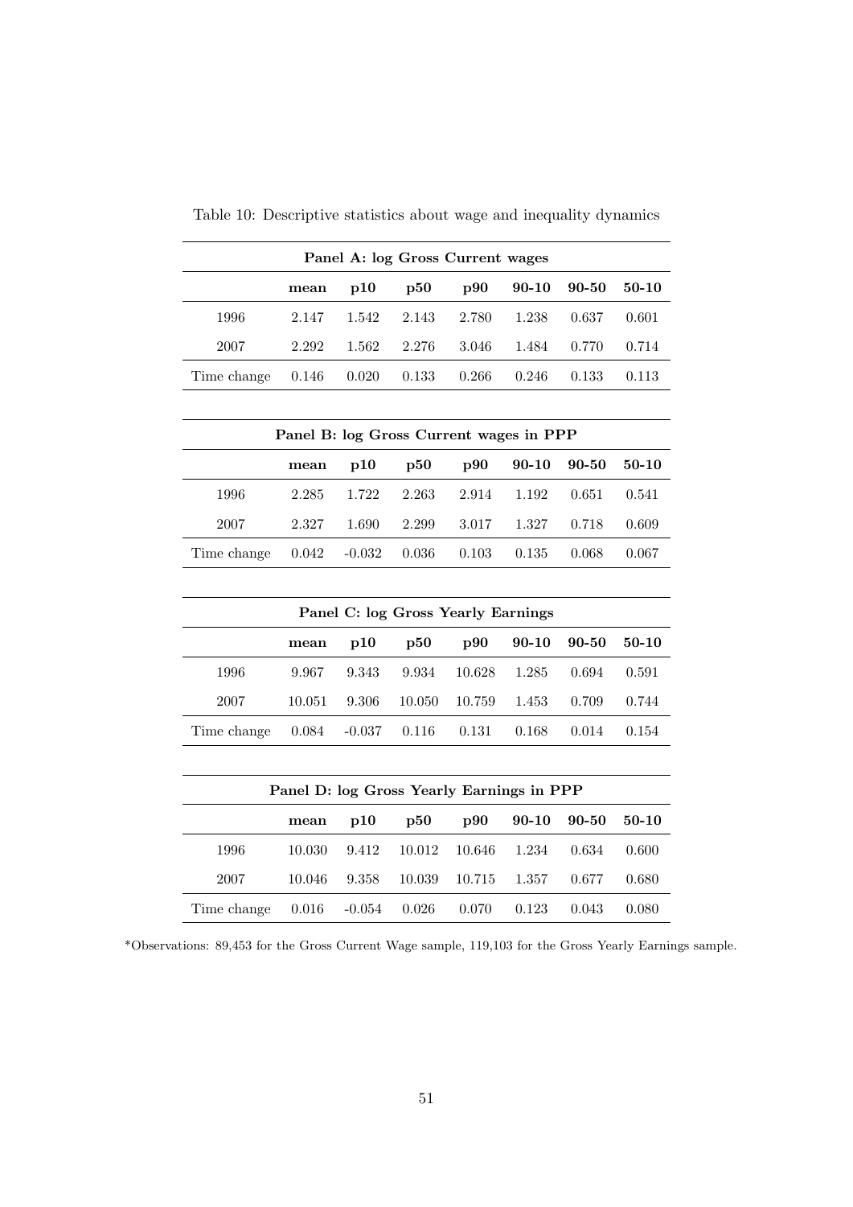Table 10: Descriptive statistics about wage and inequality dynamics

| **Panel A: log Gross Current wages** | | | | | | | |
|---|---|---|---|---|---|---|---|
| | **mean** | **p10** | **p50** | **p90** | **90-10** | **90-50** | **50-10** |
| 1996 | 2.147 | 1.542 | 2.143 | 2.780 | 1.238 | 0.637 | 0.601 |
| 2007 | 2.292 | 1.562 | 2.276 | 3.046 | 1.484 | 0.770 | 0.714 |
| Time change | 0.146 | 0.020 | 0.133 | 0.266 | 0.246 | 0.133 | 0.113 |

| **Panel B: log Gross Current wages in PPP** | | | | | | | |
|---|---|---|---|---|---|---|---|
| | **mean** | **p10** | **p50** | **p90** | **90-10** | **90-50** | **50-10** |
| 1996 | 2.285 | 1.722 | 2.263 | 2.914 | 1.192 | 0.651 | 0.541 |
| 2007 | 2.327 | 1.690 | 2.299 | 3.017 | 1.327 | 0.718 | 0.609 |
| Time change | 0.042 | -0.032 | 0.036 | 0.103 | 0.135 | 0.068 | 0.067 |

| **Panel C: log Gross Yearly Earnings** | | | | | | | |
|---|---|---|---|---|---|---|---|
| | **mean** | **p10** | **p50** | **p90** | **90-10** | **90-50** | **50-10** |
| 1996 | 9.967 | 9.343 | 9.934 | 10.628 | 1.285 | 0.694 | 0.591 |
| 2007 | 10.051 | 9.306 | 10.050 | 10.759 | 1.453 | 0.709 | 0.744 |
| Time change | 0.084 | -0.037 | 0.116 | 0.131 | 0.168 | 0.014 | 0.154 |

| **Panel D: log Gross Yearly Earnings in PPP** | | | | | | | |
|---|---|---|---|---|---|---|---|
| | **mean** | **p10** | **p50** | **p90** | **90-10** | **90-50** | **50-10** |
| 1996 | 10.030 | 9.412 | 10.012 | 10.646 | 1.234 | 0.634 | 0.600 |
| 2007 | 10.046 | 9.358 | 10.039 | 10.715 | 1.357 | 0.677 | 0.680 |
| Time change | 0.016 | -0.054 | 0.026 | 0.070 | 0.123 | 0.043 | 0.080 |

*Observations: 89,453 for the Gross Current Wage sample, 119,103 for the Gross Yearly Earnings sample.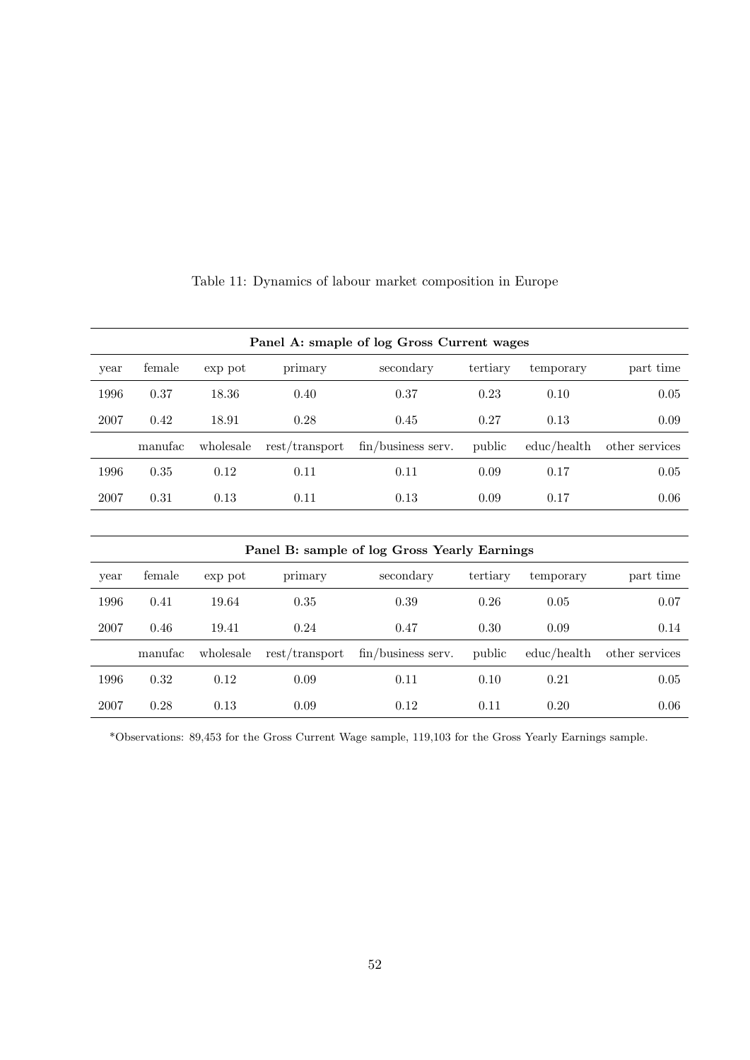Table 11: Dynamics of labour market composition in Europe

| **Panel A: smaple of log Gross Current wages** | | | | | | | |
|---|---|---|---|---|---|---|---|
| year | female | exp pot | primary | secondary | tertiary | temporary | part time |
| 1996 | 0.37 | 18.36 | 0.40 | 0.37 | 0.23 | 0.10 | 0.05 |
| 2007 | 0.42 | 18.91 | 0.28 | 0.45 | 0.27 | 0.13 | 0.09 |
| | manufac | wholesale | rest/transport | fin/business serv. | public | educ/health | other services |
| 1996 | 0.35 | 0.12 | 0.11 | 0.11 | 0.09 | 0.17 | 0.05 |
| 2007 | 0.31 | 0.13 | 0.11 | 0.13 | 0.09 | 0.17 | 0.06 |

| **Panel B: sample of log Gross Yearly Earnings** | | | | | | | |
|---|---|---|---|---|---|---|---|
| year | female | exp pot | primary | secondary | tertiary | temporary | part time |
| 1996 | 0.41 | 19.64 | 0.35 | 0.39 | 0.26 | 0.05 | 0.07 |
| 2007 | 0.46 | 19.41 | 0.24 | 0.47 | 0.30 | 0.09 | 0.14 |
| | manufac | wholesale | rest/transport | fin/business serv. | public | educ/health | other services |
| 1996 | 0.32 | 0.12 | 0.09 | 0.11 | 0.10 | 0.21 | 0.05 |
| 2007 | 0.28 | 0.13 | 0.09 | 0.12 | 0.11 | 0.20 | 0.06 |

*Observations: 89,453 for the Gross Current Wage sample, 119,103 for the Gross Yearly Earnings sample.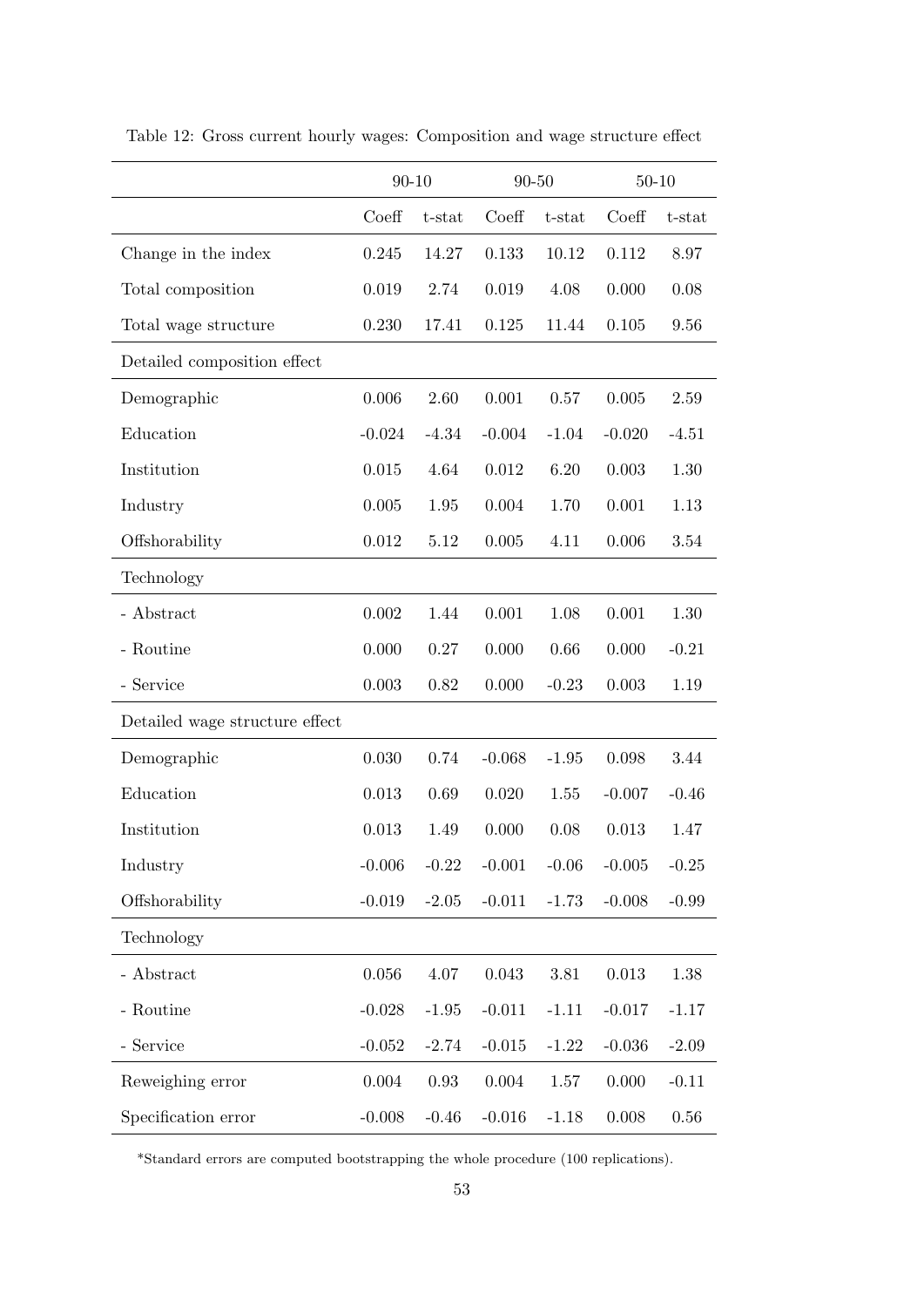Table 12: Gross current hourly wages: Composition and wage structure effect

| | 90-10 | | 90-50 | | 50-10 | |
|---|---|---|---|---|---|---|
| | Coeff | t-stat | Coeff | t-stat | Coeff | t-stat |
| Change in the index | 0.245 | 14.27 | 0.133 | 10.12 | 0.112 | 8.97 |
| Total composition | 0.019 | 2.74 | 0.019 | 4.08 | 0.000 | 0.08 |
| Total wage structure | 0.230 | 17.41 | 0.125 | 11.44 | 0.105 | 9.56 |
| Detailed composition effect | | | | | | |
| Demographic | 0.006 | 2.60 | 0.001 | 0.57 | 0.005 | 2.59 |
| Education | -0.024 | -4.34 | -0.004 | -1.04 | -0.020 | -4.51 |
| Institution | 0.015 | 4.64 | 0.012 | 6.20 | 0.003 | 1.30 |
| Industry | 0.005 | 1.95 | 0.004 | 1.70 | 0.001 | 1.13 |
| Offshorability | 0.012 | 5.12 | 0.005 | 4.11 | 0.006 | 3.54 |
| Technology | | | | | | |
| - Abstract | 0.002 | 1.44 | 0.001 | 1.08 | 0.001 | 1.30 |
| - Routine | 0.000 | 0.27 | 0.000 | 0.66 | 0.000 | -0.21 |
| - Service | 0.003 | 0.82 | 0.000 | -0.23 | 0.003 | 1.19 |
| Detailed wage structure effect | | | | | | |
| Demographic | 0.030 | 0.74 | -0.068 | -1.95 | 0.098 | 3.44 |
| Education | 0.013 | 0.69 | 0.020 | 1.55 | -0.007 | -0.46 |
| Institution | 0.013 | 1.49 | 0.000 | 0.08 | 0.013 | 1.47 |
| Industry | -0.006 | -0.22 | -0.001 | -0.06 | -0.005 | -0.25 |
| Offshorability | -0.019 | -2.05 | -0.011 | -1.73 | -0.008 | -0.99 |
| Technology | | | | | | |
| - Abstract | 0.056 | 4.07 | 0.043 | 3.81 | 0.013 | 1.38 |
| - Routine | -0.028 | -1.95 | -0.011 | -1.11 | -0.017 | -1.17 |
| - Service | -0.052 | -2.74 | -0.015 | -1.22 | -0.036 | -2.09 |
| Reweighing error | 0.004 | 0.93 | 0.004 | 1.57 | 0.000 | -0.11 |
| Specification error | -0.008 | -0.46 | -0.016 | -1.18 | 0.008 | 0.56 |

*Standard errors are computed bootstrapping the whole procedure (100 replications).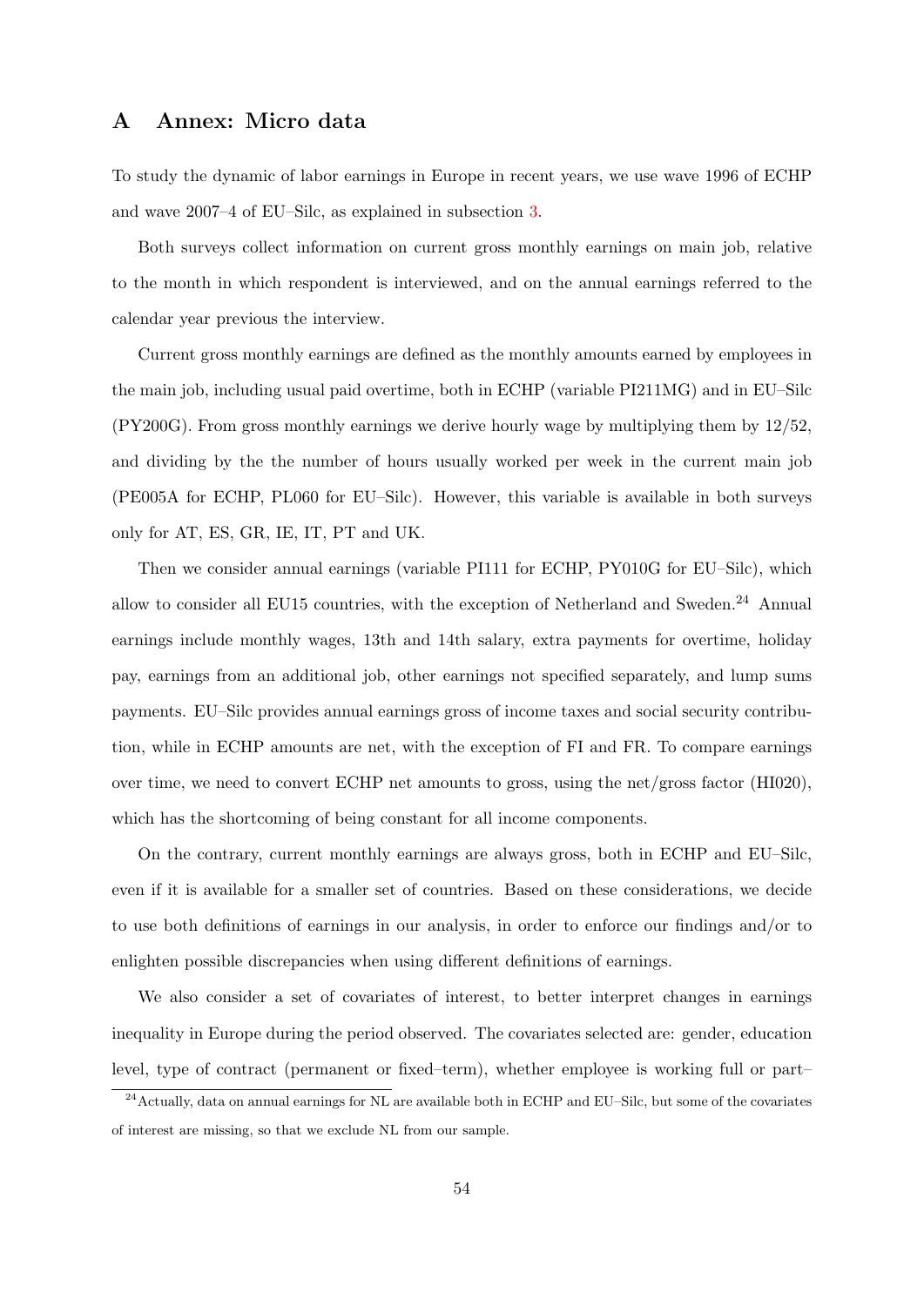# A Annex: Micro data

To study the dynamic of labor earnings in Europe in recent years, we use wave 1996 of ECHP and wave 2007–4 of EU–Silc, as explained in subsection 3.

Both surveys collect information on current gross monthly earnings on main job, relative to the month in which respondent is interviewed, and on the annual earnings referred to the calendar year previous the interview.

Current gross monthly earnings are defined as the monthly amounts earned by employees in the main job, including usual paid overtime, both in ECHP (variable PI211MG) and in EU–Silc (PY200G). From gross monthly earnings we derive hourly wage by multiplying them by 12/52, and dividing by the the number of hours usually worked per week in the current main job (PE005A for ECHP, PL060 for EU–Silc). However, this variable is available in both surveys only for AT, ES, GR, IE, IT, PT and UK.

Then we consider annual earnings (variable PI111 for ECHP, PY010G for EU–Silc), which allow to consider all EU15 countries, with the exception of Netherland and Sweden.[24] Annual earnings include monthly wages, 13th and 14th salary, extra payments for overtime, holiday pay, earnings from an additional job, other earnings not specified separately, and lump sums payments. EU–Silc provides annual earnings gross of income taxes and social security contribution, while in ECHP amounts are net, with the exception of FI and FR. To compare earnings over time, we need to convert ECHP net amounts to gross, using the net/gross factor (HI020), which has the shortcoming of being constant for all income components.

On the contrary, current monthly earnings are always gross, both in ECHP and EU–Silc, even if it is available for a smaller set of countries. Based on these considerations, we decide to use both definitions of earnings in our analysis, in order to enforce our findings and/or to enlighten possible discrepancies when using different definitions of earnings.

We also consider a set of covariates of interest, to better interpret changes in earnings inequality in Europe during the period observed. The covariates selected are: gender, education level, type of contract (permanent or fixed–term), whether employee is working full or part–

[24] Actually, data on annual earnings for NL are available both in ECHP and EU–Silc, but some of the covariates of interest are missing, so that we exclude NL from our sample.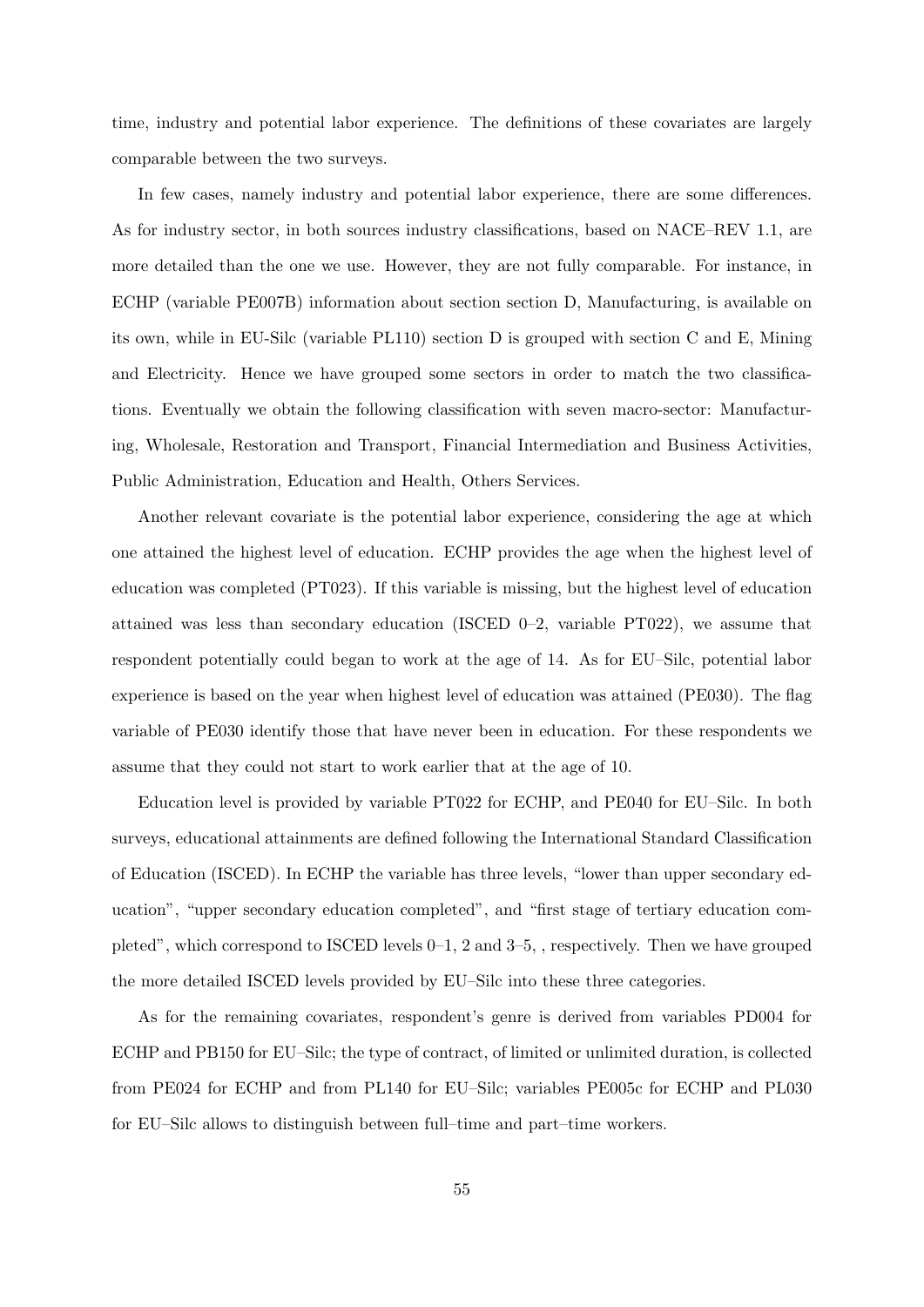time, industry and potential labor experience. The definitions of these covariates are largely comparable between the two surveys.

In few cases, namely industry and potential labor experience, there are some differences. As for industry sector, in both sources industry classifications, based on NACE–REV 1.1, are more detailed than the one we use. However, they are not fully comparable. For instance, in ECHP (variable PE007B) information about section section D, Manufacturing, is available on its own, while in EU-Silc (variable PL110) section D is grouped with section C and E, Mining and Electricity. Hence we have grouped some sectors in order to match the two classifications. Eventually we obtain the following classification with seven macro-sector: Manufacturing, Wholesale, Restoration and Transport, Financial Intermediation and Business Activities, Public Administration, Education and Health, Others Services.

Another relevant covariate is the potential labor experience, considering the age at which one attained the highest level of education. ECHP provides the age when the highest level of education was completed (PT023). If this variable is missing, but the highest level of education attained was less than secondary education (ISCED 0–2, variable PT022), we assume that respondent potentially could began to work at the age of 14. As for EU–Silc, potential labor experience is based on the year when highest level of education was attained (PE030). The flag variable of PE030 identify those that have never been in education. For these respondents we assume that they could not start to work earlier that at the age of 10.

Education level is provided by variable PT022 for ECHP, and PE040 for EU–Silc. In both surveys, educational attainments are defined following the International Standard Classification of Education (ISCED). In ECHP the variable has three levels, "lower than upper secondary education", "upper secondary education completed", and "first stage of tertiary education completed", which correspond to ISCED levels 0–1, 2 and 3–5, , respectively. Then we have grouped the more detailed ISCED levels provided by EU–Silc into these three categories.

As for the remaining covariates, respondent's genre is derived from variables PD004 for ECHP and PB150 for EU–Silc; the type of contract, of limited or unlimited duration, is collected from PE024 for ECHP and from PL140 for EU–Silc; variables PE005c for ECHP and PL030 for EU–Silc allows to distinguish between full–time and part–time workers.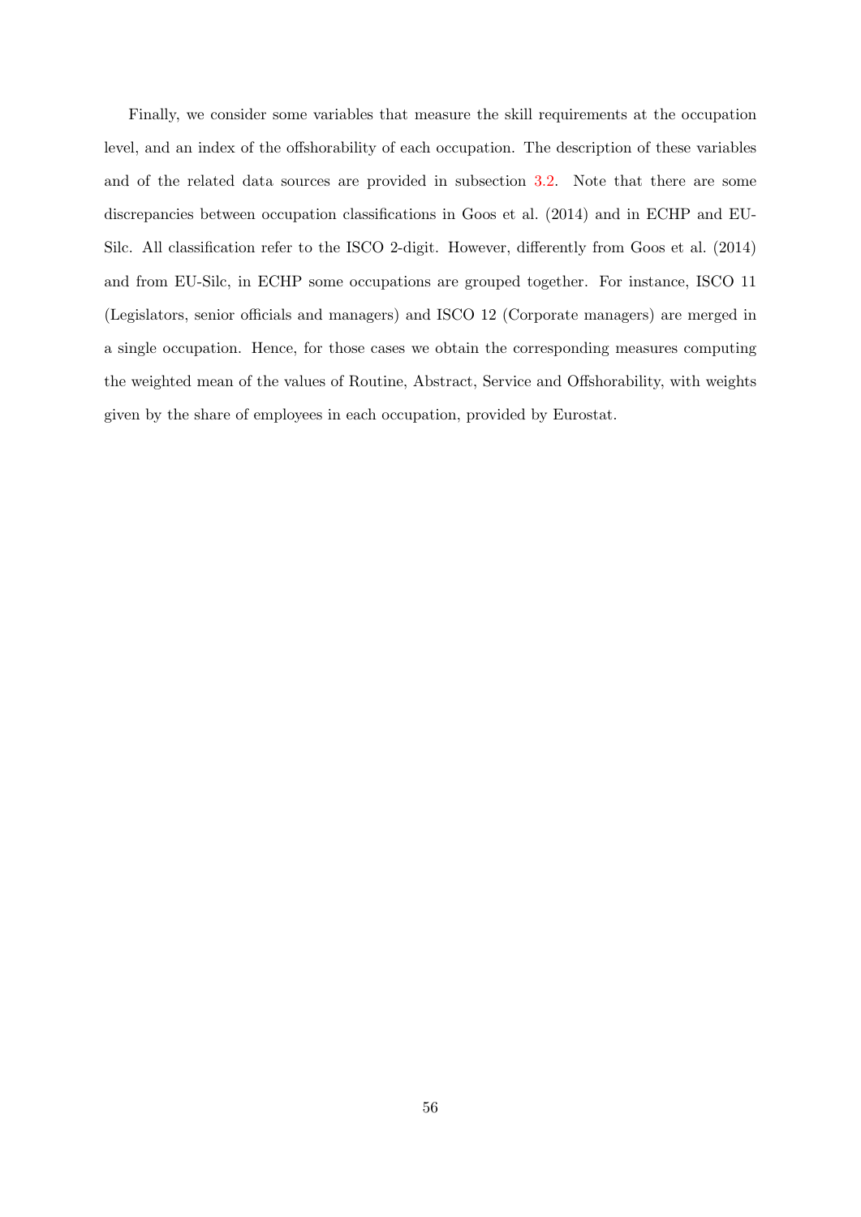Finally, we consider some variables that measure the skill requirements at the occupation level, and an index of the offshorability of each occupation. The description of these variables and of the related data sources are provided in subsection 3.2. Note that there are some discrepancies between occupation classifications in Goos et al. (2014) and in ECHP and EU-Silc. All classification refer to the ISCO 2-digit. However, differently from Goos et al. (2014) and from EU-Silc, in ECHP some occupations are grouped together. For instance, ISCO 11 (Legislators, senior officials and managers) and ISCO 12 (Corporate managers) are merged in a single occupation. Hence, for those cases we obtain the corresponding measures computing the weighted mean of the values of Routine, Abstract, Service and Offshorability, with weights given by the share of employees in each occupation, provided by Eurostat.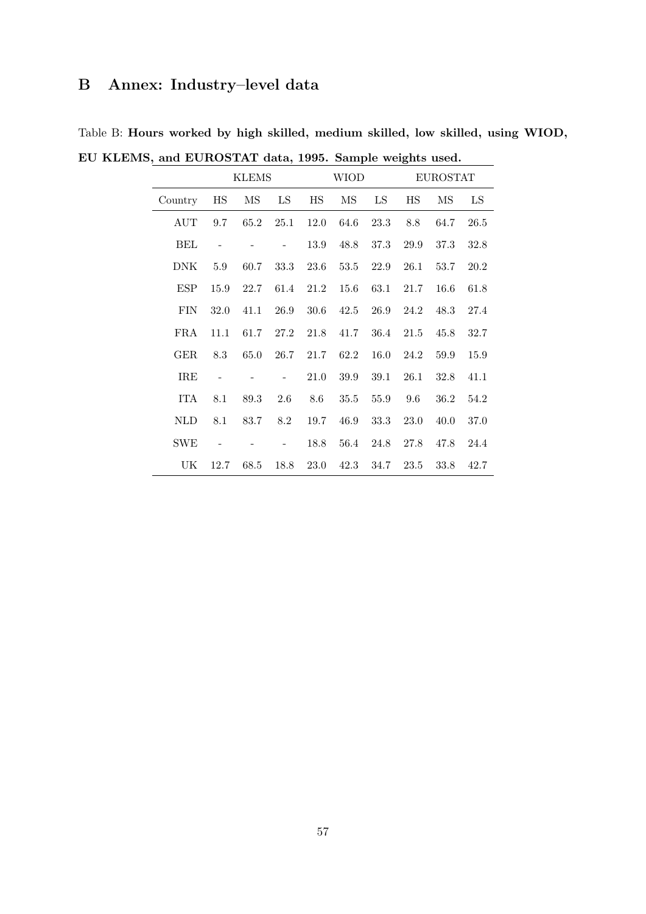## B Annex: Industry–level data

Table B: **Hours worked by high skilled, medium skilled, low skilled, using WIOD, EU KLEMS, and EUROSTAT data, 1995. Sample weights used.**

| | KLEMS | | | WIOD | | | EUROSTAT | | |
|---|---|---|---|---|---|---|---|---|---|
| Country | HS | MS | LS | HS | MS | LS | HS | MS | LS |
| AUT | 9.7 | 65.2 | 25.1 | 12.0 | 64.6 | 23.3 | 8.8 | 64.7 | 26.5 |
| BEL | - | - | - | 13.9 | 48.8 | 37.3 | 29.9 | 37.3 | 32.8 |
| DNK | 5.9 | 60.7 | 33.3 | 23.6 | 53.5 | 22.9 | 26.1 | 53.7 | 20.2 |
| ESP | 15.9 | 22.7 | 61.4 | 21.2 | 15.6 | 63.1 | 21.7 | 16.6 | 61.8 |
| FIN | 32.0 | 41.1 | 26.9 | 30.6 | 42.5 | 26.9 | 24.2 | 48.3 | 27.4 |
| FRA | 11.1 | 61.7 | 27.2 | 21.8 | 41.7 | 36.4 | 21.5 | 45.8 | 32.7 |
| GER | 8.3 | 65.0 | 26.7 | 21.7 | 62.2 | 16.0 | 24.2 | 59.9 | 15.9 |
| IRE | - | - | - | 21.0 | 39.9 | 39.1 | 26.1 | 32.8 | 41.1 |
| ITA | 8.1 | 89.3 | 2.6 | 8.6 | 35.5 | 55.9 | 9.6 | 36.2 | 54.2 |
| NLD | 8.1 | 83.7 | 8.2 | 19.7 | 46.9 | 33.3 | 23.0 | 40.0 | 37.0 |
| SWE | - | - | - | 18.8 | 56.4 | 24.8 | 27.8 | 47.8 | 24.4 |
| UK | 12.7 | 68.5 | 18.8 | 23.0 | 42.3 | 34.7 | 23.5 | 33.8 | 42.7 |